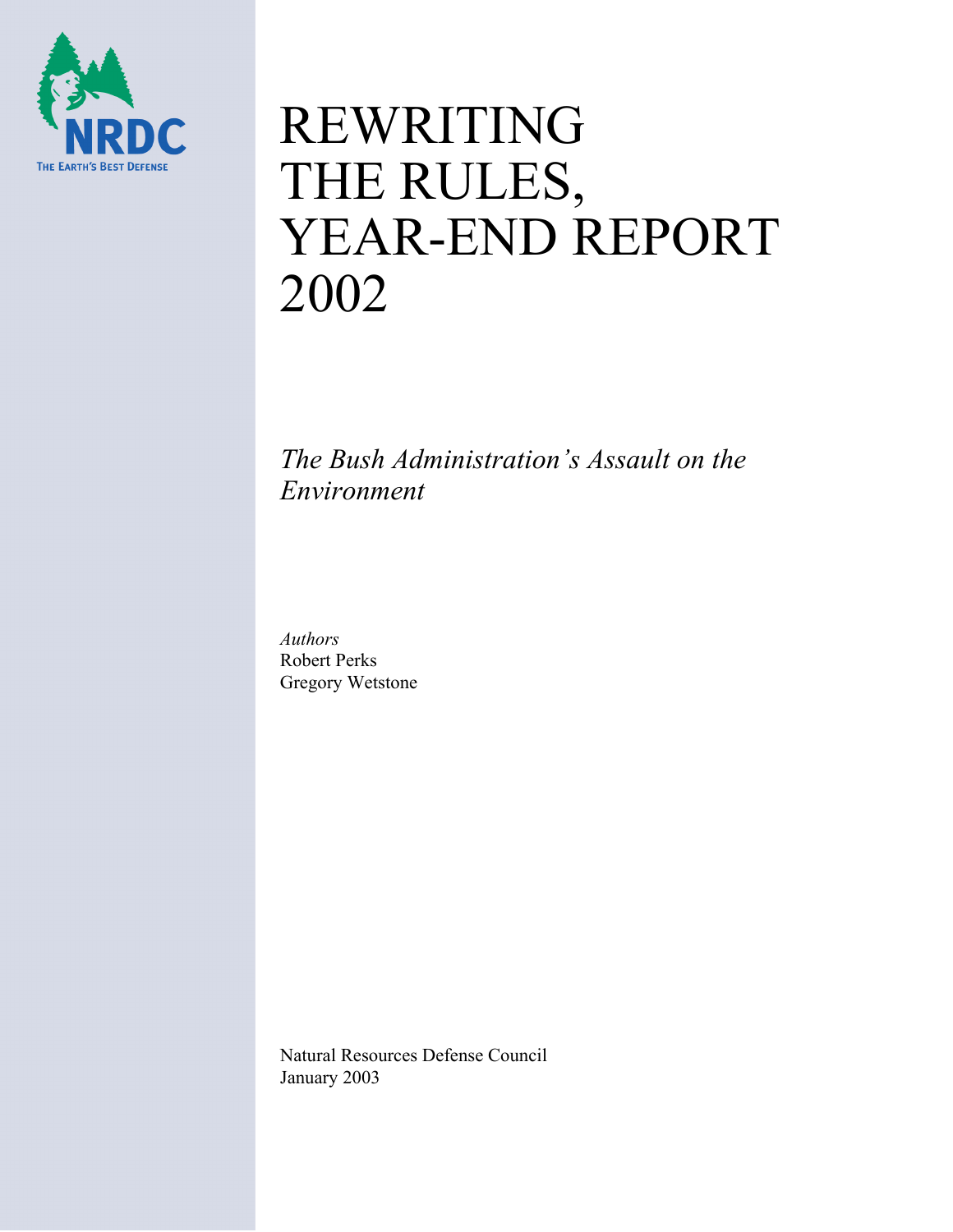NRDC

THE EARTH'S BEST DEFENSE

# REWRITING THE RULES, YEAR-END REPORT 2002

*The Bush Administration's Assault on the Environment*

*Authors*
Robert Perks
Gregory Wetstone

Natural Resources Defense Council
January 2003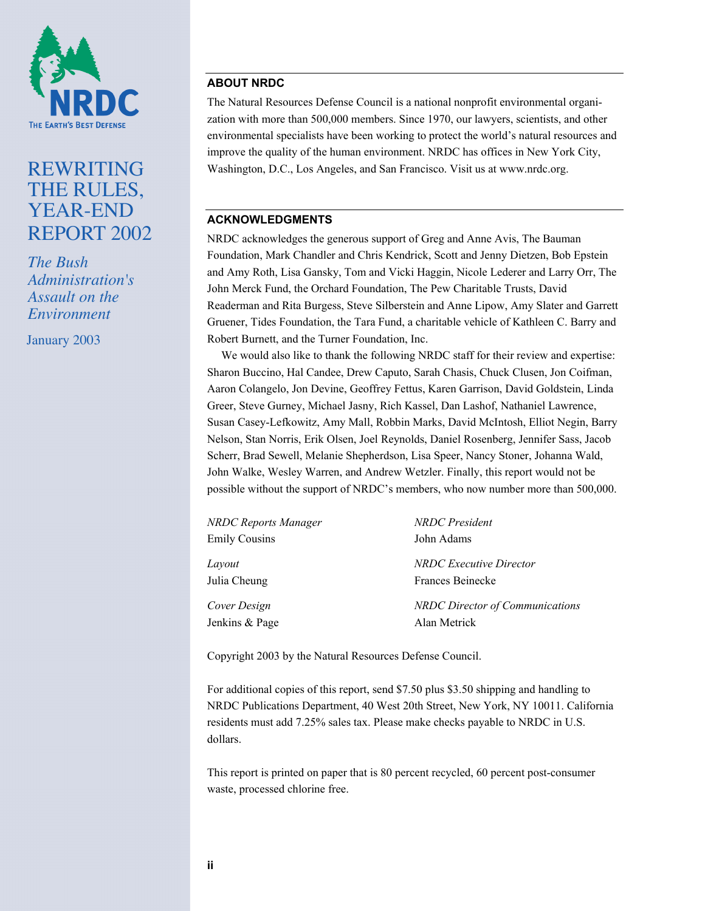# REWRITING THE RULES, YEAR-END REPORT 2002

*The Bush Administration's Assault on the Environment*

January 2003

## ABOUT NRDC

The Natural Resources Defense Council is a national nonprofit environmental organization with more than 500,000 members. Since 1970, our lawyers, scientists, and other environmental specialists have been working to protect the world's natural resources and improve the quality of the human environment. NRDC has offices in New York City, Washington, D.C., Los Angeles, and San Francisco. Visit us at www.nrdc.org.

## ACKNOWLEDGMENTS

NRDC acknowledges the generous support of Greg and Anne Avis, The Bauman Foundation, Mark Chandler and Chris Kendrick, Scott and Jenny Dietzen, Bob Epstein and Amy Roth, Lisa Gansky, Tom and Vicki Haggin, Nicole Lederer and Larry Orr, The John Merck Fund, the Orchard Foundation, The Pew Charitable Trusts, David Readerman and Rita Burgess, Steve Silberstein and Anne Lipow, Amy Slater and Garrett Gruener, Tides Foundation, the Tara Fund, a charitable vehicle of Kathleen C. Barry and Robert Burnett, and the Turner Foundation, Inc.

We would also like to thank the following NRDC staff for their review and expertise: Sharon Buccino, Hal Candee, Drew Caputo, Sarah Chasis, Chuck Clusen, Jon Coifman, Aaron Colangelo, Jon Devine, Geoffrey Fettus, Karen Garrison, David Goldstein, Linda Greer, Steve Gurney, Michael Jasny, Rich Kassel, Dan Lashof, Nathaniel Lawrence, Susan Casey-Lefkowitz, Amy Mall, Robbin Marks, David McIntosh, Elliot Negin, Barry Nelson, Stan Norris, Erik Olsen, Joel Reynolds, Daniel Rosenberg, Jennifer Sass, Jacob Scherr, Brad Sewell, Melanie Shepherdson, Lisa Speer, Nancy Stoner, Johanna Wald, John Walke, Wesley Warren, and Andrew Wetzler. Finally, this report would not be possible without the support of NRDC's members, who now number more than 500,000.

*NRDC Reports Manager*
Emily Cousins

*Layout*
Julia Cheung

*Cover Design*
Jenkins & Page

*NRDC President*
John Adams

*NRDC Executive Director*
Frances Beinecke

*NRDC Director of Communications*
Alan Metrick

Copyright 2003 by the Natural Resources Defense Council.

For additional copies of this report, send $7.50 plus $3.50 shipping and handling to NRDC Publications Department, 40 West 20th Street, New York, NY 10011. California residents must add 7.25% sales tax. Please make checks payable to NRDC in U.S. dollars.

This report is printed on paper that is 80 percent recycled, 60 percent post-consumer waste, processed chlorine free.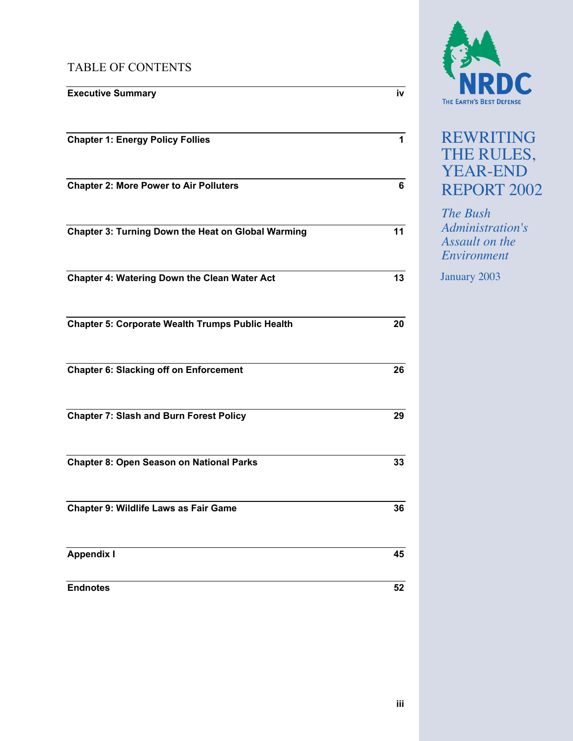# TABLE OF CONTENTS

| | |
|---|---|
| **Executive Summary** | **iv** |
| **Chapter 1: Energy Policy Follies** | **1** |
| **Chapter 2: More Power to Air Polluters** | **6** |
| **Chapter 3: Turning Down the Heat on Global Warming** | **11** |
| **Chapter 4: Watering Down the Clean Water Act** | **13** |
| **Chapter 5: Corporate Wealth Trumps Public Health** | **20** |
| **Chapter 6: Slacking off on Enforcement** | **26** |
| **Chapter 7: Slash and Burn Forest Policy** | **29** |
| **Chapter 8: Open Season on National Parks** | **33** |
| **Chapter 9: Wildlife Laws as Fair Game** | **36** |
| **Appendix I** | **45** |
| **Endnotes** | **52** |

NRDC
THE EARTH'S BEST DEFENSE

## REWRITING THE RULES, YEAR-END REPORT 2002

*The Bush Administration's Assault on the Environment*

January 2003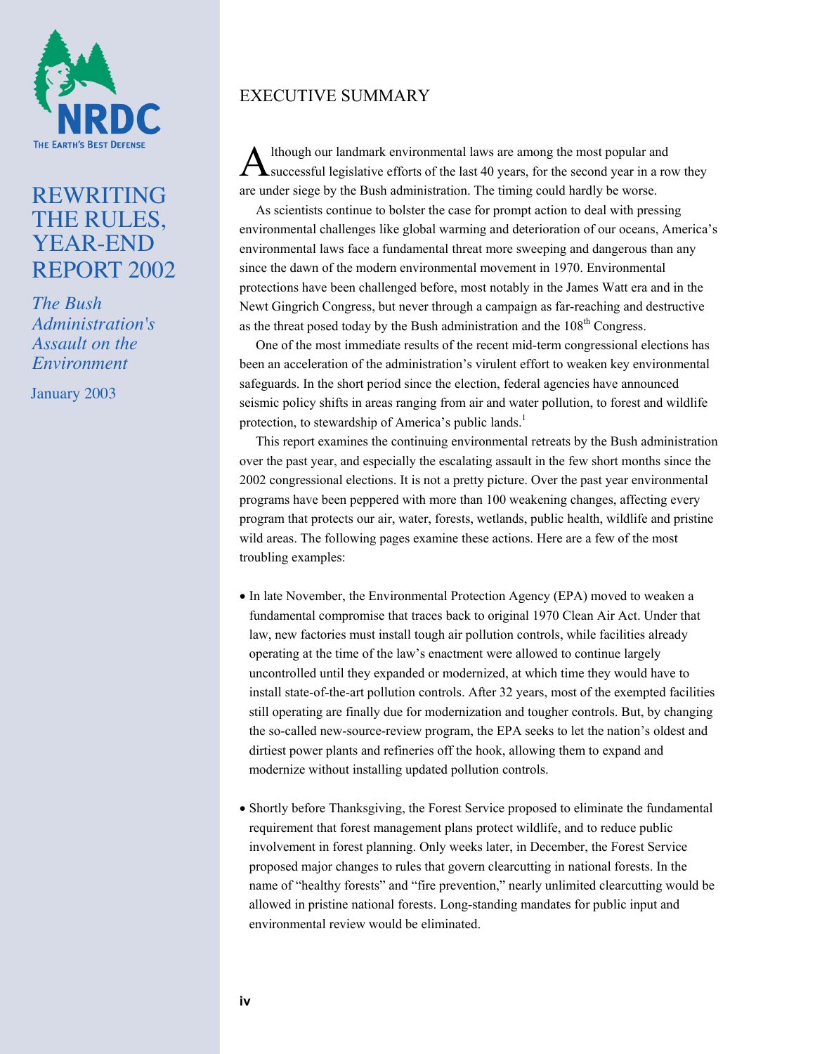# REWRITING THE RULES, YEAR-END REPORT 2002

*The Bush Administration's Assault on the Environment*

January 2003

## EXECUTIVE SUMMARY

Although our landmark environmental laws are among the most popular and successful legislative efforts of the last 40 years, for the second year in a row they are under siege by the Bush administration. The timing could hardly be worse.

As scientists continue to bolster the case for prompt action to deal with pressing environmental challenges like global warming and deterioration of our oceans, America's environmental laws face a fundamental threat more sweeping and dangerous than any since the dawn of the modern environmental movement in 1970. Environmental protections have been challenged before, most notably in the James Watt era and in the Newt Gingrich Congress, but never through a campaign as far-reaching and destructive as the threat posed today by the Bush administration and the 108th Congress.

One of the most immediate results of the recent mid-term congressional elections has been an acceleration of the administration's virulent effort to weaken key environmental safeguards. In the short period since the election, federal agencies have announced seismic policy shifts in areas ranging from air and water pollution, to forest and wildlife protection, to stewardship of America's public lands.[1]

This report examines the continuing environmental retreats by the Bush administration over the past year, and especially the escalating assault in the few short months since the 2002 congressional elections. It is not a pretty picture. Over the past year environmental programs have been peppered with more than 100 weakening changes, affecting every program that protects our air, water, forests, wetlands, public health, wildlife and pristine wild areas. The following pages examine these actions. Here are a few of the most troubling examples:

- In late November, the Environmental Protection Agency (EPA) moved to weaken a fundamental compromise that traces back to original 1970 Clean Air Act. Under that law, new factories must install tough air pollution controls, while facilities already operating at the time of the law's enactment were allowed to continue largely uncontrolled until they expanded or modernized, at which time they would have to install state-of-the-art pollution controls. After 32 years, most of the exempted facilities still operating are finally due for modernization and tougher controls. But, by changing the so-called new-source-review program, the EPA seeks to let the nation's oldest and dirtiest power plants and refineries off the hook, allowing them to expand and modernize without installing updated pollution controls.

- Shortly before Thanksgiving, the Forest Service proposed to eliminate the fundamental requirement that forest management plans protect wildlife, and to reduce public involvement in forest planning. Only weeks later, in December, the Forest Service proposed major changes to rules that govern clearcutting in national forests. In the name of "healthy forests" and "fire prevention," nearly unlimited clearcutting would be allowed in pristine national forests. Long-standing mandates for public input and environmental review would be eliminated.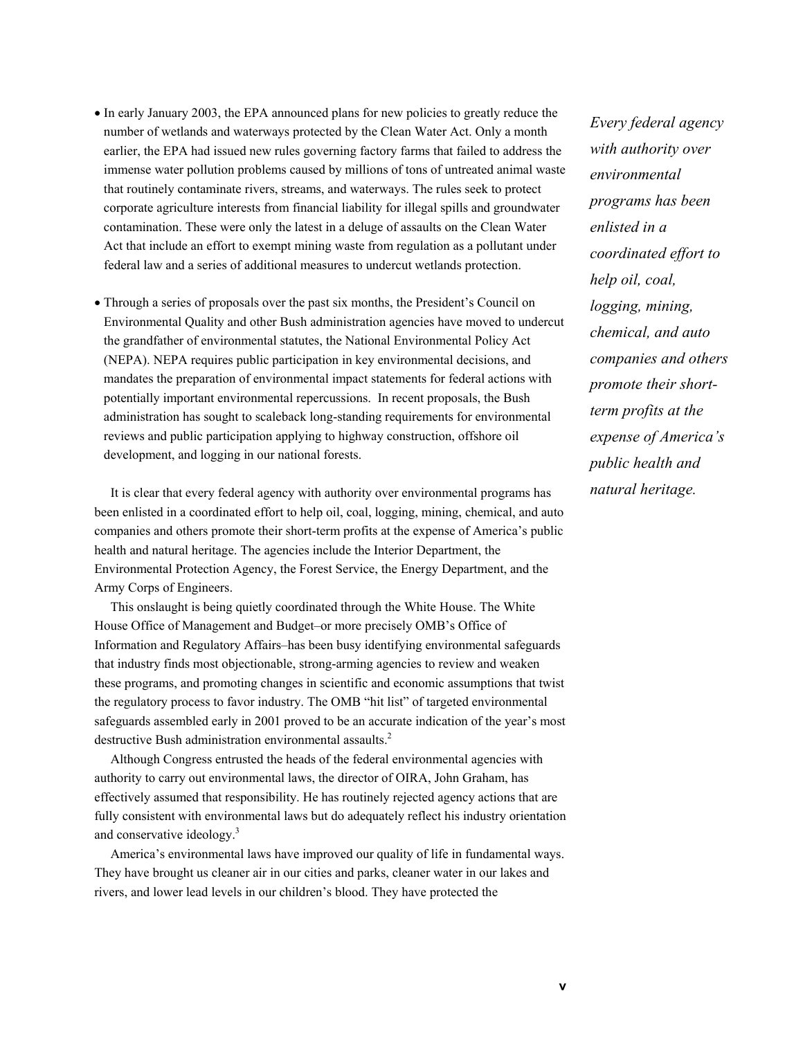- In early January 2003, the EPA announced plans for new policies to greatly reduce the number of wetlands and waterways protected by the Clean Water Act. Only a month earlier, the EPA had issued new rules governing factory farms that failed to address the immense water pollution problems caused by millions of tons of untreated animal waste that routinely contaminate rivers, streams, and waterways. The rules seek to protect corporate agriculture interests from financial liability for illegal spills and groundwater contamination. These were only the latest in a deluge of assaults on the Clean Water Act that include an effort to exempt mining waste from regulation as a pollutant under federal law and a series of additional measures to undercut wetlands protection.

- Through a series of proposals over the past six months, the President's Council on Environmental Quality and other Bush administration agencies have moved to undercut the grandfather of environmental statutes, the National Environmental Policy Act (NEPA). NEPA requires public participation in key environmental decisions, and mandates the preparation of environmental impact statements for federal actions with potentially important environmental repercussions. In recent proposals, the Bush administration has sought to scaleback long-standing requirements for environmental reviews and public participation applying to highway construction, offshore oil development, and logging in our national forests.

It is clear that every federal agency with authority over environmental programs has been enlisted in a coordinated effort to help oil, coal, logging, mining, chemical, and auto companies and others promote their short-term profits at the expense of America's public health and natural heritage. The agencies include the Interior Department, the Environmental Protection Agency, the Forest Service, the Energy Department, and the Army Corps of Engineers.

*Every federal agency with authority over environmental programs has been enlisted in a coordinated effort to help oil, coal, logging, mining, chemical, and auto companies and others promote their short-term profits at the expense of America's public health and natural heritage.*

This onslaught is being quietly coordinated through the White House. The White House Office of Management and Budget–or more precisely OMB's Office of Information and Regulatory Affairs–has been busy identifying environmental safeguards that industry finds most objectionable, strong-arming agencies to review and weaken these programs, and promoting changes in scientific and economic assumptions that twist the regulatory process to favor industry. The OMB "hit list" of targeted environmental safeguards assembled early in 2001 proved to be an accurate indication of the year's most destructive Bush administration environmental assaults.[2]

Although Congress entrusted the heads of the federal environmental agencies with authority to carry out environmental laws, the director of OIRA, John Graham, has effectively assumed that responsibility. He has routinely rejected agency actions that are fully consistent with environmental laws but do adequately reflect his industry orientation and conservative ideology.[3]

America's environmental laws have improved our quality of life in fundamental ways. They have brought us cleaner air in our cities and parks, cleaner water in our lakes and rivers, and lower lead levels in our children's blood. They have protected the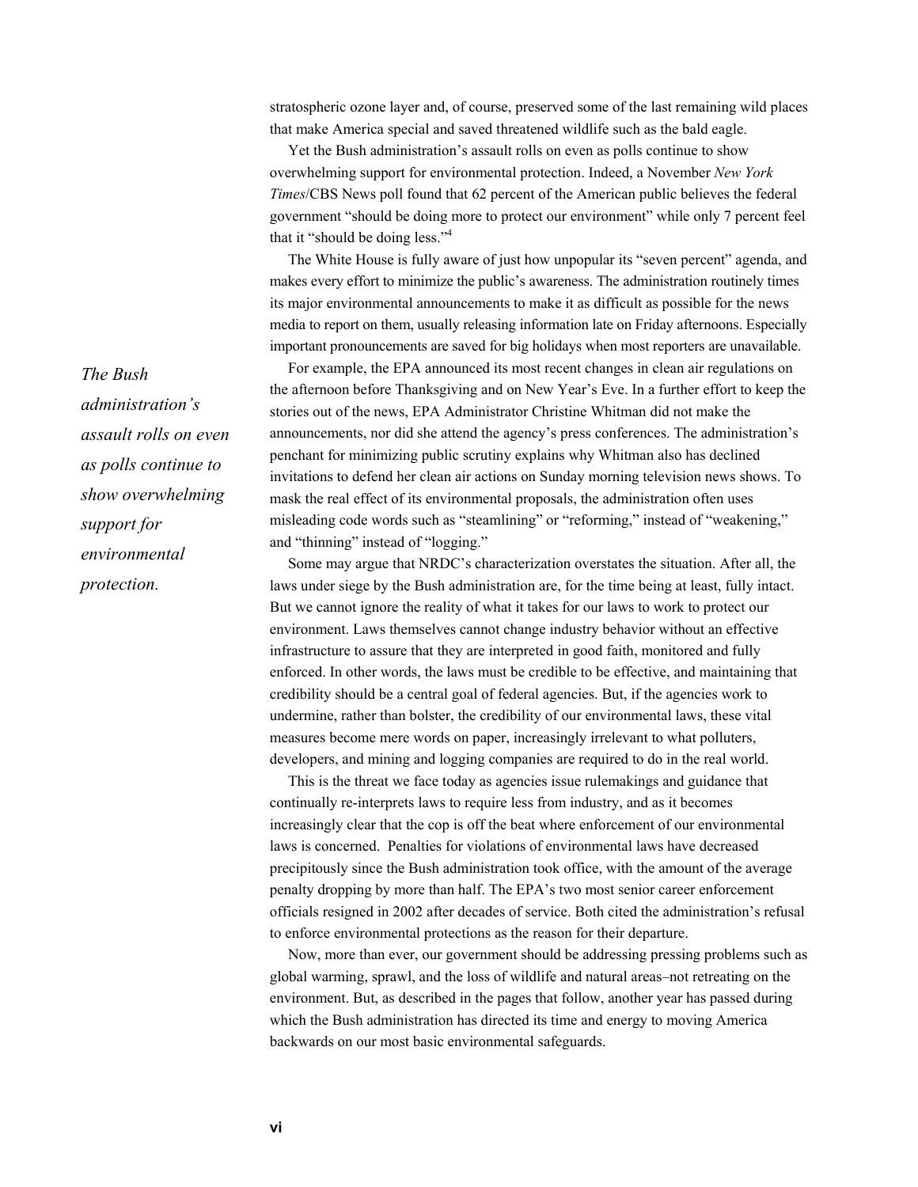stratospheric ozone layer and, of course, preserved some of the last remaining wild places that make America special and saved threatened wildlife such as the bald eagle.

Yet the Bush administration's assault rolls on even as polls continue to show overwhelming support for environmental protection. Indeed, a November *New York Times*/CBS News poll found that 62 percent of the American public believes the federal government "should be doing more to protect our environment" while only 7 percent feel that it "should be doing less."[4]

The White House is fully aware of just how unpopular its "seven percent" agenda, and makes every effort to minimize the public's awareness. The administration routinely times its major environmental announcements to make it as difficult as possible for the news media to report on them, usually releasing information late on Friday afternoons. Especially important pronouncements are saved for big holidays when most reporters are unavailable.

*The Bush administration's assault rolls on even as polls continue to show overwhelming support for environmental protection.*

For example, the EPA announced its most recent changes in clean air regulations on the afternoon before Thanksgiving and on New Year's Eve. In a further effort to keep the stories out of the news, EPA Administrator Christine Whitman did not make the announcements, nor did she attend the agency's press conferences. The administration's penchant for minimizing public scrutiny explains why Whitman also has declined invitations to defend her clean air actions on Sunday morning television news shows. To mask the real effect of its environmental proposals, the administration often uses misleading code words such as "steamlining" or "reforming," instead of "weakening," and "thinning" instead of "logging."

Some may argue that NRDC's characterization overstates the situation. After all, the laws under siege by the Bush administration are, for the time being at least, fully intact. But we cannot ignore the reality of what it takes for our laws to work to protect our environment. Laws themselves cannot change industry behavior without an effective infrastructure to assure that they are interpreted in good faith, monitored and fully enforced. In other words, the laws must be credible to be effective, and maintaining that credibility should be a central goal of federal agencies. But, if the agencies work to undermine, rather than bolster, the credibility of our environmental laws, these vital measures become mere words on paper, increasingly irrelevant to what polluters, developers, and mining and logging companies are required to do in the real world.

This is the threat we face today as agencies issue rulemakings and guidance that continually re-interprets laws to require less from industry, and as it becomes increasingly clear that the cop is off the beat where enforcement of our environmental laws is concerned. Penalties for violations of environmental laws have decreased precipitously since the Bush administration took office, with the amount of the average penalty dropping by more than half. The EPA's two most senior career enforcement officials resigned in 2002 after decades of service. Both cited the administration's refusal to enforce environmental protections as the reason for their departure.

Now, more than ever, our government should be addressing pressing problems such as global warming, sprawl, and the loss of wildlife and natural areas–not retreating on the environment. But, as described in the pages that follow, another year has passed during which the Bush administration has directed its time and energy to moving America backwards on our most basic environmental safeguards.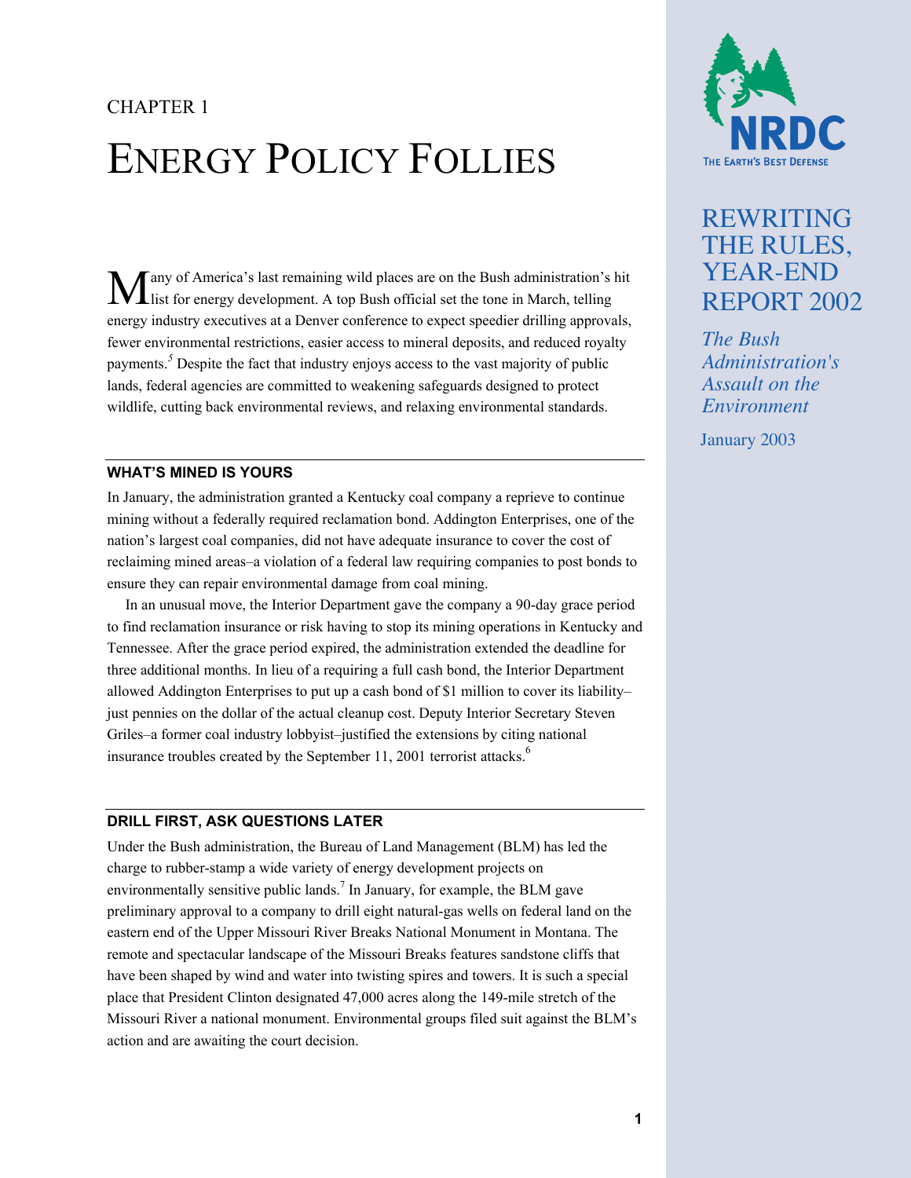CHAPTER 1

# ENERGY POLICY FOLLIES

Many of America's last remaining wild places are on the Bush administration's hit list for energy development. A top Bush official set the tone in March, telling energy industry executives at a Denver conference to expect speedier drilling approvals, fewer environmental restrictions, easier access to mineral deposits, and reduced royalty payments.[5] Despite the fact that industry enjoys access to the vast majority of public lands, federal agencies are committed to weakening safeguards designed to protect wildlife, cutting back environmental reviews, and relaxing environmental standards.

## WHAT'S MINED IS YOURS

In January, the administration granted a Kentucky coal company a reprieve to continue mining without a federally required reclamation bond. Addington Enterprises, one of the nation's largest coal companies, did not have adequate insurance to cover the cost of reclaiming mined areas–a violation of a federal law requiring companies to post bonds to ensure they can repair environmental damage from coal mining.

In an unusual move, the Interior Department gave the company a 90-day grace period to find reclamation insurance or risk having to stop its mining operations in Kentucky and Tennessee. After the grace period expired, the administration extended the deadline for three additional months. In lieu of a requiring a full cash bond, the Interior Department allowed Addington Enterprises to put up a cash bond of $1 million to cover its liability–just pennies on the dollar of the actual cleanup cost. Deputy Interior Secretary Steven Griles–a former coal industry lobbyist–justified the extensions by citing national insurance troubles created by the September 11, 2001 terrorist attacks.[6]

## DRILL FIRST, ASK QUESTIONS LATER

Under the Bush administration, the Bureau of Land Management (BLM) has led the charge to rubber-stamp a wide variety of energy development projects on environmentally sensitive public lands.[7] In January, for example, the BLM gave preliminary approval to a company to drill eight natural-gas wells on federal land on the eastern end of the Upper Missouri River Breaks National Monument in Montana. The remote and spectacular landscape of the Missouri Breaks features sandstone cliffs that have been shaped by wind and water into twisting spires and towers. It is such a special place that President Clinton designated 47,000 acres along the 149-mile stretch of the Missouri River a national monument. Environmental groups filed suit against the BLM's action and are awaiting the court decision.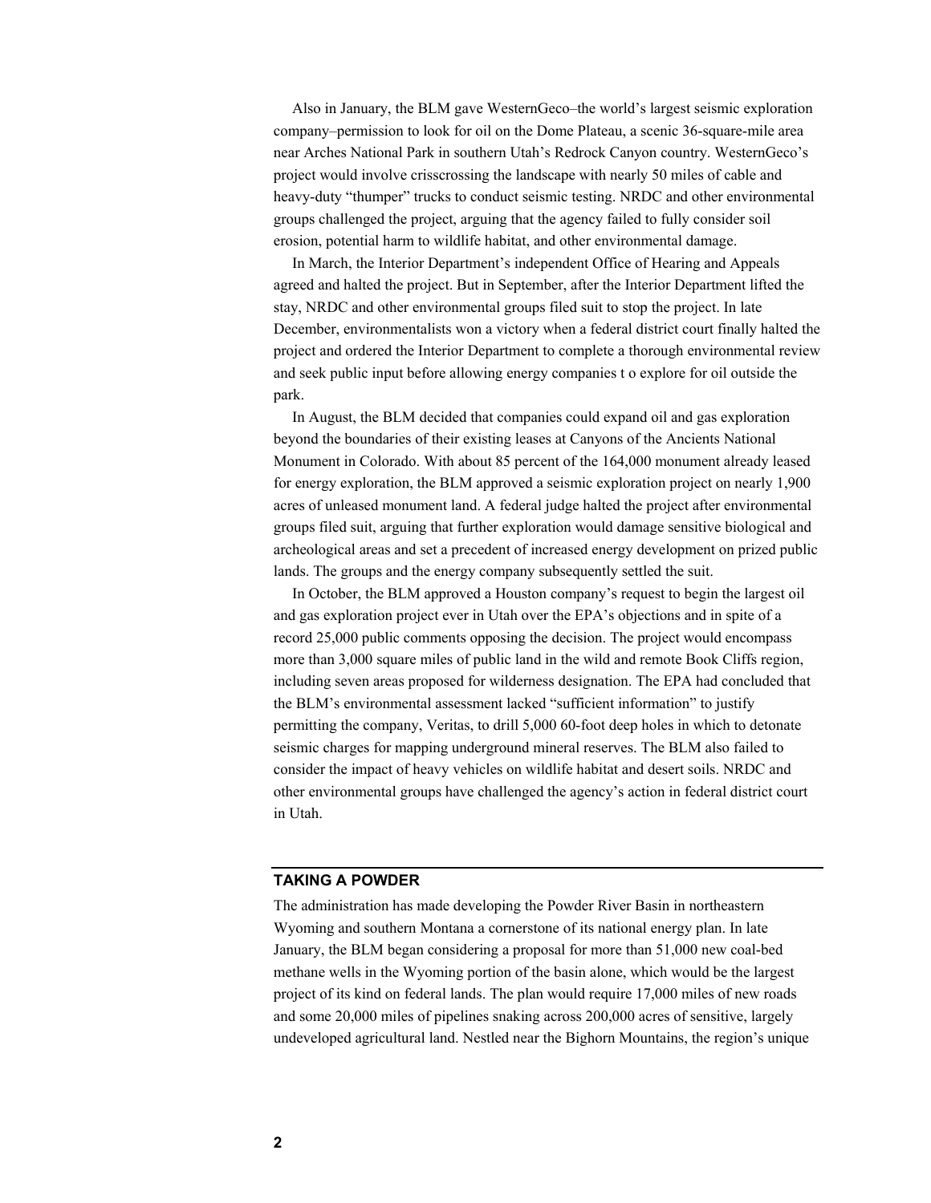Also in January, the BLM gave WesternGeco–the world's largest seismic exploration company–permission to look for oil on the Dome Plateau, a scenic 36-square-mile area near Arches National Park in southern Utah's Redrock Canyon country. WesternGeco's project would involve crisscrossing the landscape with nearly 50 miles of cable and heavy-duty "thumper" trucks to conduct seismic testing. NRDC and other environmental groups challenged the project, arguing that the agency failed to fully consider soil erosion, potential harm to wildlife habitat, and other environmental damage.

In March, the Interior Department's independent Office of Hearing and Appeals agreed and halted the project. But in September, after the Interior Department lifted the stay, NRDC and other environmental groups filed suit to stop the project. In late December, environmentalists won a victory when a federal district court finally halted the project and ordered the Interior Department to complete a thorough environmental review and seek public input before allowing energy companies t o explore for oil outside the park.

In August, the BLM decided that companies could expand oil and gas exploration beyond the boundaries of their existing leases at Canyons of the Ancients National Monument in Colorado. With about 85 percent of the 164,000 monument already leased for energy exploration, the BLM approved a seismic exploration project on nearly 1,900 acres of unleased monument land. A federal judge halted the project after environmental groups filed suit, arguing that further exploration would damage sensitive biological and archeological areas and set a precedent of increased energy development on prized public lands. The groups and the energy company subsequently settled the suit.

In October, the BLM approved a Houston company's request to begin the largest oil and gas exploration project ever in Utah over the EPA's objections and in spite of a record 25,000 public comments opposing the decision. The project would encompass more than 3,000 square miles of public land in the wild and remote Book Cliffs region, including seven areas proposed for wilderness designation. The EPA had concluded that the BLM's environmental assessment lacked "sufficient information" to justify permitting the company, Veritas, to drill 5,000 60-foot deep holes in which to detonate seismic charges for mapping underground mineral reserves. The BLM also failed to consider the impact of heavy vehicles on wildlife habitat and desert soils. NRDC and other environmental groups have challenged the agency's action in federal district court in Utah.

## TAKING A POWDER

The administration has made developing the Powder River Basin in northeastern Wyoming and southern Montana a cornerstone of its national energy plan. In late January, the BLM began considering a proposal for more than 51,000 new coal-bed methane wells in the Wyoming portion of the basin alone, which would be the largest project of its kind on federal lands. The plan would require 17,000 miles of new roads and some 20,000 miles of pipelines snaking across 200,000 acres of sensitive, largely undeveloped agricultural land. Nestled near the Bighorn Mountains, the region's unique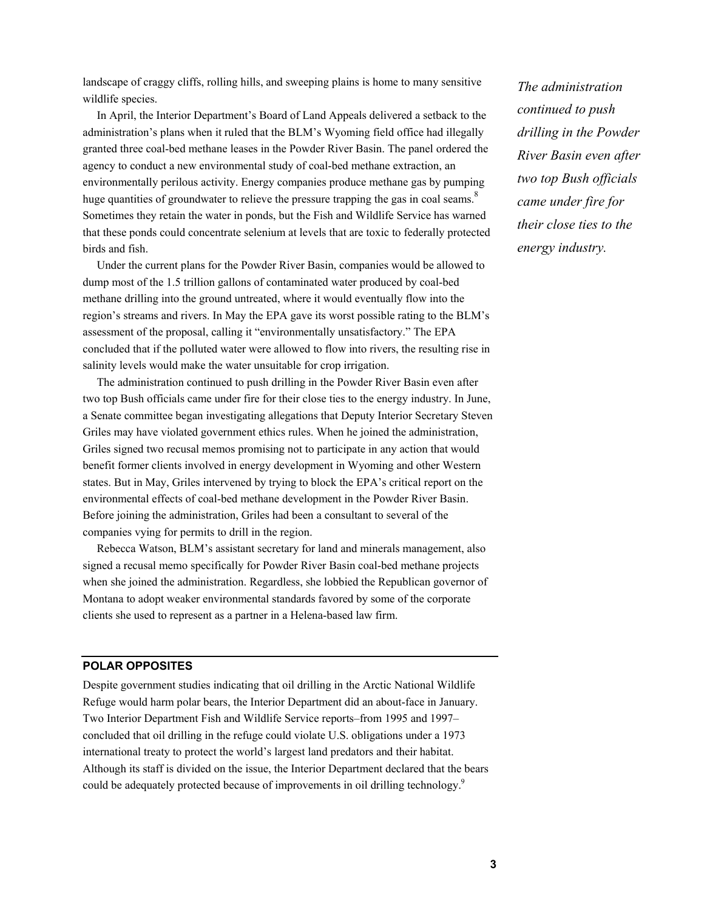landscape of craggy cliffs, rolling hills, and sweeping plains is home to many sensitive wildlife species.

In April, the Interior Department's Board of Land Appeals delivered a setback to the administration's plans when it ruled that the BLM's Wyoming field office had illegally granted three coal-bed methane leases in the Powder River Basin. The panel ordered the agency to conduct a new environmental study of coal-bed methane extraction, an environmentally perilous activity. Energy companies produce methane gas by pumping huge quantities of groundwater to relieve the pressure trapping the gas in coal seams.[8] Sometimes they retain the water in ponds, but the Fish and Wildlife Service has warned that these ponds could concentrate selenium at levels that are toxic to federally protected birds and fish.

Under the current plans for the Powder River Basin, companies would be allowed to dump most of the 1.5 trillion gallons of contaminated water produced by coal-bed methane drilling into the ground untreated, where it would eventually flow into the region's streams and rivers. In May the EPA gave its worst possible rating to the BLM's assessment of the proposal, calling it "environmentally unsatisfactory." The EPA concluded that if the polluted water were allowed to flow into rivers, the resulting rise in salinity levels would make the water unsuitable for crop irrigation.

The administration continued to push drilling in the Powder River Basin even after two top Bush officials came under fire for their close ties to the energy industry. In June, a Senate committee began investigating allegations that Deputy Interior Secretary Steven Griles may have violated government ethics rules. When he joined the administration, Griles signed two recusal memos promising not to participate in any action that would benefit former clients involved in energy development in Wyoming and other Western states. But in May, Griles intervened by trying to block the EPA's critical report on the environmental effects of coal-bed methane development in the Powder River Basin. Before joining the administration, Griles had been a consultant to several of the companies vying for permits to drill in the region.

Rebecca Watson, BLM's assistant secretary for land and minerals management, also signed a recusal memo specifically for Powder River Basin coal-bed methane projects when she joined the administration. Regardless, she lobbied the Republican governor of Montana to adopt weaker environmental standards favored by some of the corporate clients she used to represent as a partner in a Helena-based law firm.

*The administration continued to push drilling in the Powder River Basin even after two top Bush officials came under fire for their close ties to the energy industry.*

## POLAR OPPOSITES

Despite government studies indicating that oil drilling in the Arctic National Wildlife Refuge would harm polar bears, the Interior Department did an about-face in January. Two Interior Department Fish and Wildlife Service reports–from 1995 and 1997–concluded that oil drilling in the refuge could violate U.S. obligations under a 1973 international treaty to protect the world's largest land predators and their habitat. Although its staff is divided on the issue, the Interior Department declared that the bears could be adequately protected because of improvements in oil drilling technology.[9]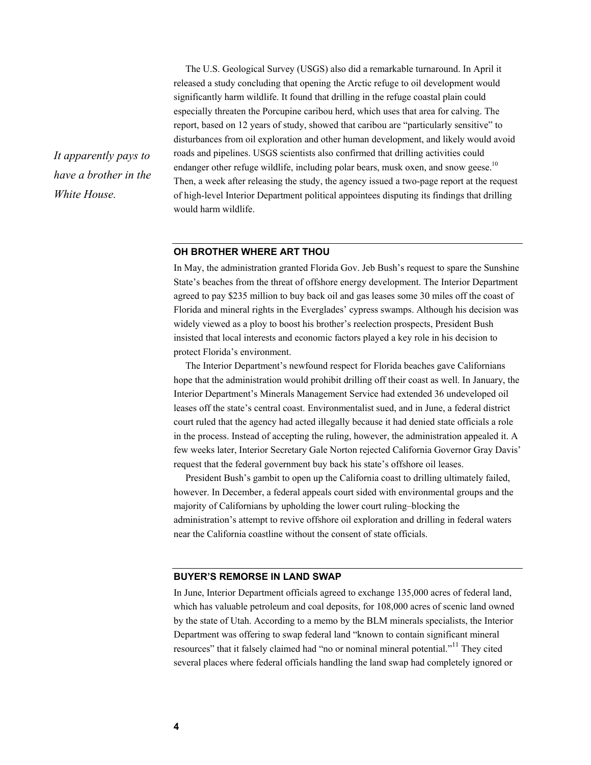The U.S. Geological Survey (USGS) also did a remarkable turnaround. In April it released a study concluding that opening the Arctic refuge to oil development would significantly harm wildlife. It found that drilling in the refuge coastal plain could especially threaten the Porcupine caribou herd, which uses that area for calving. The report, based on 12 years of study, showed that caribou are "particularly sensitive" to disturbances from oil exploration and other human development, and likely would avoid roads and pipelines. USGS scientists also confirmed that drilling activities could endanger other refuge wildlife, including polar bears, musk oxen, and snow geese.[10] Then, a week after releasing the study, the agency issued a two-page report at the request of high-level Interior Department political appointees disputing its findings that drilling would harm wildlife.

*It apparently pays to have a brother in the White House.*

### OH BROTHER WHERE ART THOU

In May, the administration granted Florida Gov. Jeb Bush's request to spare the Sunshine State's beaches from the threat of offshore energy development. The Interior Department agreed to pay $235 million to buy back oil and gas leases some 30 miles off the coast of Florida and mineral rights in the Everglades' cypress swamps. Although his decision was widely viewed as a ploy to boost his brother's reelection prospects, President Bush insisted that local interests and economic factors played a key role in his decision to protect Florida's environment.

The Interior Department's newfound respect for Florida beaches gave Californians hope that the administration would prohibit drilling off their coast as well. In January, the Interior Department's Minerals Management Service had extended 36 undeveloped oil leases off the state's central coast. Environmentalist sued, and in June, a federal district court ruled that the agency had acted illegally because it had denied state officials a role in the process. Instead of accepting the ruling, however, the administration appealed it. A few weeks later, Interior Secretary Gale Norton rejected California Governor Gray Davis' request that the federal government buy back his state's offshore oil leases.

President Bush's gambit to open up the California coast to drilling ultimately failed, however. In December, a federal appeals court sided with environmental groups and the majority of Californians by upholding the lower court ruling–blocking the administration's attempt to revive offshore oil exploration and drilling in federal waters near the California coastline without the consent of state officials.

### BUYER'S REMORSE IN LAND SWAP

In June, Interior Department officials agreed to exchange 135,000 acres of federal land, which has valuable petroleum and coal deposits, for 108,000 acres of scenic land owned by the state of Utah. According to a memo by the BLM minerals specialists, the Interior Department was offering to swap federal land "known to contain significant mineral resources" that it falsely claimed had "no or nominal mineral potential."[11] They cited several places where federal officials handling the land swap had completely ignored or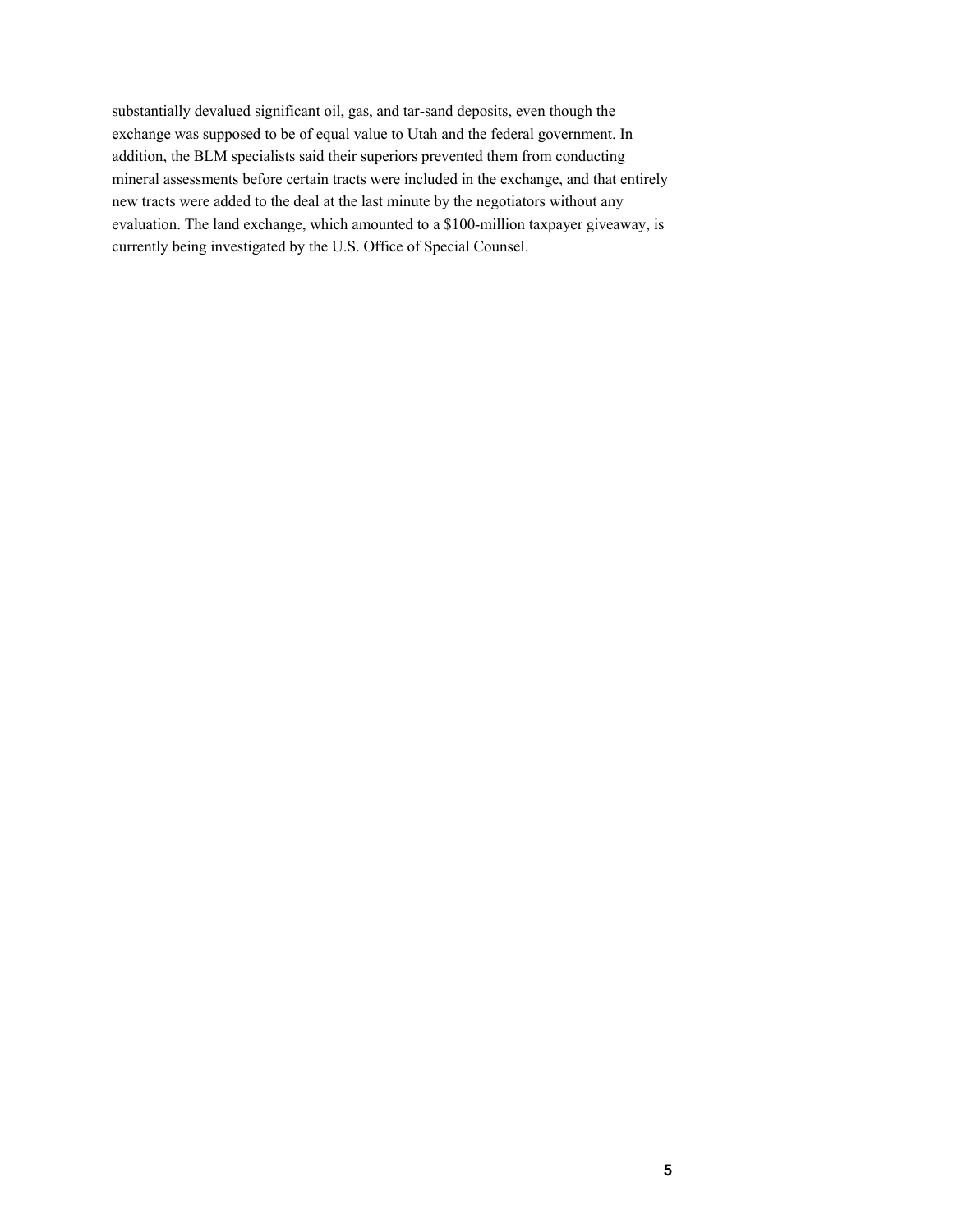substantially devalued significant oil, gas, and tar-sand deposits, even though the exchange was supposed to be of equal value to Utah and the federal government. In addition, the BLM specialists said their superiors prevented them from conducting mineral assessments before certain tracts were included in the exchange, and that entirely new tracts were added to the deal at the last minute by the negotiators without any evaluation. The land exchange, which amounted to a $100-million taxpayer giveaway, is currently being investigated by the U.S. Office of Special Counsel.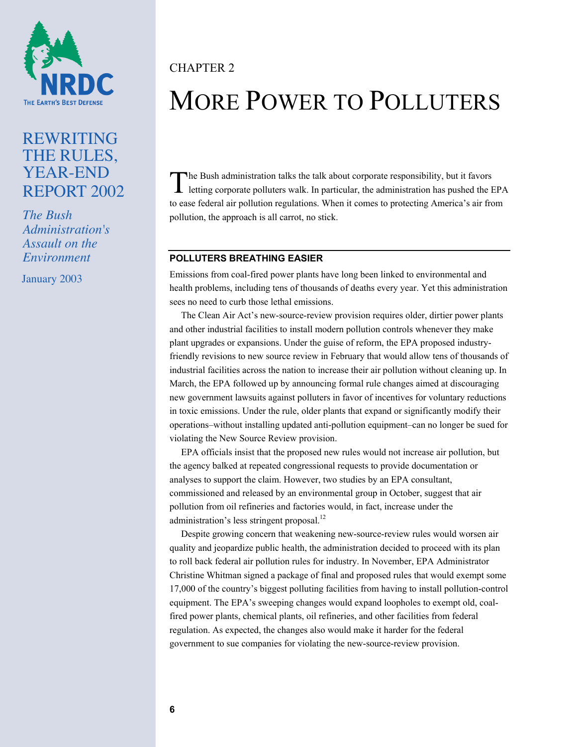CHAPTER 2

# MORE POWER TO POLLUTERS

The Bush administration talks the talk about corporate responsibility, but it favors letting corporate polluters walk. In particular, the administration has pushed the EPA to ease federal air pollution regulations. When it comes to protecting America's air from pollution, the approach is all carrot, no stick.

## POLLUTERS BREATHING EASIER

Emissions from coal-fired power plants have long been linked to environmental and health problems, including tens of thousands of deaths every year. Yet this administration sees no need to curb those lethal emissions.

The Clean Air Act's new-source-review provision requires older, dirtier power plants and other industrial facilities to install modern pollution controls whenever they make plant upgrades or expansions. Under the guise of reform, the EPA proposed industry-friendly revisions to new source review in February that would allow tens of thousands of industrial facilities across the nation to increase their air pollution without cleaning up. In March, the EPA followed up by announcing formal rule changes aimed at discouraging new government lawsuits against polluters in favor of incentives for voluntary reductions in toxic emissions. Under the rule, older plants that expand or significantly modify their operations–without installing updated anti-pollution equipment–can no longer be sued for violating the New Source Review provision.

EPA officials insist that the proposed new rules would not increase air pollution, but the agency balked at repeated congressional requests to provide documentation or analyses to support the claim. However, two studies by an EPA consultant, commissioned and released by an environmental group in October, suggest that air pollution from oil refineries and factories would, in fact, increase under the administration's less stringent proposal.[12]

Despite growing concern that weakening new-source-review rules would worsen air quality and jeopardize public health, the administration decided to proceed with its plan to roll back federal air pollution rules for industry. In November, EPA Administrator Christine Whitman signed a package of final and proposed rules that would exempt some 17,000 of the country's biggest polluting facilities from having to install pollution-control equipment. The EPA's sweeping changes would expand loopholes to exempt old, coal-fired power plants, chemical plants, oil refineries, and other facilities from federal regulation. As expected, the changes also would make it harder for the federal government to sue companies for violating the new-source-review provision.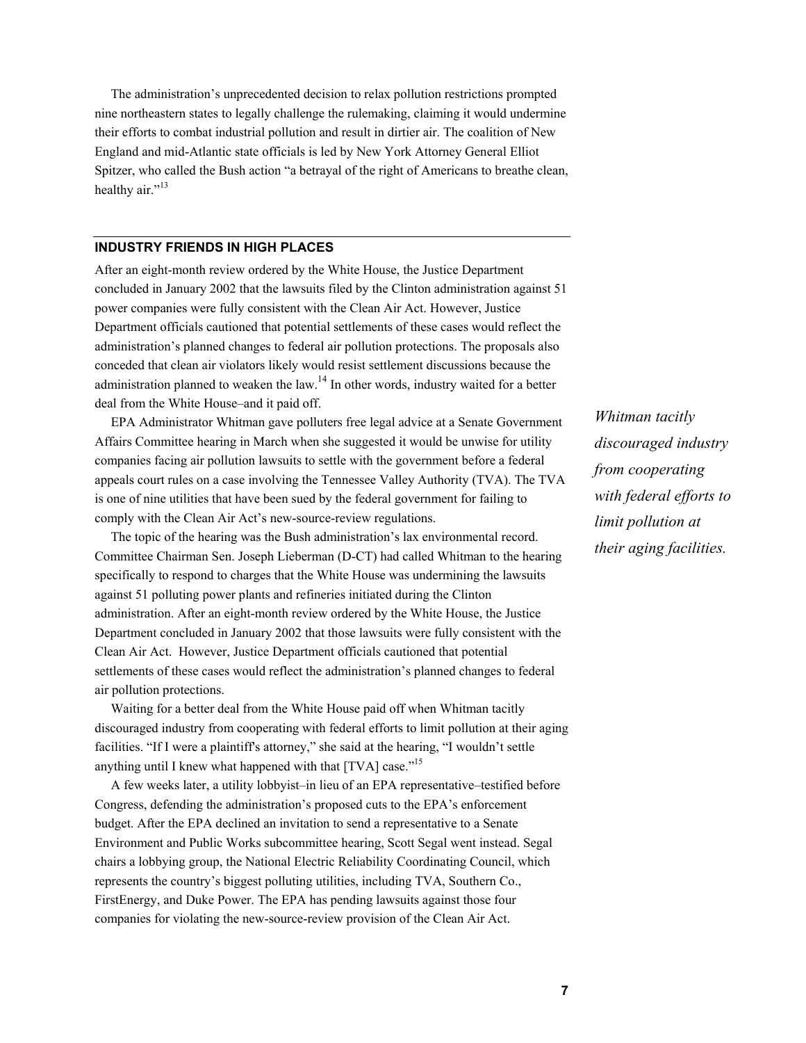The administration's unprecedented decision to relax pollution restrictions prompted nine northeastern states to legally challenge the rulemaking, claiming it would undermine their efforts to combat industrial pollution and result in dirtier air. The coalition of New England and mid-Atlantic state officials is led by New York Attorney General Elliot Spitzer, who called the Bush action "a betrayal of the right of Americans to breathe clean, healthy air."[13]

## INDUSTRY FRIENDS IN HIGH PLACES

After an eight-month review ordered by the White House, the Justice Department concluded in January 2002 that the lawsuits filed by the Clinton administration against 51 power companies were fully consistent with the Clean Air Act. However, Justice Department officials cautioned that potential settlements of these cases would reflect the administration's planned changes to federal air pollution protections. The proposals also conceded that clean air violators likely would resist settlement discussions because the administration planned to weaken the law.[14] In other words, industry waited for a better deal from the White House–and it paid off.

EPA Administrator Whitman gave polluters free legal advice at a Senate Government Affairs Committee hearing in March when she suggested it would be unwise for utility companies facing air pollution lawsuits to settle with the government before a federal appeals court rules on a case involving the Tennessee Valley Authority (TVA). The TVA is one of nine utilities that have been sued by the federal government for failing to comply with the Clean Air Act's new-source-review regulations.

*Whitman tacitly discouraged industry from cooperating with federal efforts to limit pollution at their aging facilities.*

The topic of the hearing was the Bush administration's lax environmental record. Committee Chairman Sen. Joseph Lieberman (D-CT) had called Whitman to the hearing specifically to respond to charges that the White House was undermining the lawsuits against 51 polluting power plants and refineries initiated during the Clinton administration. After an eight-month review ordered by the White House, the Justice Department concluded in January 2002 that those lawsuits were fully consistent with the Clean Air Act. However, Justice Department officials cautioned that potential settlements of these cases would reflect the administration's planned changes to federal air pollution protections.

Waiting for a better deal from the White House paid off when Whitman tacitly discouraged industry from cooperating with federal efforts to limit pollution at their aging facilities. "If I were a plaintiff's attorney," she said at the hearing, "I wouldn't settle anything until I knew what happened with that [TVA] case."[15]

A few weeks later, a utility lobbyist–in lieu of an EPA representative–testified before Congress, defending the administration's proposed cuts to the EPA's enforcement budget. After the EPA declined an invitation to send a representative to a Senate Environment and Public Works subcommittee hearing, Scott Segal went instead. Segal chairs a lobbying group, the National Electric Reliability Coordinating Council, which represents the country's biggest polluting utilities, including TVA, Southern Co., FirstEnergy, and Duke Power. The EPA has pending lawsuits against those four companies for violating the new-source-review provision of the Clean Air Act.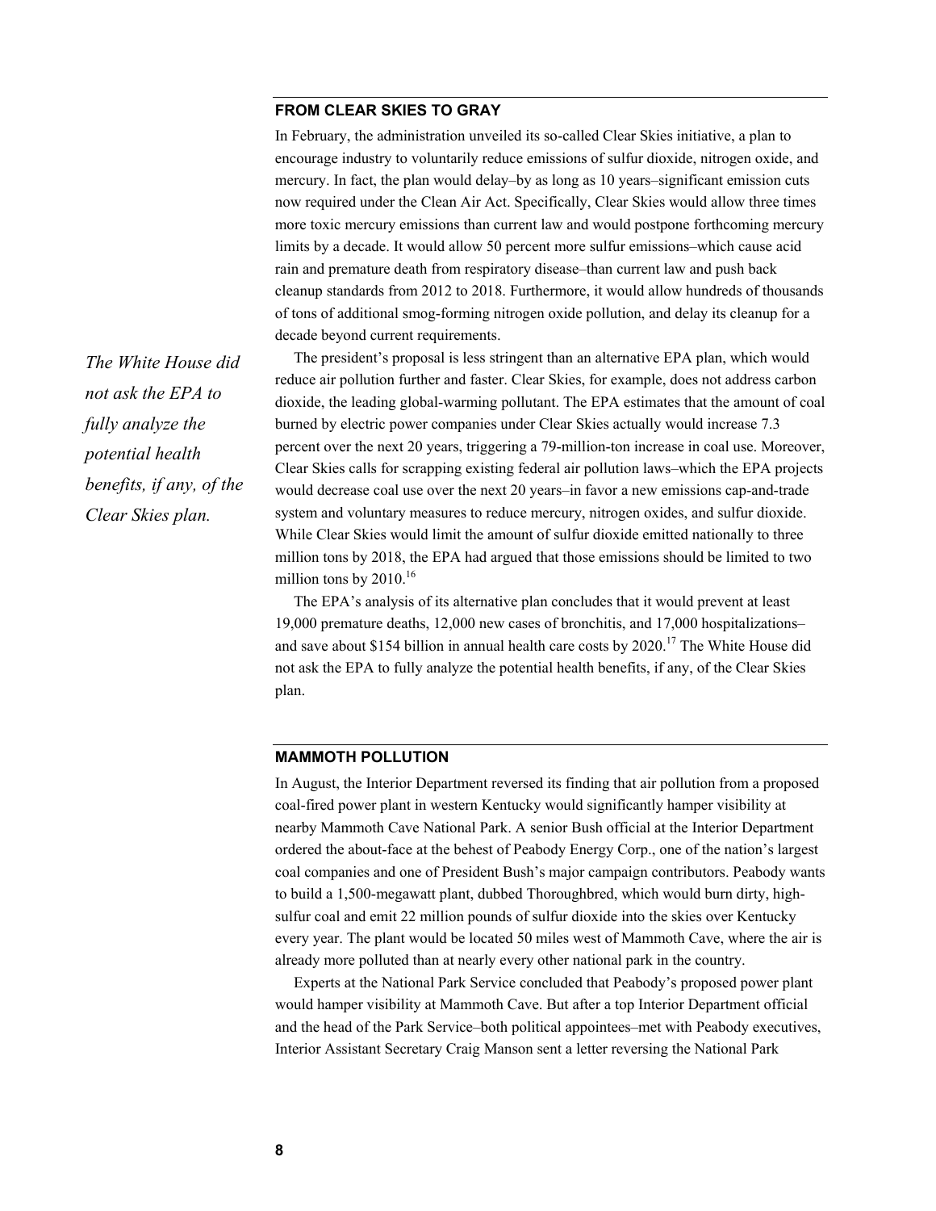## FROM CLEAR SKIES TO GRAY

In February, the administration unveiled its so-called Clear Skies initiative, a plan to encourage industry to voluntarily reduce emissions of sulfur dioxide, nitrogen oxide, and mercury. In fact, the plan would delay–by as long as 10 years–significant emission cuts now required under the Clean Air Act. Specifically, Clear Skies would allow three times more toxic mercury emissions than current law and would postpone forthcoming mercury limits by a decade. It would allow 50 percent more sulfur emissions–which cause acid rain and premature death from respiratory disease–than current law and push back cleanup standards from 2012 to 2018. Furthermore, it would allow hundreds of thousands of tons of additional smog-forming nitrogen oxide pollution, and delay its cleanup for a decade beyond current requirements.

*The White House did not ask the EPA to fully analyze the potential health benefits, if any, of the Clear Skies plan.*

The president's proposal is less stringent than an alternative EPA plan, which would reduce air pollution further and faster. Clear Skies, for example, does not address carbon dioxide, the leading global-warming pollutant. The EPA estimates that the amount of coal burned by electric power companies under Clear Skies actually would increase 7.3 percent over the next 20 years, triggering a 79-million-ton increase in coal use. Moreover, Clear Skies calls for scrapping existing federal air pollution laws–which the EPA projects would decrease coal use over the next 20 years–in favor a new emissions cap-and-trade system and voluntary measures to reduce mercury, nitrogen oxides, and sulfur dioxide. While Clear Skies would limit the amount of sulfur dioxide emitted nationally to three million tons by 2018, the EPA had argued that those emissions should be limited to two million tons by 2010.[16]

The EPA's analysis of its alternative plan concludes that it would prevent at least 19,000 premature deaths, 12,000 new cases of bronchitis, and 17,000 hospitalizations–and save about $154 billion in annual health care costs by 2020.[17] The White House did not ask the EPA to fully analyze the potential health benefits, if any, of the Clear Skies plan.

## MAMMOTH POLLUTION

In August, the Interior Department reversed its finding that air pollution from a proposed coal-fired power plant in western Kentucky would significantly hamper visibility at nearby Mammoth Cave National Park. A senior Bush official at the Interior Department ordered the about-face at the behest of Peabody Energy Corp., one of the nation's largest coal companies and one of President Bush's major campaign contributors. Peabody wants to build a 1,500-megawatt plant, dubbed Thoroughbred, which would burn dirty, high-sulfur coal and emit 22 million pounds of sulfur dioxide into the skies over Kentucky every year. The plant would be located 50 miles west of Mammoth Cave, where the air is already more polluted than at nearly every other national park in the country.

Experts at the National Park Service concluded that Peabody's proposed power plant would hamper visibility at Mammoth Cave. But after a top Interior Department official and the head of the Park Service–both political appointees–met with Peabody executives, Interior Assistant Secretary Craig Manson sent a letter reversing the National Park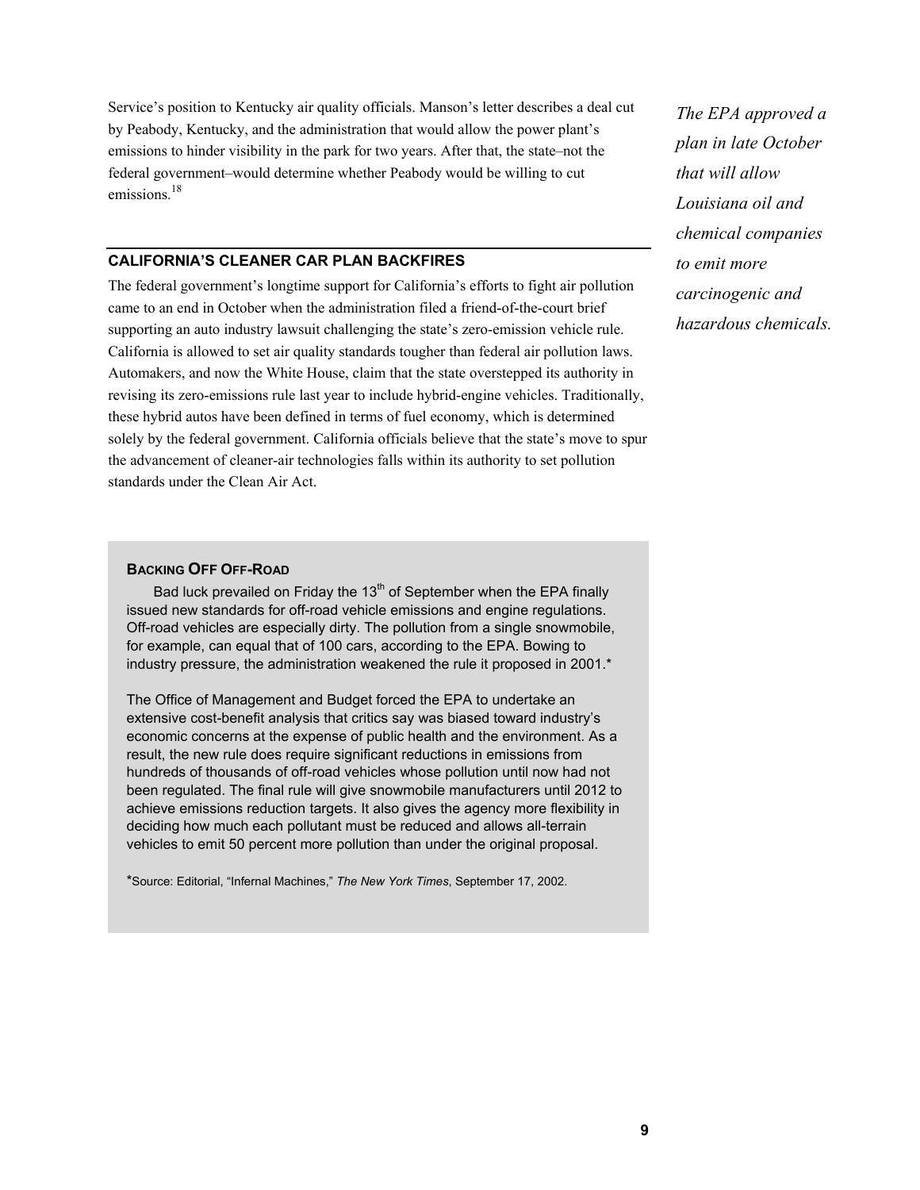Service's position to Kentucky air quality officials. Manson's letter describes a deal cut by Peabody, Kentucky, and the administration that would allow the power plant's emissions to hinder visibility in the park for two years. After that, the state–not the federal government–would determine whether Peabody would be willing to cut emissions.[18]

*The EPA approved a plan in late October that will allow Louisiana oil and chemical companies to emit more carcinogenic and hazardous chemicals.*

## CALIFORNIA'S CLEANER CAR PLAN BACKFIRES

The federal government's longtime support for California's efforts to fight air pollution came to an end in October when the administration filed a friend-of-the-court brief supporting an auto industry lawsuit challenging the state's zero-emission vehicle rule. California is allowed to set air quality standards tougher than federal air pollution laws. Automakers, and now the White House, claim that the state overstepped its authority in revising its zero-emissions rule last year to include hybrid-engine vehicles. Traditionally, these hybrid autos have been defined in terms of fuel economy, which is determined solely by the federal government. California officials believe that the state's move to spur the advancement of cleaner-air technologies falls within its authority to set pollution standards under the Clean Air Act.

### BACKING OFF OFF-ROAD

Bad luck prevailed on Friday the 13th of September when the EPA finally issued new standards for off-road vehicle emissions and engine regulations. Off-road vehicles are especially dirty. The pollution from a single snowmobile, for example, can equal that of 100 cars, according to the EPA. Bowing to industry pressure, the administration weakened the rule it proposed in 2001.*

The Office of Management and Budget forced the EPA to undertake an extensive cost-benefit analysis that critics say was biased toward industry's economic concerns at the expense of public health and the environment. As a result, the new rule does require significant reductions in emissions from hundreds of thousands of off-road vehicles whose pollution until now had not been regulated. The final rule will give snowmobile manufacturers until 2012 to achieve emissions reduction targets. It also gives the agency more flexibility in deciding how much each pollutant must be reduced and allows all-terrain vehicles to emit 50 percent more pollution than under the original proposal.

*Source: Editorial, "Infernal Machines," *The New York Times*, September 17, 2002.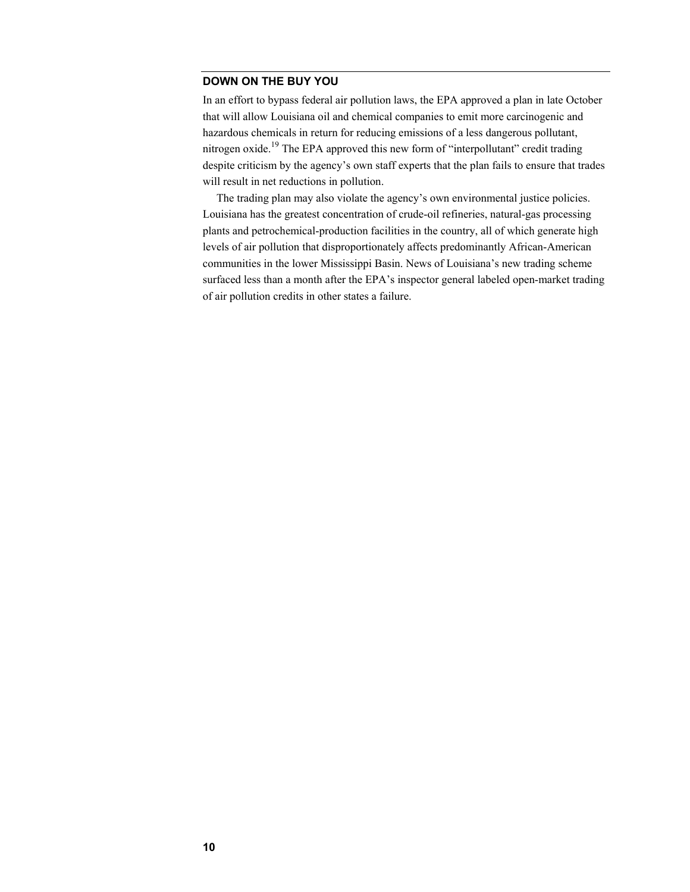## DOWN ON THE BUY YOU

In an effort to bypass federal air pollution laws, the EPA approved a plan in late October that will allow Louisiana oil and chemical companies to emit more carcinogenic and hazardous chemicals in return for reducing emissions of a less dangerous pollutant, nitrogen oxide.[19] The EPA approved this new form of "interpollutant" credit trading despite criticism by the agency's own staff experts that the plan fails to ensure that trades will result in net reductions in pollution.

The trading plan may also violate the agency's own environmental justice policies. Louisiana has the greatest concentration of crude-oil refineries, natural-gas processing plants and petrochemical-production facilities in the country, all of which generate high levels of air pollution that disproportionately affects predominantly African-American communities in the lower Mississippi Basin. News of Louisiana's new trading scheme surfaced less than a month after the EPA's inspector general labeled open-market trading of air pollution credits in other states a failure.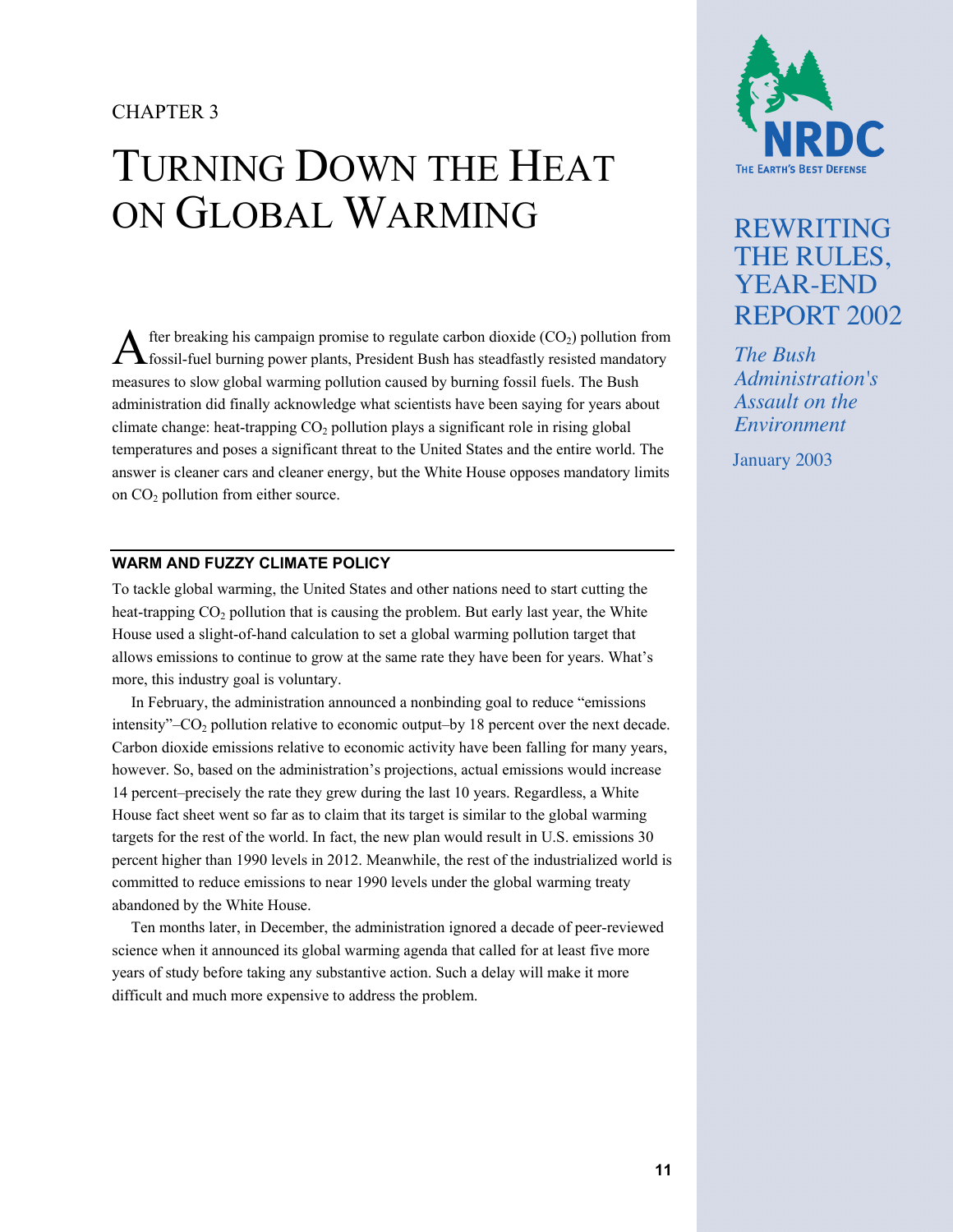CHAPTER 3

# TURNING DOWN THE HEAT ON GLOBAL WARMING

After breaking his campaign promise to regulate carbon dioxide ($CO_2$) pollution from fossil-fuel burning power plants, President Bush has steadfastly resisted mandatory measures to slow global warming pollution caused by burning fossil fuels. The Bush administration did finally acknowledge what scientists have been saying for years about climate change: heat-trapping $CO_2$ pollution plays a significant role in rising global temperatures and poses a significant threat to the United States and the entire world. The answer is cleaner cars and cleaner energy, but the White House opposes mandatory limits on $CO_2$ pollution from either source.

## WARM AND FUZZY CLIMATE POLICY

To tackle global warming, the United States and other nations need to start cutting the heat-trapping $CO_2$ pollution that is causing the problem. But early last year, the White House used a slight-of-hand calculation to set a global warming pollution target that allows emissions to continue to grow at the same rate they have been for years. What's more, this industry goal is voluntary.

In February, the administration announced a nonbinding goal to reduce "emissions intensity"–$CO_2$ pollution relative to economic output–by 18 percent over the next decade. Carbon dioxide emissions relative to economic activity have been falling for many years, however. So, based on the administration's projections, actual emissions would increase 14 percent–precisely the rate they grew during the last 10 years. Regardless, a White House fact sheet went so far as to claim that its target is similar to the global warming targets for the rest of the world. In fact, the new plan would result in U.S. emissions 30 percent higher than 1990 levels in 2012. Meanwhile, the rest of the industrialized world is committed to reduce emissions to near 1990 levels under the global warming treaty abandoned by the White House.

Ten months later, in December, the administration ignored a decade of peer-reviewed science when it announced its global warming agenda that called for at least five more years of study before taking any substantive action. Such a delay will make it more difficult and much more expensive to address the problem.

NRDC
THE EARTH'S BEST DEFENSE

REWRITING THE RULES, YEAR-END REPORT 2002

*The Bush Administration's Assault on the Environment*

January 2003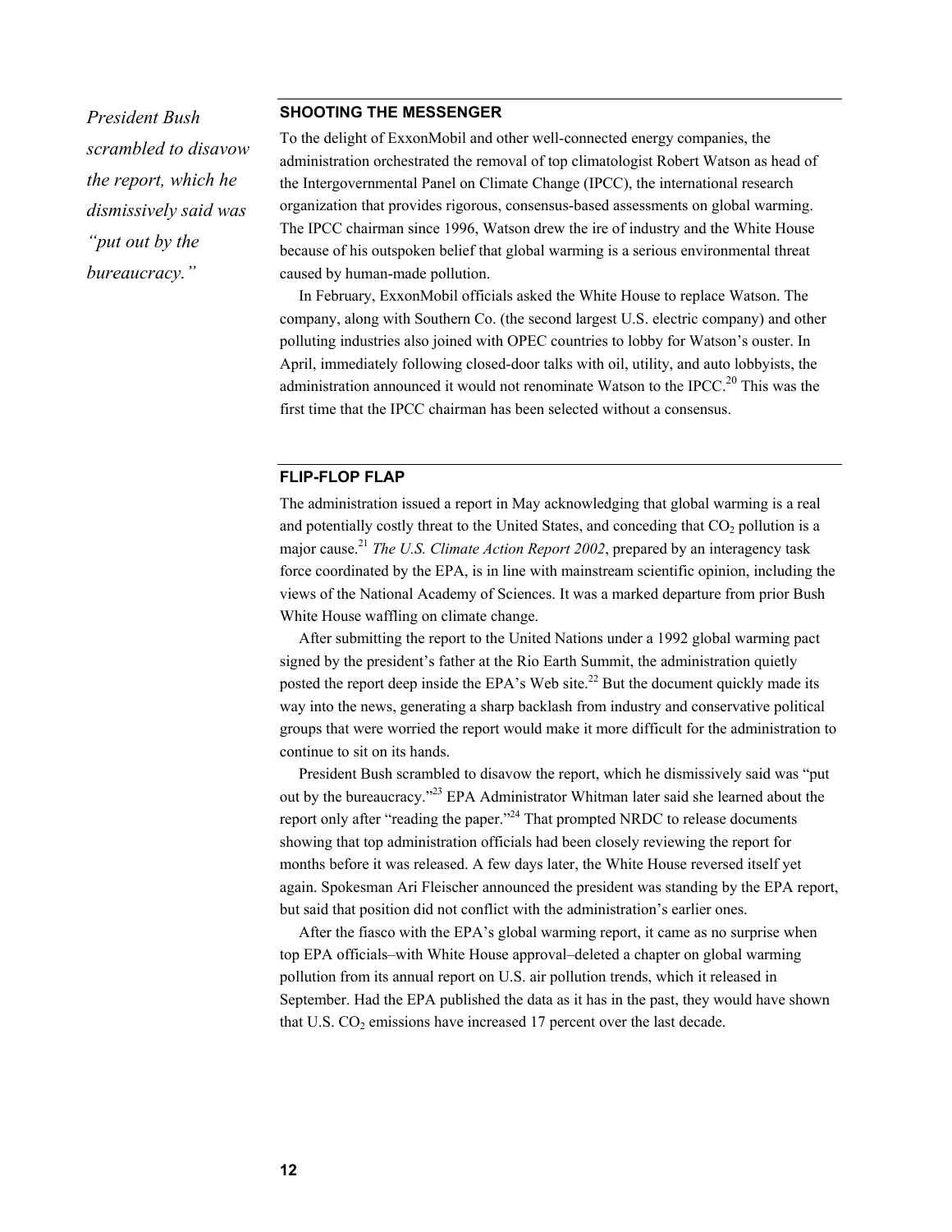*President Bush scrambled to disavow the report, which he dismissively said was "put out by the bureaucracy."*

## SHOOTING THE MESSENGER

To the delight of ExxonMobil and other well-connected energy companies, the administration orchestrated the removal of top climatologist Robert Watson as head of the Intergovernmental Panel on Climate Change (IPCC), the international research organization that provides rigorous, consensus-based assessments on global warming. The IPCC chairman since 1996, Watson drew the ire of industry and the White House because of his outspoken belief that global warming is a serious environmental threat caused by human-made pollution.

In February, ExxonMobil officials asked the White House to replace Watson. The company, along with Southern Co. (the second largest U.S. electric company) and other polluting industries also joined with OPEC countries to lobby for Watson's ouster. In April, immediately following closed-door talks with oil, utility, and auto lobbyists, the administration announced it would not renominate Watson to the IPCC.[20] This was the first time that the IPCC chairman has been selected without a consensus.

## FLIP-FLOP FLAP

The administration issued a report in May acknowledging that global warming is a real and potentially costly threat to the United States, and conceding that $CO_2$ pollution is a major cause.[21] *The U.S. Climate Action Report 2002*, prepared by an interagency task force coordinated by the EPA, is in line with mainstream scientific opinion, including the views of the National Academy of Sciences. It was a marked departure from prior Bush White House waffling on climate change.

After submitting the report to the United Nations under a 1992 global warming pact signed by the president's father at the Rio Earth Summit, the administration quietly posted the report deep inside the EPA's Web site.[22] But the document quickly made its way into the news, generating a sharp backlash from industry and conservative political groups that were worried the report would make it more difficult for the administration to continue to sit on its hands.

President Bush scrambled to disavow the report, which he dismissively said was "put out by the bureaucracy."[23] EPA Administrator Whitman later said she learned about the report only after "reading the paper."[24] That prompted NRDC to release documents showing that top administration officials had been closely reviewing the report for months before it was released. A few days later, the White House reversed itself yet again. Spokesman Ari Fleischer announced the president was standing by the EPA report, but said that position did not conflict with the administration's earlier ones.

After the fiasco with the EPA's global warming report, it came as no surprise when top EPA officials–with White House approval–deleted a chapter on global warming pollution from its annual report on U.S. air pollution trends, which it released in September. Had the EPA published the data as it has in the past, they would have shown that U.S. $CO_2$ emissions have increased 17 percent over the last decade.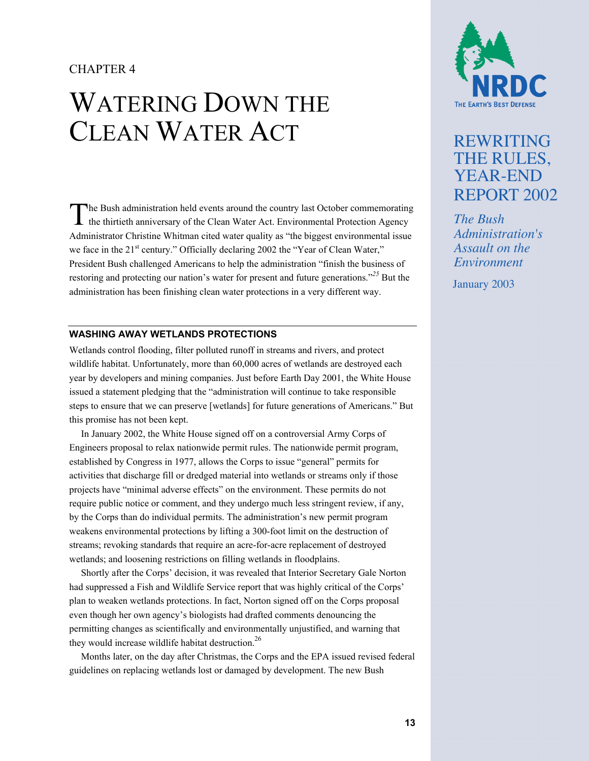CHAPTER 4

# WATERING DOWN THE CLEAN WATER ACT

The Bush administration held events around the country last October commemorating the thirtieth anniversary of the Clean Water Act. Environmental Protection Agency Administrator Christine Whitman cited water quality as "the biggest environmental issue we face in the 21st century." Officially declaring 2002 the "Year of Clean Water," President Bush challenged Americans to help the administration "finish the business of restoring and protecting our nation's water for present and future generations."[25] But the administration has been finishing clean water protections in a very different way.

## WASHING AWAY WETLANDS PROTECTIONS

Wetlands control flooding, filter polluted runoff in streams and rivers, and protect wildlife habitat. Unfortunately, more than 60,000 acres of wetlands are destroyed each year by developers and mining companies. Just before Earth Day 2001, the White House issued a statement pledging that the "administration will continue to take responsible steps to ensure that we can preserve [wetlands] for future generations of Americans." But this promise has not been kept.

In January 2002, the White House signed off on a controversial Army Corps of Engineers proposal to relax nationwide permit rules. The nationwide permit program, established by Congress in 1977, allows the Corps to issue "general" permits for activities that discharge fill or dredged material into wetlands or streams only if those projects have "minimal adverse effects" on the environment. These permits do not require public notice or comment, and they undergo much less stringent review, if any, by the Corps than do individual permits. The administration's new permit program weakens environmental protections by lifting a 300-foot limit on the destruction of streams; revoking standards that require an acre-for-acre replacement of destroyed wetlands; and loosening restrictions on filling wetlands in floodplains.

Shortly after the Corps' decision, it was revealed that Interior Secretary Gale Norton had suppressed a Fish and Wildlife Service report that was highly critical of the Corps' plan to weaken wetlands protections. In fact, Norton signed off on the Corps proposal even though her own agency's biologists had drafted comments denouncing the permitting changes as scientifically and environmentally unjustified, and warning that they would increase wildlife habitat destruction.[26]

Months later, on the day after Christmas, the Corps and the EPA issued revised federal guidelines on replacing wetlands lost or damaged by development. The new Bush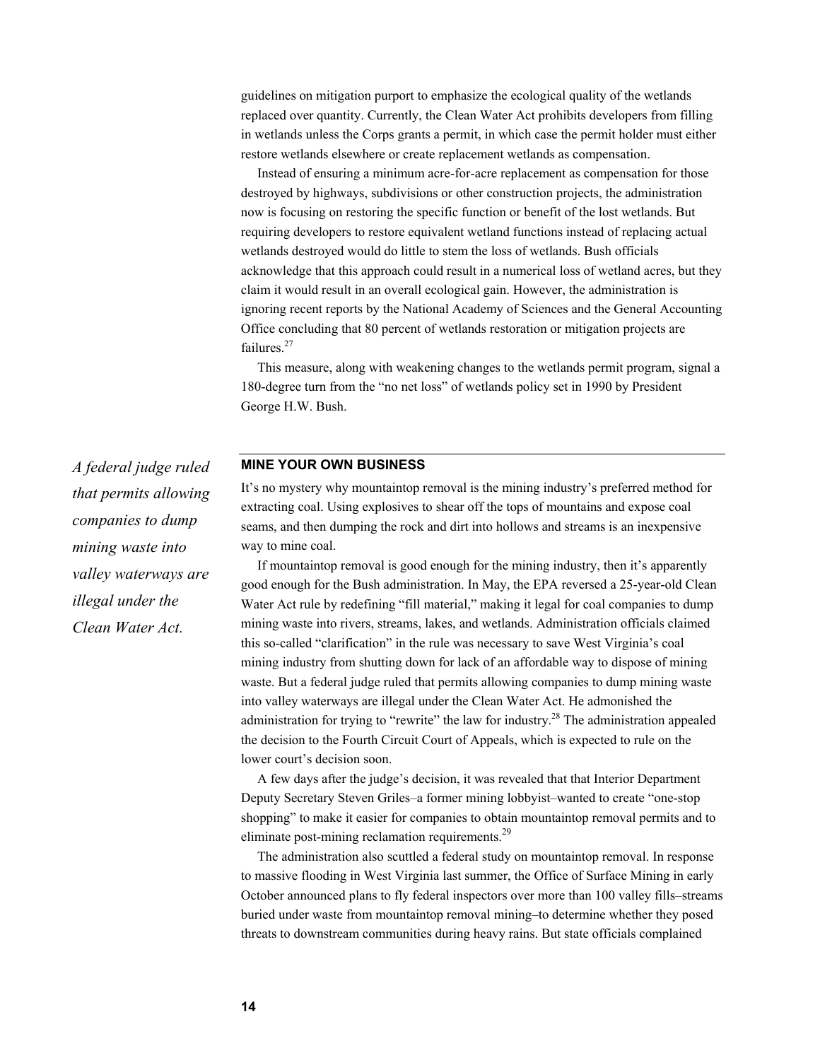guidelines on mitigation purport to emphasize the ecological quality of the wetlands replaced over quantity. Currently, the Clean Water Act prohibits developers from filling in wetlands unless the Corps grants a permit, in which case the permit holder must either restore wetlands elsewhere or create replacement wetlands as compensation.

Instead of ensuring a minimum acre-for-acre replacement as compensation for those destroyed by highways, subdivisions or other construction projects, the administration now is focusing on restoring the specific function or benefit of the lost wetlands. But requiring developers to restore equivalent wetland functions instead of replacing actual wetlands destroyed would do little to stem the loss of wetlands. Bush officials acknowledge that this approach could result in a numerical loss of wetland acres, but they claim it would result in an overall ecological gain. However, the administration is ignoring recent reports by the National Academy of Sciences and the General Accounting Office concluding that 80 percent of wetlands restoration or mitigation projects are failures.[27]

This measure, along with weakening changes to the wetlands permit program, signal a 180-degree turn from the "no net loss" of wetlands policy set in 1990 by President George H.W. Bush.

*A federal judge ruled that permits allowing companies to dump mining waste into valley waterways are illegal under the Clean Water Act.*

## MINE YOUR OWN BUSINESS

It's no mystery why mountaintop removal is the mining industry's preferred method for extracting coal. Using explosives to shear off the tops of mountains and expose coal seams, and then dumping the rock and dirt into hollows and streams is an inexpensive way to mine coal.

If mountaintop removal is good enough for the mining industry, then it's apparently good enough for the Bush administration. In May, the EPA reversed a 25-year-old Clean Water Act rule by redefining "fill material," making it legal for coal companies to dump mining waste into rivers, streams, lakes, and wetlands. Administration officials claimed this so-called "clarification" in the rule was necessary to save West Virginia's coal mining industry from shutting down for lack of an affordable way to dispose of mining waste. But a federal judge ruled that permits allowing companies to dump mining waste into valley waterways are illegal under the Clean Water Act. He admonished the administration for trying to "rewrite" the law for industry.[28] The administration appealed the decision to the Fourth Circuit Court of Appeals, which is expected to rule on the lower court's decision soon.

A few days after the judge's decision, it was revealed that that Interior Department Deputy Secretary Steven Griles–a former mining lobbyist–wanted to create "one-stop shopping" to make it easier for companies to obtain mountaintop removal permits and to eliminate post-mining reclamation requirements.[29]

The administration also scuttled a federal study on mountaintop removal. In response to massive flooding in West Virginia last summer, the Office of Surface Mining in early October announced plans to fly federal inspectors over more than 100 valley fills–streams buried under waste from mountaintop removal mining–to determine whether they posed threats to downstream communities during heavy rains. But state officials complained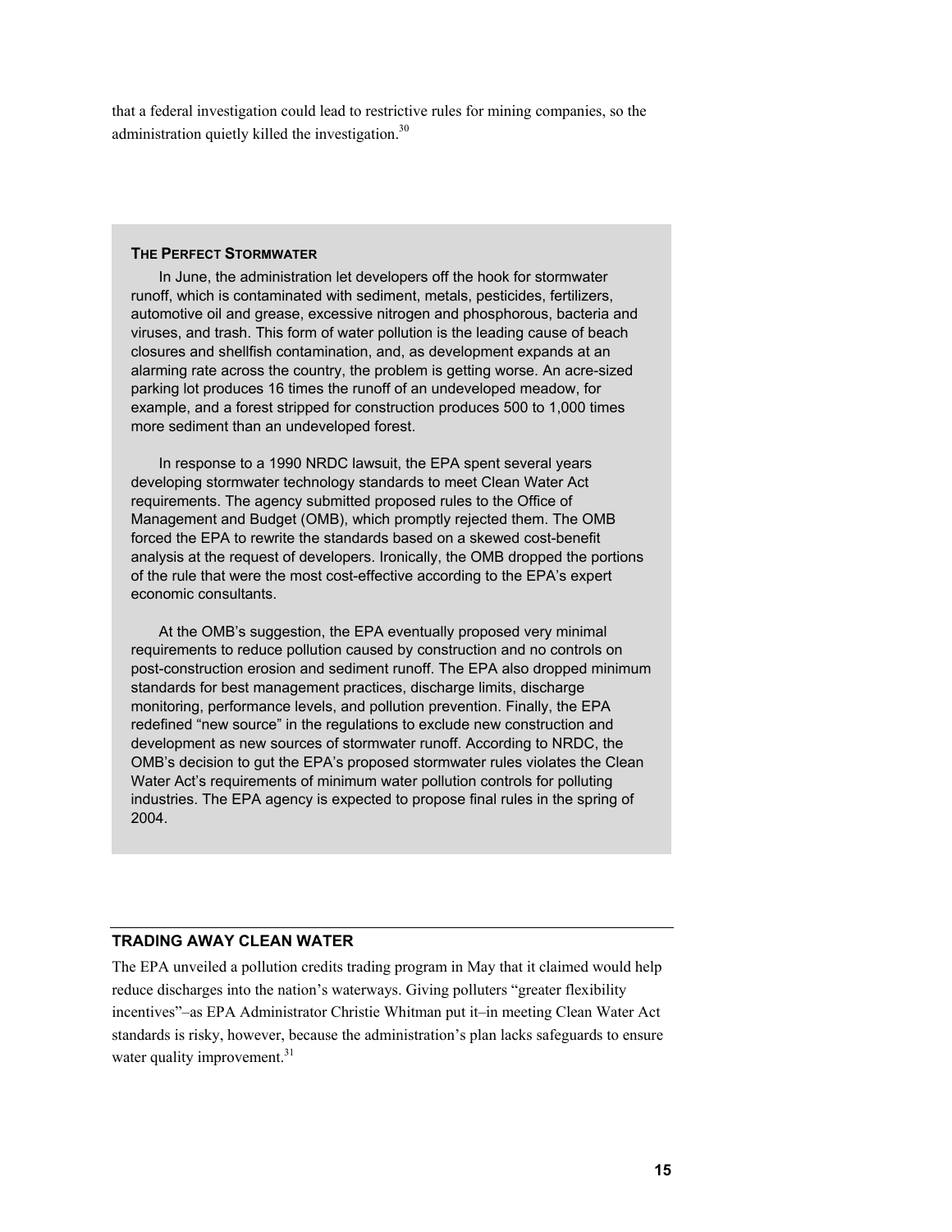that a federal investigation could lead to restrictive rules for mining companies, so the administration quietly killed the investigation.[30]

### THE PERFECT STORMWATER

In June, the administration let developers off the hook for stormwater runoff, which is contaminated with sediment, metals, pesticides, fertilizers, automotive oil and grease, excessive nitrogen and phosphorous, bacteria and viruses, and trash. This form of water pollution is the leading cause of beach closures and shellfish contamination, and, as development expands at an alarming rate across the country, the problem is getting worse. An acre-sized parking lot produces 16 times the runoff of an undeveloped meadow, for example, and a forest stripped for construction produces 500 to 1,000 times more sediment than an undeveloped forest.

In response to a 1990 NRDC lawsuit, the EPA spent several years developing stormwater technology standards to meet Clean Water Act requirements. The agency submitted proposed rules to the Office of Management and Budget (OMB), which promptly rejected them. The OMB forced the EPA to rewrite the standards based on a skewed cost-benefit analysis at the request of developers. Ironically, the OMB dropped the portions of the rule that were the most cost-effective according to the EPA's expert economic consultants.

At the OMB's suggestion, the EPA eventually proposed very minimal requirements to reduce pollution caused by construction and no controls on post-construction erosion and sediment runoff. The EPA also dropped minimum standards for best management practices, discharge limits, discharge monitoring, performance levels, and pollution prevention. Finally, the EPA redefined "new source" in the regulations to exclude new construction and development as new sources of stormwater runoff. According to NRDC, the OMB's decision to gut the EPA's proposed stormwater rules violates the Clean Water Act's requirements of minimum water pollution controls for polluting industries. The EPA agency is expected to propose final rules in the spring of 2004.

## TRADING AWAY CLEAN WATER

The EPA unveiled a pollution credits trading program in May that it claimed would help reduce discharges into the nation's waterways. Giving polluters "greater flexibility incentives"–as EPA Administrator Christie Whitman put it–in meeting Clean Water Act standards is risky, however, because the administration's plan lacks safeguards to ensure water quality improvement.[31]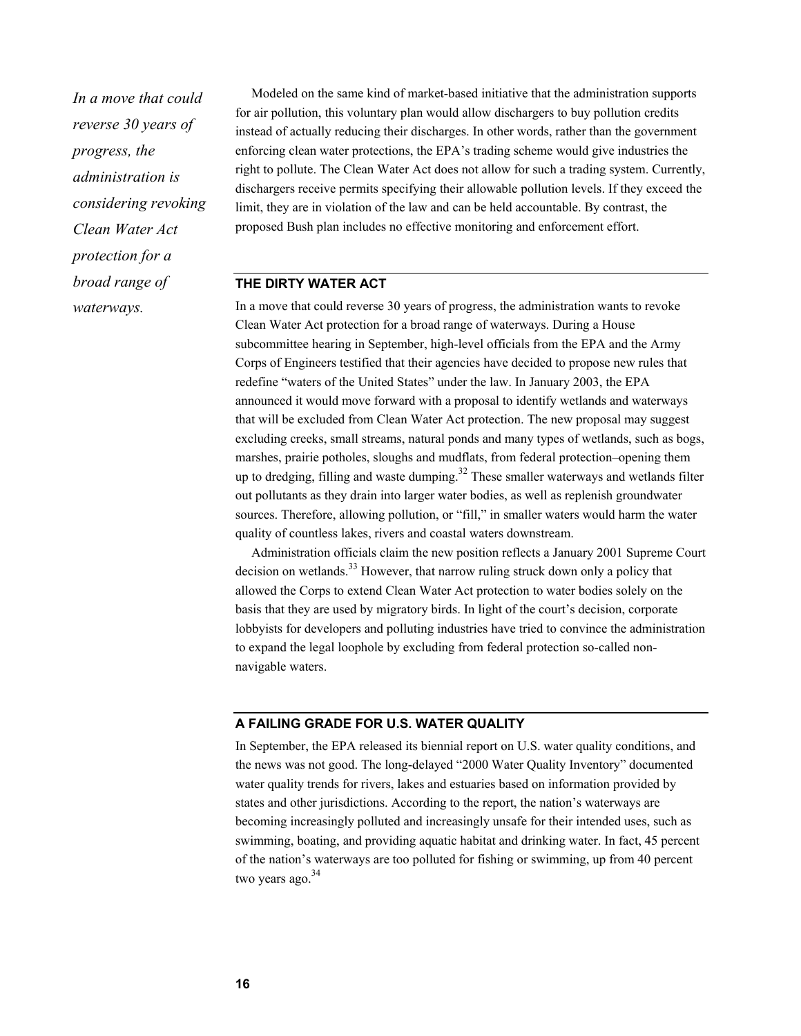*In a move that could reverse 30 years of progress, the administration is considering revoking Clean Water Act protection for a broad range of waterways.*

Modeled on the same kind of market-based initiative that the administration supports for air pollution, this voluntary plan would allow dischargers to buy pollution credits instead of actually reducing their discharges. In other words, rather than the government enforcing clean water protections, the EPA's trading scheme would give industries the right to pollute. The Clean Water Act does not allow for such a trading system. Currently, dischargers receive permits specifying their allowable pollution levels. If they exceed the limit, they are in violation of the law and can be held accountable. By contrast, the proposed Bush plan includes no effective monitoring and enforcement effort.

### THE DIRTY WATER ACT

In a move that could reverse 30 years of progress, the administration wants to revoke Clean Water Act protection for a broad range of waterways. During a House subcommittee hearing in September, high-level officials from the EPA and the Army Corps of Engineers testified that their agencies have decided to propose new rules that redefine "waters of the United States" under the law. In January 2003, the EPA announced it would move forward with a proposal to identify wetlands and waterways that will be excluded from Clean Water Act protection. The new proposal may suggest excluding creeks, small streams, natural ponds and many types of wetlands, such as bogs, marshes, prairie potholes, sloughs and mudflats, from federal protection–opening them up to dredging, filling and waste dumping.[32] These smaller waterways and wetlands filter out pollutants as they drain into larger water bodies, as well as replenish groundwater sources. Therefore, allowing pollution, or "fill," in smaller waters would harm the water quality of countless lakes, rivers and coastal waters downstream.

Administration officials claim the new position reflects a January 2001 Supreme Court decision on wetlands.[33] However, that narrow ruling struck down only a policy that allowed the Corps to extend Clean Water Act protection to water bodies solely on the basis that they are used by migratory birds. In light of the court's decision, corporate lobbyists for developers and polluting industries have tried to convince the administration to expand the legal loophole by excluding from federal protection so-called non-navigable waters.

### A FAILING GRADE FOR U.S. WATER QUALITY

In September, the EPA released its biennial report on U.S. water quality conditions, and the news was not good. The long-delayed "2000 Water Quality Inventory" documented water quality trends for rivers, lakes and estuaries based on information provided by states and other jurisdictions. According to the report, the nation's waterways are becoming increasingly polluted and increasingly unsafe for their intended uses, such as swimming, boating, and providing aquatic habitat and drinking water. In fact, 45 percent of the nation's waterways are too polluted for fishing or swimming, up from 40 percent two years ago.[34]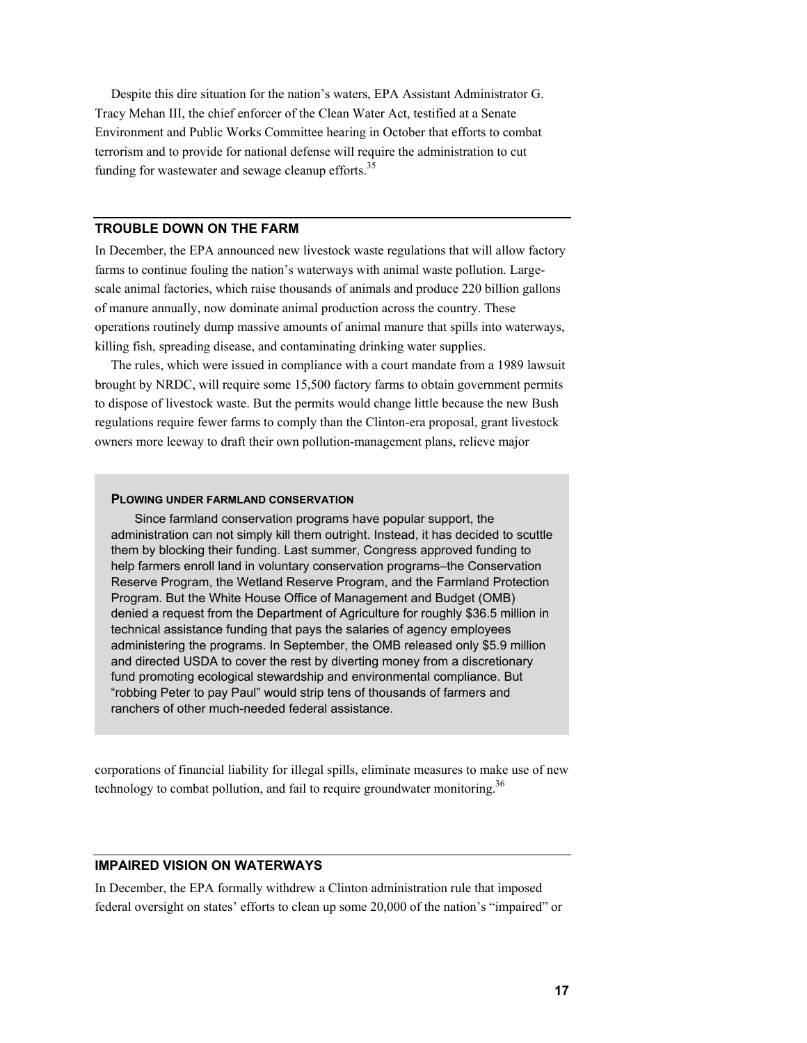Despite this dire situation for the nation's waters, EPA Assistant Administrator G. Tracy Mehan III, the chief enforcer of the Clean Water Act, testified at a Senate Environment and Public Works Committee hearing in October that efforts to combat terrorism and to provide for national defense will require the administration to cut funding for wastewater and sewage cleanup efforts.[35]

## TROUBLE DOWN ON THE FARM

In December, the EPA announced new livestock waste regulations that will allow factory farms to continue fouling the nation's waterways with animal waste pollution. Large-scale animal factories, which raise thousands of animals and produce 220 billion gallons of manure annually, now dominate animal production across the country. These operations routinely dump massive amounts of animal manure that spills into waterways, killing fish, spreading disease, and contaminating drinking water supplies.

The rules, which were issued in compliance with a court mandate from a 1989 lawsuit brought by NRDC, will require some 15,500 factory farms to obtain government permits to dispose of livestock waste. But the permits would change little because the new Bush regulations require fewer farms to comply than the Clinton-era proposal, grant livestock owners more leeway to draft their own pollution-management plans, relieve major corporations of financial liability for illegal spills, eliminate measures to make use of new technology to combat pollution, and fail to require groundwater monitoring.[36]

### PLOWING UNDER FARMLAND CONSERVATION

Since farmland conservation programs have popular support, the administration can not simply kill them outright. Instead, it has decided to scuttle them by blocking their funding. Last summer, Congress approved funding to help farmers enroll land in voluntary conservation programs–the Conservation Reserve Program, the Wetland Reserve Program, and the Farmland Protection Program. But the White House Office of Management and Budget (OMB) denied a request from the Department of Agriculture for roughly $36.5 million in technical assistance funding that pays the salaries of agency employees administering the programs. In September, the OMB released only $5.9 million and directed USDA to cover the rest by diverting money from a discretionary fund promoting ecological stewardship and environmental compliance. But "robbing Peter to pay Paul" would strip tens of thousands of farmers and ranchers of other much-needed federal assistance.

## IMPAIRED VISION ON WATERWAYS

In December, the EPA formally withdrew a Clinton administration rule that imposed federal oversight on states' efforts to clean up some 20,000 of the nation's "impaired" or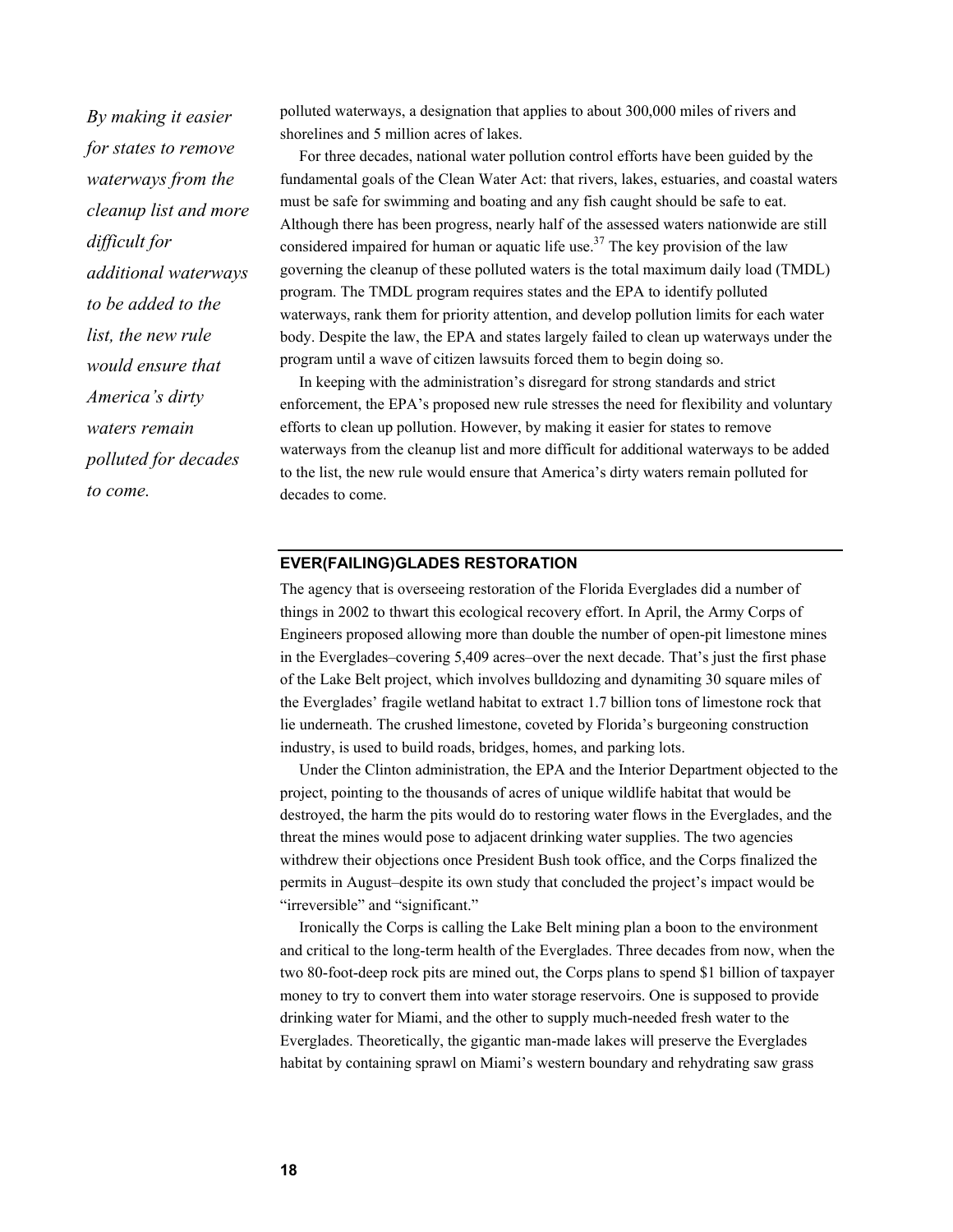*By making it easier for states to remove waterways from the cleanup list and more difficult for additional waterways to be added to the list, the new rule would ensure that America's dirty waters remain polluted for decades to come.*

polluted waterways, a designation that applies to about 300,000 miles of rivers and shorelines and 5 million acres of lakes.

For three decades, national water pollution control efforts have been guided by the fundamental goals of the Clean Water Act: that rivers, lakes, estuaries, and coastal waters must be safe for swimming and boating and any fish caught should be safe to eat. Although there has been progress, nearly half of the assessed waters nationwide are still considered impaired for human or aquatic life use.[37] The key provision of the law governing the cleanup of these polluted waters is the total maximum daily load (TMDL) program. The TMDL program requires states and the EPA to identify polluted waterways, rank them for priority attention, and develop pollution limits for each water body. Despite the law, the EPA and states largely failed to clean up waterways under the program until a wave of citizen lawsuits forced them to begin doing so.

In keeping with the administration's disregard for strong standards and strict enforcement, the EPA's proposed new rule stresses the need for flexibility and voluntary efforts to clean up pollution. However, by making it easier for states to remove waterways from the cleanup list and more difficult for additional waterways to be added to the list, the new rule would ensure that America's dirty waters remain polluted for decades to come.

## EVER(FAILING)GLADES RESTORATION

The agency that is overseeing restoration of the Florida Everglades did a number of things in 2002 to thwart this ecological recovery effort. In April, the Army Corps of Engineers proposed allowing more than double the number of open-pit limestone mines in the Everglades–covering 5,409 acres–over the next decade. That's just the first phase of the Lake Belt project, which involves bulldozing and dynamiting 30 square miles of the Everglades' fragile wetland habitat to extract 1.7 billion tons of limestone rock that lie underneath. The crushed limestone, coveted by Florida's burgeoning construction industry, is used to build roads, bridges, homes, and parking lots.

Under the Clinton administration, the EPA and the Interior Department objected to the project, pointing to the thousands of acres of unique wildlife habitat that would be destroyed, the harm the pits would do to restoring water flows in the Everglades, and the threat the mines would pose to adjacent drinking water supplies. The two agencies withdrew their objections once President Bush took office, and the Corps finalized the permits in August–despite its own study that concluded the project's impact would be "irreversible" and "significant."

Ironically the Corps is calling the Lake Belt mining plan a boon to the environment and critical to the long-term health of the Everglades. Three decades from now, when the two 80-foot-deep rock pits are mined out, the Corps plans to spend $1 billion of taxpayer money to try to convert them into water storage reservoirs. One is supposed to provide drinking water for Miami, and the other to supply much-needed fresh water to the Everglades. Theoretically, the gigantic man-made lakes will preserve the Everglades habitat by containing sprawl on Miami's western boundary and rehydrating saw grass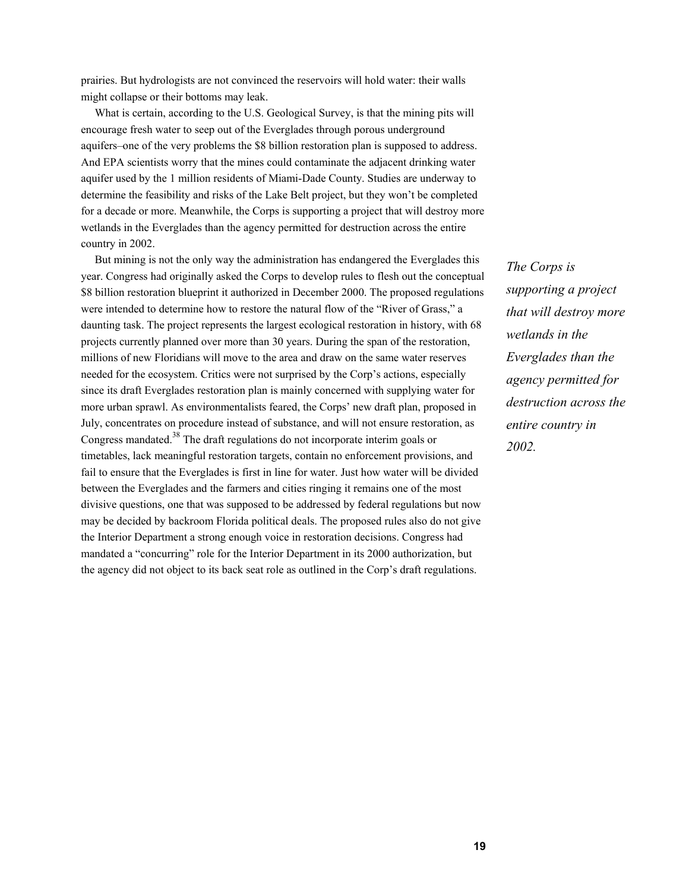prairies. But hydrologists are not convinced the reservoirs will hold water: their walls might collapse or their bottoms may leak.

What is certain, according to the U.S. Geological Survey, is that the mining pits will encourage fresh water to seep out of the Everglades through porous underground aquifers–one of the very problems the $8 billion restoration plan is supposed to address. And EPA scientists worry that the mines could contaminate the adjacent drinking water aquifer used by the 1 million residents of Miami-Dade County. Studies are underway to determine the feasibility and risks of the Lake Belt project, but they won't be completed for a decade or more. Meanwhile, the Corps is supporting a project that will destroy more wetlands in the Everglades than the agency permitted for destruction across the entire country in 2002.

*The Corps is supporting a project that will destroy more wetlands in the Everglades than the agency permitted for destruction across the entire country in 2002.*

But mining is not the only way the administration has endangered the Everglades this year. Congress had originally asked the Corps to develop rules to flesh out the conceptual $8 billion restoration blueprint it authorized in December 2000. The proposed regulations were intended to determine how to restore the natural flow of the "River of Grass," a daunting task. The project represents the largest ecological restoration in history, with 68 projects currently planned over more than 30 years. During the span of the restoration, millions of new Floridians will move to the area and draw on the same water reserves needed for the ecosystem. Critics were not surprised by the Corp's actions, especially since its draft Everglades restoration plan is mainly concerned with supplying water for more urban sprawl. As environmentalists feared, the Corps' new draft plan, proposed in July, concentrates on procedure instead of substance, and will not ensure restoration, as Congress mandated.[38] The draft regulations do not incorporate interim goals or timetables, lack meaningful restoration targets, contain no enforcement provisions, and fail to ensure that the Everglades is first in line for water. Just how water will be divided between the Everglades and the farmers and cities ringing it remains one of the most divisive questions, one that was supposed to be addressed by federal regulations but now may be decided by backroom Florida political deals. The proposed rules also do not give the Interior Department a strong enough voice in restoration decisions. Congress had mandated a "concurring" role for the Interior Department in its 2000 authorization, but the agency did not object to its back seat role as outlined in the Corp's draft regulations.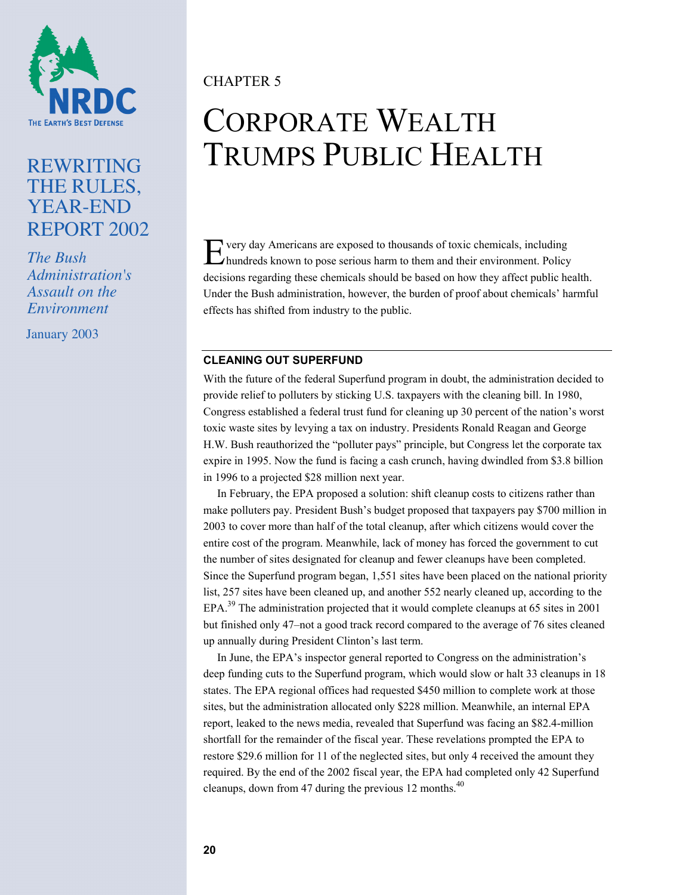CHAPTER 5

# CORPORATE WEALTH TRUMPS PUBLIC HEALTH

Every day Americans are exposed to thousands of toxic chemicals, including hundreds known to pose serious harm to them and their environment. Policy decisions regarding these chemicals should be based on how they affect public health. Under the Bush administration, however, the burden of proof about chemicals' harmful effects has shifted from industry to the public.

## CLEANING OUT SUPERFUND

With the future of the federal Superfund program in doubt, the administration decided to provide relief to polluters by sticking U.S. taxpayers with the cleaning bill. In 1980, Congress established a federal trust fund for cleaning up 30 percent of the nation's worst toxic waste sites by levying a tax on industry. Presidents Ronald Reagan and George H.W. Bush reauthorized the "polluter pays" principle, but Congress let the corporate tax expire in 1995. Now the fund is facing a cash crunch, having dwindled from $3.8 billion in 1996 to a projected $28 million next year.

In February, the EPA proposed a solution: shift cleanup costs to citizens rather than make polluters pay. President Bush's budget proposed that taxpayers pay $700 million in 2003 to cover more than half of the total cleanup, after which citizens would cover the entire cost of the program. Meanwhile, lack of money has forced the government to cut the number of sites designated for cleanup and fewer cleanups have been completed. Since the Superfund program began, 1,551 sites have been placed on the national priority list, 257 sites have been cleaned up, and another 552 nearly cleaned up, according to the EPA.[39] The administration projected that it would complete cleanups at 65 sites in 2001 but finished only 47–not a good track record compared to the average of 76 sites cleaned up annually during President Clinton's last term.

In June, the EPA's inspector general reported to Congress on the administration's deep funding cuts to the Superfund program, which would slow or halt 33 cleanups in 18 states. The EPA regional offices had requested $450 million to complete work at those sites, but the administration allocated only $228 million. Meanwhile, an internal EPA report, leaked to the news media, revealed that Superfund was facing an $82.4-million shortfall for the remainder of the fiscal year. These revelations prompted the EPA to restore $29.6 million for 11 of the neglected sites, but only 4 received the amount they required. By the end of the 2002 fiscal year, the EPA had completed only 42 Superfund cleanups, down from 47 during the previous 12 months.[40]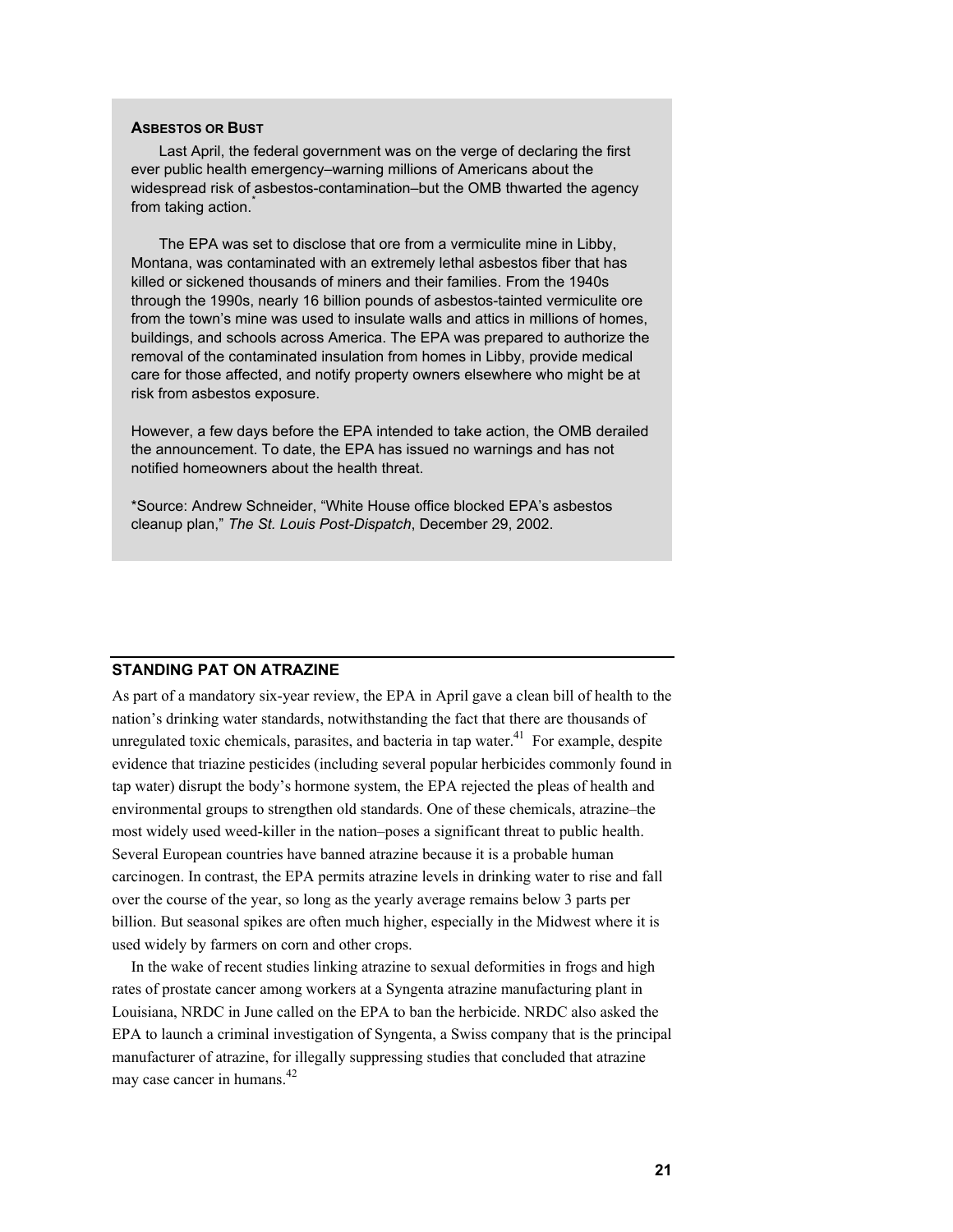### ASBESTOS OR BUST

Last April, the federal government was on the verge of declaring the first ever public health emergency–warning millions of Americans about the widespread risk of asbestos-contamination–but the OMB thwarted the agency from taking action.*

The EPA was set to disclose that ore from a vermiculite mine in Libby, Montana, was contaminated with an extremely lethal asbestos fiber that has killed or sickened thousands of miners and their families. From the 1940s through the 1990s, nearly 16 billion pounds of asbestos-tainted vermiculite ore from the town's mine was used to insulate walls and attics in millions of homes, buildings, and schools across America. The EPA was prepared to authorize the removal of the contaminated insulation from homes in Libby, provide medical care for those affected, and notify property owners elsewhere who might be at risk from asbestos exposure.

However, a few days before the EPA intended to take action, the OMB derailed the announcement. To date, the EPA has issued no warnings and has not notified homeowners about the health threat.

*Source: Andrew Schneider, "White House office blocked EPA's asbestos cleanup plan," *The St. Louis Post-Dispatch*, December 29, 2002.

## STANDING PAT ON ATRAZINE

As part of a mandatory six-year review, the EPA in April gave a clean bill of health to the nation's drinking water standards, notwithstanding the fact that there are thousands of unregulated toxic chemicals, parasites, and bacteria in tap water.[41] For example, despite evidence that triazine pesticides (including several popular herbicides commonly found in tap water) disrupt the body's hormone system, the EPA rejected the pleas of health and environmental groups to strengthen old standards. One of these chemicals, atrazine–the most widely used weed-killer in the nation–poses a significant threat to public health. Several European countries have banned atrazine because it is a probable human carcinogen. In contrast, the EPA permits atrazine levels in drinking water to rise and fall over the course of the year, so long as the yearly average remains below 3 parts per billion. But seasonal spikes are often much higher, especially in the Midwest where it is used widely by farmers on corn and other crops.

In the wake of recent studies linking atrazine to sexual deformities in frogs and high rates of prostate cancer among workers at a Syngenta atrazine manufacturing plant in Louisiana, NRDC in June called on the EPA to ban the herbicide. NRDC also asked the EPA to launch a criminal investigation of Syngenta, a Swiss company that is the principal manufacturer of atrazine, for illegally suppressing studies that concluded that atrazine may case cancer in humans.[42]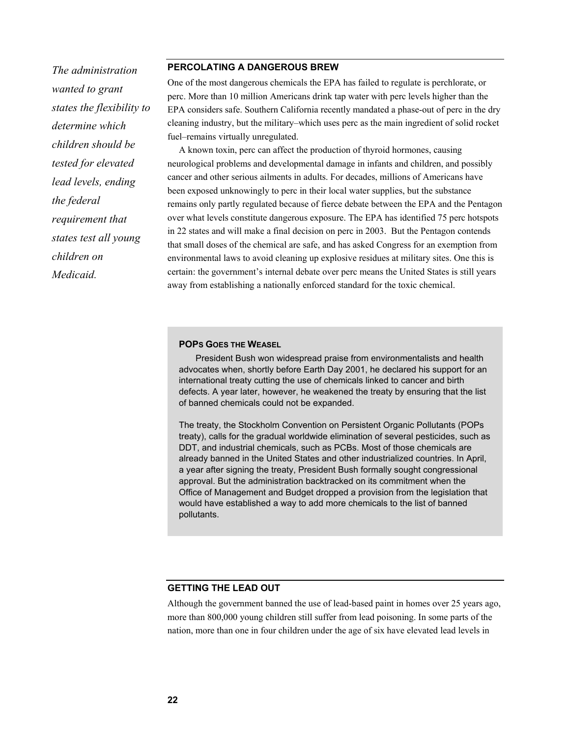*The administration wanted to grant states the flexibility to determine which children should be tested for elevated lead levels, ending the federal requirement that states test all young children on Medicaid.*

### PERCOLATING A DANGEROUS BREW

One of the most dangerous chemicals the EPA has failed to regulate is perchlorate, or perc. More than 10 million Americans drink tap water with perc levels higher than the EPA considers safe. Southern California recently mandated a phase-out of perc in the dry cleaning industry, but the military–which uses perc as the main ingredient of solid rocket fuel–remains virtually unregulated.

A known toxin, perc can affect the production of thyroid hormones, causing neurological problems and developmental damage in infants and children, and possibly cancer and other serious ailments in adults. For decades, millions of Americans have been exposed unknowingly to perc in their local water supplies, but the substance remains only partly regulated because of fierce debate between the EPA and the Pentagon over what levels constitute dangerous exposure. The EPA has identified 75 perc hotspots in 22 states and will make a final decision on perc in 2003. But the Pentagon contends that small doses of the chemical are safe, and has asked Congress for an exemption from environmental laws to avoid cleaning up explosive residues at military sites. One this is certain: the government's internal debate over perc means the United States is still years away from establishing a nationally enforced standard for the toxic chemical.

#### POPS GOES THE WEASEL

President Bush won widespread praise from environmentalists and health advocates when, shortly before Earth Day 2001, he declared his support for an international treaty cutting the use of chemicals linked to cancer and birth defects. A year later, however, he weakened the treaty by ensuring that the list of banned chemicals could not be expanded.

The treaty, the Stockholm Convention on Persistent Organic Pollutants (POPs treaty), calls for the gradual worldwide elimination of several pesticides, such as DDT, and industrial chemicals, such as PCBs. Most of those chemicals are already banned in the United States and other industrialized countries. In April, a year after signing the treaty, President Bush formally sought congressional approval. But the administration backtracked on its commitment when the Office of Management and Budget dropped a provision from the legislation that would have established a way to add more chemicals to the list of banned pollutants.

### GETTING THE LEAD OUT

Although the government banned the use of lead-based paint in homes over 25 years ago, more than 800,000 young children still suffer from lead poisoning. In some parts of the nation, more than one in four children under the age of six have elevated lead levels in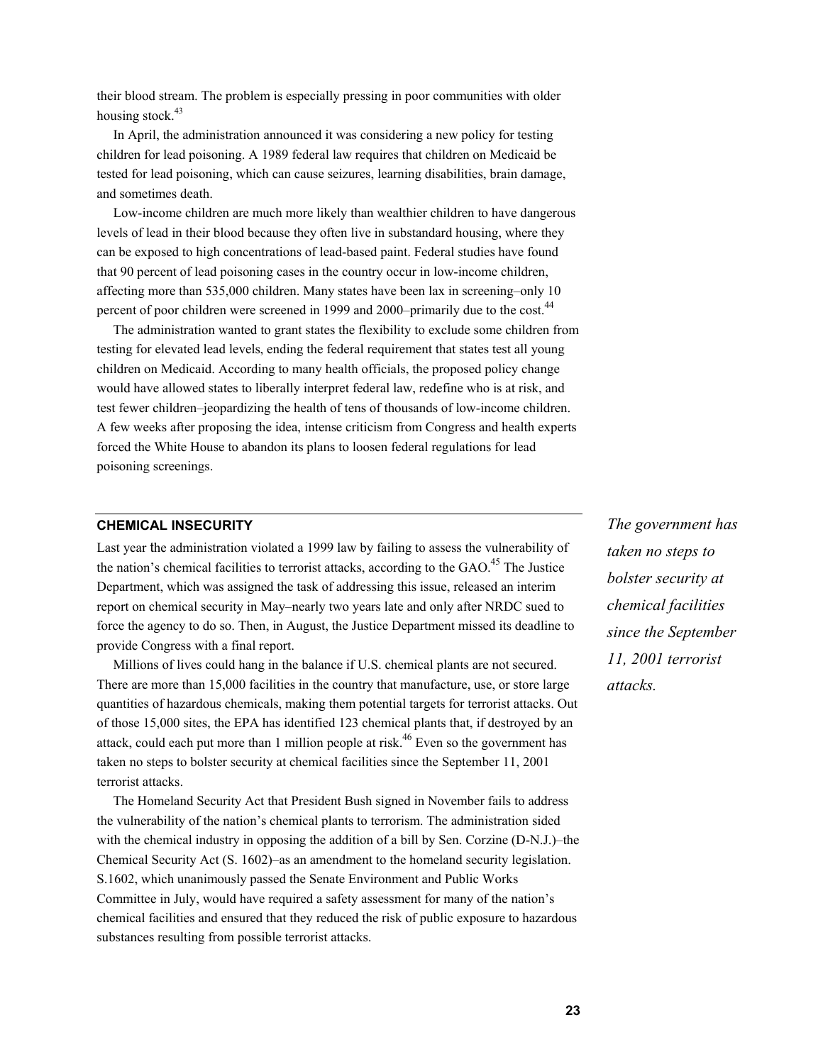their blood stream. The problem is especially pressing in poor communities with older housing stock.[43]

In April, the administration announced it was considering a new policy for testing children for lead poisoning. A 1989 federal law requires that children on Medicaid be tested for lead poisoning, which can cause seizures, learning disabilities, brain damage, and sometimes death.

Low-income children are much more likely than wealthier children to have dangerous levels of lead in their blood because they often live in substandard housing, where they can be exposed to high concentrations of lead-based paint. Federal studies have found that 90 percent of lead poisoning cases in the country occur in low-income children, affecting more than 535,000 children. Many states have been lax in screening–only 10 percent of poor children were screened in 1999 and 2000–primarily due to the cost.[44]

The administration wanted to grant states the flexibility to exclude some children from testing for elevated lead levels, ending the federal requirement that states test all young children on Medicaid. According to many health officials, the proposed policy change would have allowed states to liberally interpret federal law, redefine who is at risk, and test fewer children–jeopardizing the health of tens of thousands of low-income children. A few weeks after proposing the idea, intense criticism from Congress and health experts forced the White House to abandon its plans to loosen federal regulations for lead poisoning screenings.

## CHEMICAL INSECURITY

Last year the administration violated a 1999 law by failing to assess the vulnerability of the nation's chemical facilities to terrorist attacks, according to the GAO.[45] The Justice Department, which was assigned the task of addressing this issue, released an interim report on chemical security in May–nearly two years late and only after NRDC sued to force the agency to do so. Then, in August, the Justice Department missed its deadline to provide Congress with a final report.

*The government has taken no steps to bolster security at chemical facilities since the September 11, 2001 terrorist attacks.*

Millions of lives could hang in the balance if U.S. chemical plants are not secured. There are more than 15,000 facilities in the country that manufacture, use, or store large quantities of hazardous chemicals, making them potential targets for terrorist attacks. Out of those 15,000 sites, the EPA has identified 123 chemical plants that, if destroyed by an attack, could each put more than 1 million people at risk.[46] Even so the government has taken no steps to bolster security at chemical facilities since the September 11, 2001 terrorist attacks.

The Homeland Security Act that President Bush signed in November fails to address the vulnerability of the nation's chemical plants to terrorism. The administration sided with the chemical industry in opposing the addition of a bill by Sen. Corzine (D-N.J.)–the Chemical Security Act (S. 1602)–as an amendment to the homeland security legislation. S.1602, which unanimously passed the Senate Environment and Public Works Committee in July, would have required a safety assessment for many of the nation's chemical facilities and ensured that they reduced the risk of public exposure to hazardous substances resulting from possible terrorist attacks.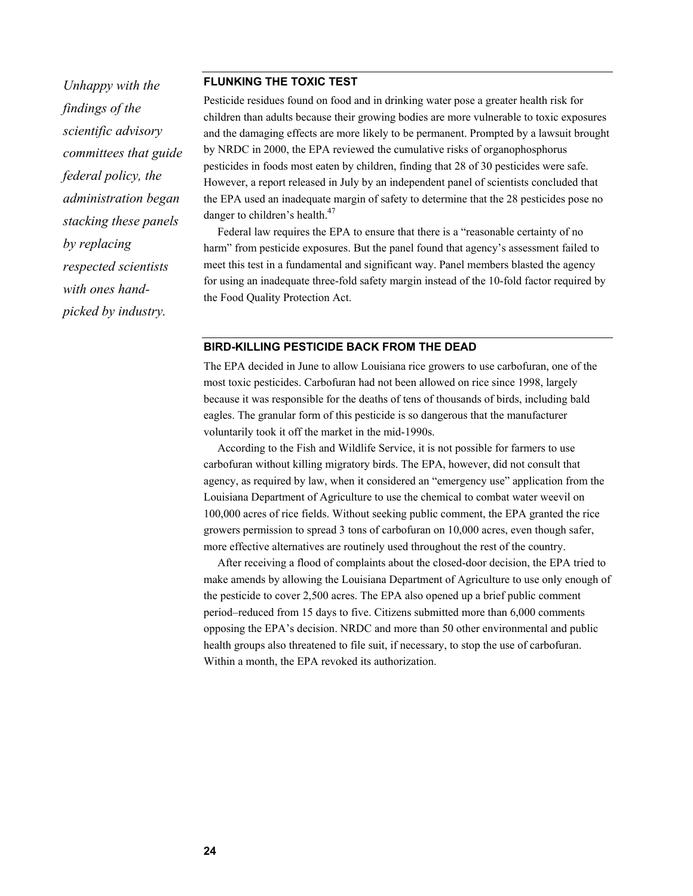*Unhappy with the findings of the scientific advisory committees that guide federal policy, the administration began stacking these panels by replacing respected scientists with ones hand-picked by industry.*

## FLUNKING THE TOXIC TEST

Pesticide residues found on food and in drinking water pose a greater health risk for children than adults because their growing bodies are more vulnerable to toxic exposures and the damaging effects are more likely to be permanent. Prompted by a lawsuit brought by NRDC in 2000, the EPA reviewed the cumulative risks of organophosphorus pesticides in foods most eaten by children, finding that 28 of 30 pesticides were safe. However, a report released in July by an independent panel of scientists concluded that the EPA used an inadequate margin of safety to determine that the 28 pesticides pose no danger to children's health.[47]

Federal law requires the EPA to ensure that there is a "reasonable certainty of no harm" from pesticide exposures. But the panel found that agency's assessment failed to meet this test in a fundamental and significant way. Panel members blasted the agency for using an inadequate three-fold safety margin instead of the 10-fold factor required by the Food Quality Protection Act.

## BIRD-KILLING PESTICIDE BACK FROM THE DEAD

The EPA decided in June to allow Louisiana rice growers to use carbofuran, one of the most toxic pesticides. Carbofuran had not been allowed on rice since 1998, largely because it was responsible for the deaths of tens of thousands of birds, including bald eagles. The granular form of this pesticide is so dangerous that the manufacturer voluntarily took it off the market in the mid-1990s.

According to the Fish and Wildlife Service, it is not possible for farmers to use carbofuran without killing migratory birds. The EPA, however, did not consult that agency, as required by law, when it considered an "emergency use" application from the Louisiana Department of Agriculture to use the chemical to combat water weevil on 100,000 acres of rice fields. Without seeking public comment, the EPA granted the rice growers permission to spread 3 tons of carbofuran on 10,000 acres, even though safer, more effective alternatives are routinely used throughout the rest of the country.

After receiving a flood of complaints about the closed-door decision, the EPA tried to make amends by allowing the Louisiana Department of Agriculture to use only enough of the pesticide to cover 2,500 acres. The EPA also opened up a brief public comment period–reduced from 15 days to five. Citizens submitted more than 6,000 comments opposing the EPA's decision. NRDC and more than 50 other environmental and public health groups also threatened to file suit, if necessary, to stop the use of carbofuran. Within a month, the EPA revoked its authorization.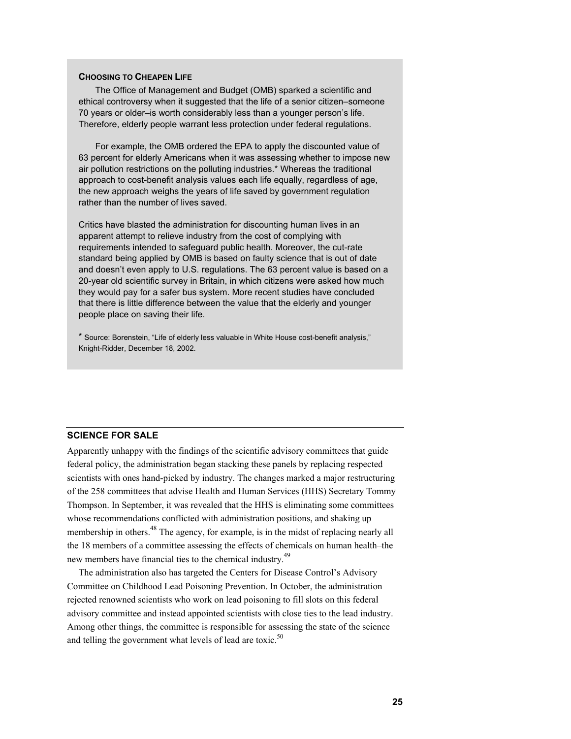### CHOOSING TO CHEAPEN LIFE

The Office of Management and Budget (OMB) sparked a scientific and ethical controversy when it suggested that the life of a senior citizen–someone 70 years or older–is worth considerably less than a younger person's life. Therefore, elderly people warrant less protection under federal regulations.

For example, the OMB ordered the EPA to apply the discounted value of 63 percent for elderly Americans when it was assessing whether to impose new air pollution restrictions on the polluting industries.* Whereas the traditional approach to cost-benefit analysis values each life equally, regardless of age, the new approach weighs the years of life saved by government regulation rather than the number of lives saved.

Critics have blasted the administration for discounting human lives in an apparent attempt to relieve industry from the cost of complying with requirements intended to safeguard public health. Moreover, the cut-rate standard being applied by OMB is based on faulty science that is out of date and doesn't even apply to U.S. regulations. The 63 percent value is based on a 20-year old scientific survey in Britain, in which citizens were asked how much they would pay for a safer bus system. More recent studies have concluded that there is little difference between the value that the elderly and younger people place on saving their life.

* Source: Borenstein, "Life of elderly less valuable in White House cost-benefit analysis," Knight-Ridder, December 18, 2002.

## SCIENCE FOR SALE

Apparently unhappy with the findings of the scientific advisory committees that guide federal policy, the administration began stacking these panels by replacing respected scientists with ones hand-picked by industry. The changes marked a major restructuring of the 258 committees that advise Health and Human Services (HHS) Secretary Tommy Thompson. In September, it was revealed that the HHS is eliminating some committees whose recommendations conflicted with administration positions, and shaking up membership in others.[48] The agency, for example, is in the midst of replacing nearly all the 18 members of a committee assessing the effects of chemicals on human health–the new members have financial ties to the chemical industry.[49]

The administration also has targeted the Centers for Disease Control's Advisory Committee on Childhood Lead Poisoning Prevention. In October, the administration rejected renowned scientists who work on lead poisoning to fill slots on this federal advisory committee and instead appointed scientists with close ties to the lead industry. Among other things, the committee is responsible for assessing the state of the science and telling the government what levels of lead are toxic.[50]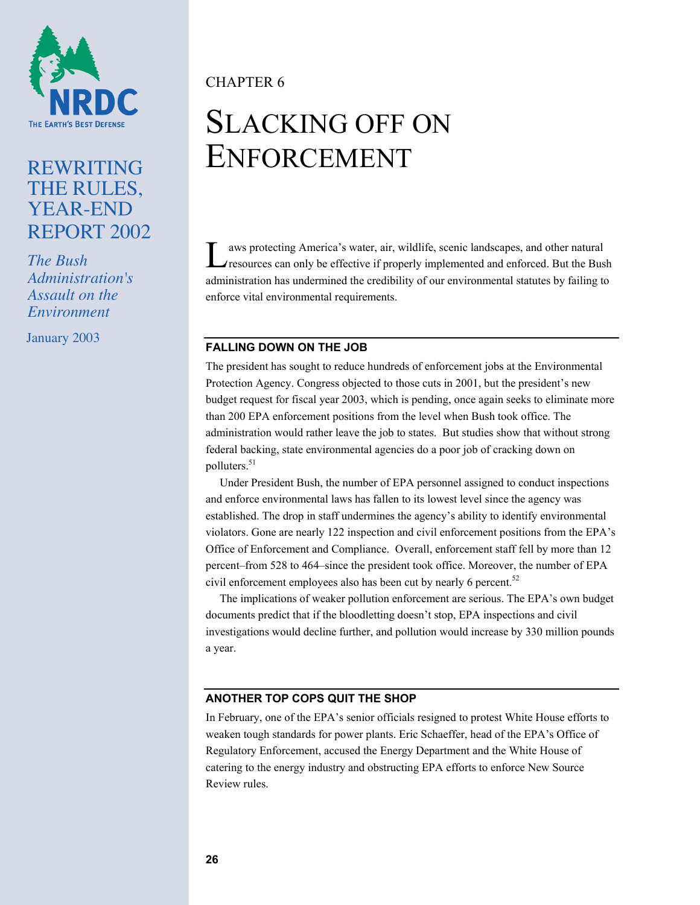CHAPTER 6

# SLACKING OFF ON ENFORCEMENT

Laws protecting America's water, air, wildlife, scenic landscapes, and other natural resources can only be effective if properly implemented and enforced. But the Bush administration has undermined the credibility of our environmental statutes by failing to enforce vital environmental requirements.

## FALLING DOWN ON THE JOB

The president has sought to reduce hundreds of enforcement jobs at the Environmental Protection Agency. Congress objected to those cuts in 2001, but the president's new budget request for fiscal year 2003, which is pending, once again seeks to eliminate more than 200 EPA enforcement positions from the level when Bush took office. The administration would rather leave the job to states. But studies show that without strong federal backing, state environmental agencies do a poor job of cracking down on polluters.[51]

Under President Bush, the number of EPA personnel assigned to conduct inspections and enforce environmental laws has fallen to its lowest level since the agency was established. The drop in staff undermines the agency's ability to identify environmental violators. Gone are nearly 122 inspection and civil enforcement positions from the EPA's Office of Enforcement and Compliance. Overall, enforcement staff fell by more than 12 percent–from 528 to 464–since the president took office. Moreover, the number of EPA civil enforcement employees also has been cut by nearly 6 percent.[52]

The implications of weaker pollution enforcement are serious. The EPA's own budget documents predict that if the bloodletting doesn't stop, EPA inspections and civil investigations would decline further, and pollution would increase by 330 million pounds a year.

## ANOTHER TOP COPS QUIT THE SHOP

In February, one of the EPA's senior officials resigned to protest White House efforts to weaken tough standards for power plants. Eric Schaeffer, head of the EPA's Office of Regulatory Enforcement, accused the Energy Department and the White House of catering to the energy industry and obstructing EPA efforts to enforce New Source Review rules.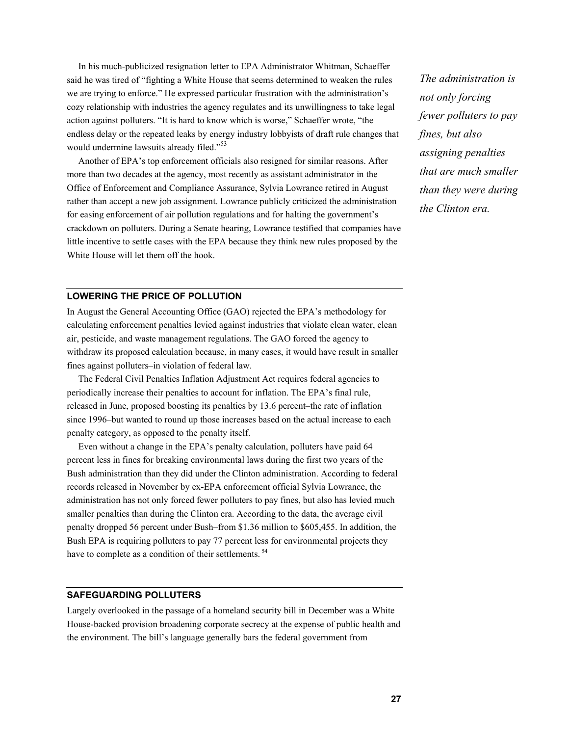In his much-publicized resignation letter to EPA Administrator Whitman, Schaeffer said he was tired of "fighting a White House that seems determined to weaken the rules we are trying to enforce." He expressed particular frustration with the administration's cozy relationship with industries the agency regulates and its unwillingness to take legal action against polluters. "It is hard to know which is worse," Schaeffer wrote, "the endless delay or the repeated leaks by energy industry lobbyists of draft rule changes that would undermine lawsuits already filed."[53]

Another of EPA's top enforcement officials also resigned for similar reasons. After more than two decades at the agency, most recently as assistant administrator in the Office of Enforcement and Compliance Assurance, Sylvia Lowrance retired in August rather than accept a new job assignment. Lowrance publicly criticized the administration for easing enforcement of air pollution regulations and for halting the government's crackdown on polluters. During a Senate hearing, Lowrance testified that companies have little incentive to settle cases with the EPA because they think new rules proposed by the White House will let them off the hook.

*The administration is not only forcing fewer polluters to pay fines, but also assigning penalties that are much smaller than they were during the Clinton era.*

## LOWERING THE PRICE OF POLLUTION

In August the General Accounting Office (GAO) rejected the EPA's methodology for calculating enforcement penalties levied against industries that violate clean water, clean air, pesticide, and waste management regulations. The GAO forced the agency to withdraw its proposed calculation because, in many cases, it would have result in smaller fines against polluters–in violation of federal law.

The Federal Civil Penalties Inflation Adjustment Act requires federal agencies to periodically increase their penalties to account for inflation. The EPA's final rule, released in June, proposed boosting its penalties by 13.6 percent–the rate of inflation since 1996–but wanted to round up those increases based on the actual increase to each penalty category, as opposed to the penalty itself.

Even without a change in the EPA's penalty calculation, polluters have paid 64 percent less in fines for breaking environmental laws during the first two years of the Bush administration than they did under the Clinton administration. According to federal records released in November by ex-EPA enforcement official Sylvia Lowrance, the administration has not only forced fewer polluters to pay fines, but also has levied much smaller penalties than during the Clinton era. According to the data, the average civil penalty dropped 56 percent under Bush–from $1.36 million to $605,455. In addition, the Bush EPA is requiring polluters to pay 77 percent less for environmental projects they have to complete as a condition of their settlements.[54]

## SAFEGUARDING POLLUTERS

Largely overlooked in the passage of a homeland security bill in December was a White House-backed provision broadening corporate secrecy at the expense of public health and the environment. The bill's language generally bars the federal government from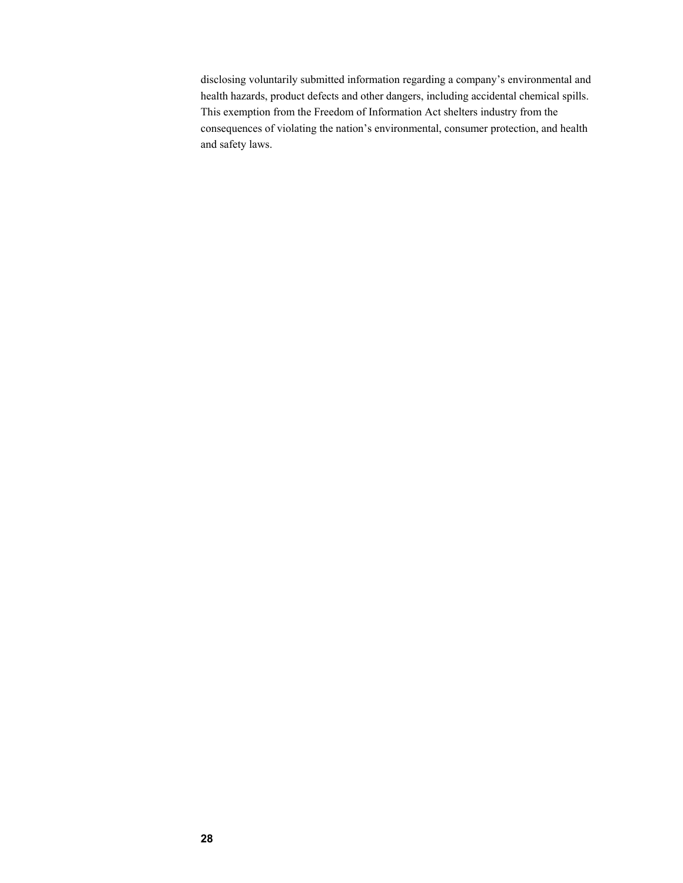disclosing voluntarily submitted information regarding a company's environmental and health hazards, product defects and other dangers, including accidental chemical spills. This exemption from the Freedom of Information Act shelters industry from the consequences of violating the nation's environmental, consumer protection, and health and safety laws.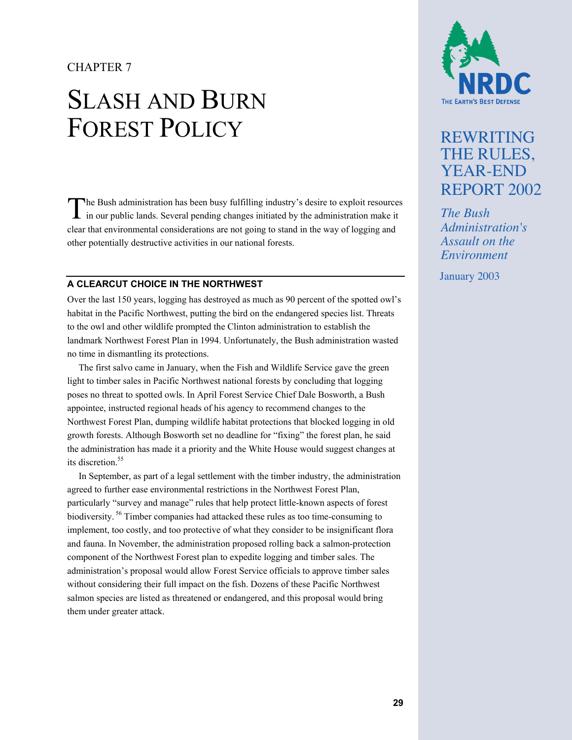CHAPTER 7

# Slash and Burn Forest Policy

The Bush administration has been busy fulfilling industry's desire to exploit resources in our public lands. Several pending changes initiated by the administration make it clear that environmental considerations are not going to stand in the way of logging and other potentially destructive activities in our national forests.

## A CLEARCUT CHOICE IN THE NORTHWEST

Over the last 150 years, logging has destroyed as much as 90 percent of the spotted owl's habitat in the Pacific Northwest, putting the bird on the endangered species list. Threats to the owl and other wildlife prompted the Clinton administration to establish the landmark Northwest Forest Plan in 1994. Unfortunately, the Bush administration wasted no time in dismantling its protections.

The first salvo came in January, when the Fish and Wildlife Service gave the green light to timber sales in Pacific Northwest national forests by concluding that logging poses no threat to spotted owls. In April Forest Service Chief Dale Bosworth, a Bush appointee, instructed regional heads of his agency to recommend changes to the Northwest Forest Plan, dumping wildlife habitat protections that blocked logging in old growth forests. Although Bosworth set no deadline for "fixing" the forest plan, he said the administration has made it a priority and the White House would suggest changes at its discretion.[55]

In September, as part of a legal settlement with the timber industry, the administration agreed to further ease environmental restrictions in the Northwest Forest Plan, particularly "survey and manage" rules that help protect little-known aspects of forest biodiversity.[56] Timber companies had attacked these rules as too time-consuming to implement, too costly, and too protective of what they consider to be insignificant flora and fauna. In November, the administration proposed rolling back a salmon-protection component of the Northwest Forest plan to expedite logging and timber sales. The administration's proposal would allow Forest Service officials to approve timber sales without considering their full impact on the fish. Dozens of these Pacific Northwest salmon species are listed as threatened or endangered, and this proposal would bring them under greater attack.

NRDC
THE EARTH'S BEST DEFENSE

REWRITING THE RULES, YEAR-END REPORT 2002

*The Bush Administration's Assault on the Environment*

January 2003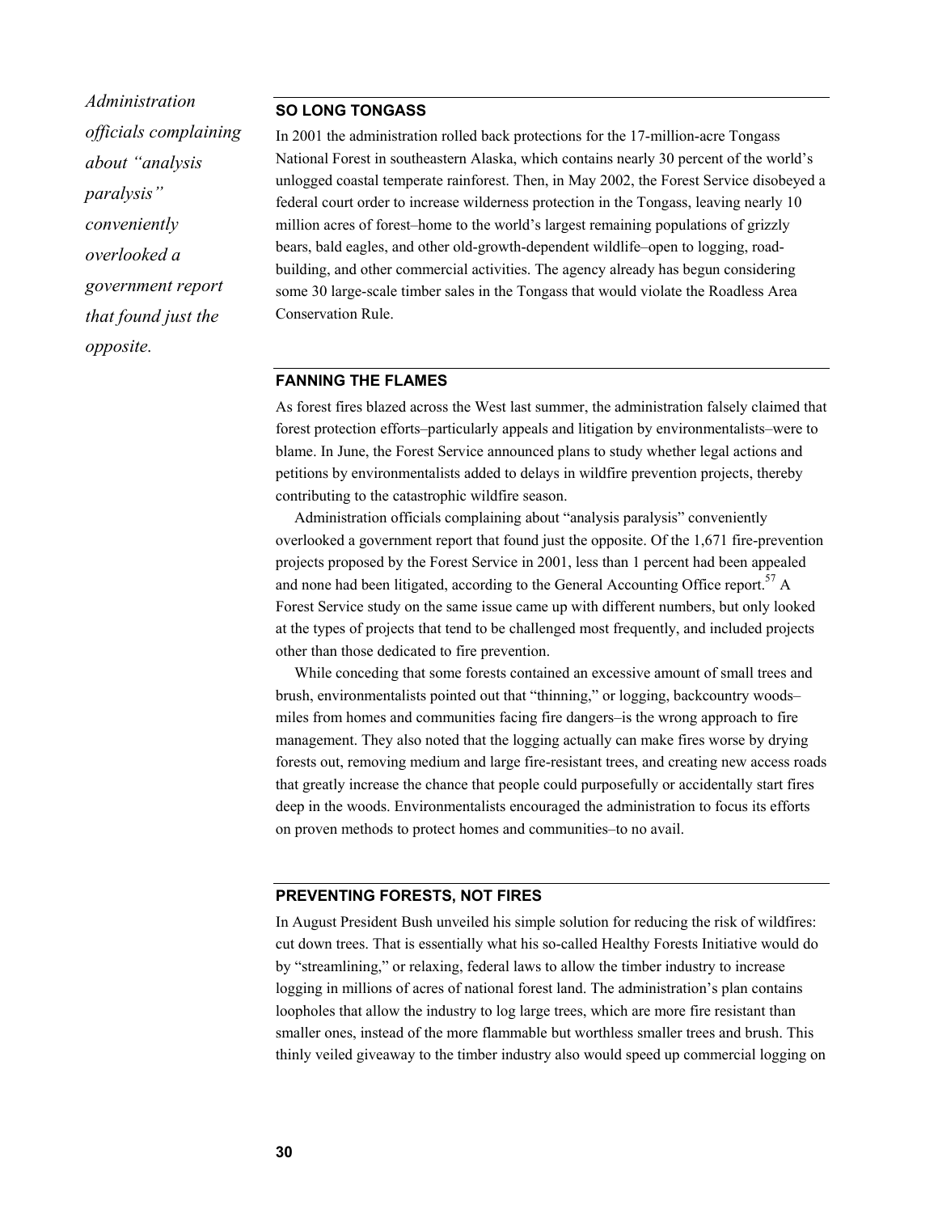*Administration officials complaining about "analysis paralysis" conveniently overlooked a government report that found just the opposite.*

### SO LONG TONGASS

In 2001 the administration rolled back protections for the 17-million-acre Tongass National Forest in southeastern Alaska, which contains nearly 30 percent of the world's unlogged coastal temperate rainforest. Then, in May 2002, the Forest Service disobeyed a federal court order to increase wilderness protection in the Tongass, leaving nearly 10 million acres of forest–home to the world's largest remaining populations of grizzly bears, bald eagles, and other old-growth-dependent wildlife–open to logging, road-building, and other commercial activities. The agency already has begun considering some 30 large-scale timber sales in the Tongass that would violate the Roadless Area Conservation Rule.

### FANNING THE FLAMES

As forest fires blazed across the West last summer, the administration falsely claimed that forest protection efforts–particularly appeals and litigation by environmentalists–were to blame. In June, the Forest Service announced plans to study whether legal actions and petitions by environmentalists added to delays in wildfire prevention projects, thereby contributing to the catastrophic wildfire season.

Administration officials complaining about "analysis paralysis" conveniently overlooked a government report that found just the opposite. Of the 1,671 fire-prevention projects proposed by the Forest Service in 2001, less than 1 percent had been appealed and none had been litigated, according to the General Accounting Office report.[57] A Forest Service study on the same issue came up with different numbers, but only looked at the types of projects that tend to be challenged most frequently, and included projects other than those dedicated to fire prevention.

While conceding that some forests contained an excessive amount of small trees and brush, environmentalists pointed out that "thinning," or logging, backcountry woods–miles from homes and communities facing fire dangers–is the wrong approach to fire management. They also noted that the logging actually can make fires worse by drying forests out, removing medium and large fire-resistant trees, and creating new access roads that greatly increase the chance that people could purposefully or accidentally start fires deep in the woods. Environmentalists encouraged the administration to focus its efforts on proven methods to protect homes and communities–to no avail.

### PREVENTING FORESTS, NOT FIRES

In August President Bush unveiled his simple solution for reducing the risk of wildfires: cut down trees. That is essentially what his so-called Healthy Forests Initiative would do by "streamlining," or relaxing, federal laws to allow the timber industry to increase logging in millions of acres of national forest land. The administration's plan contains loopholes that allow the industry to log large trees, which are more fire resistant than smaller ones, instead of the more flammable but worthless smaller trees and brush. This thinly veiled giveaway to the timber industry also would speed up commercial logging on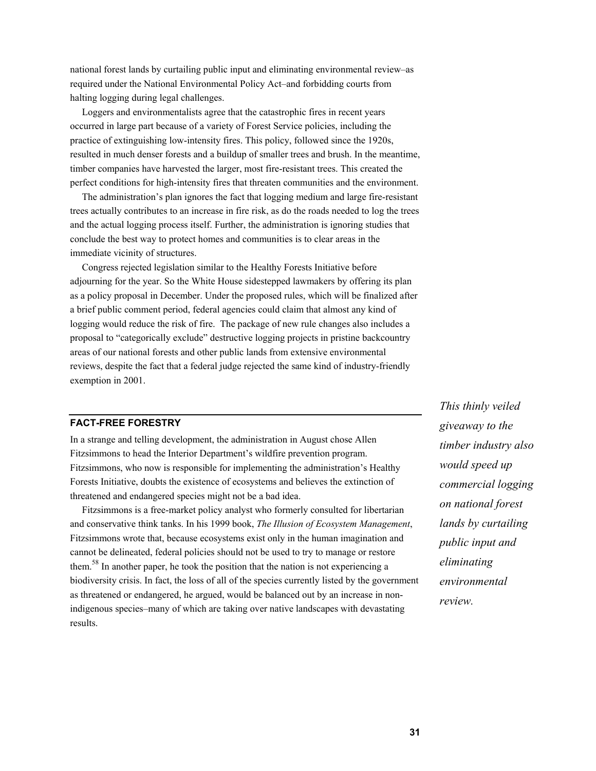national forest lands by curtailing public input and eliminating environmental review–as required under the National Environmental Policy Act–and forbidding courts from halting logging during legal challenges.

Loggers and environmentalists agree that the catastrophic fires in recent years occurred in large part because of a variety of Forest Service policies, including the practice of extinguishing low-intensity fires. This policy, followed since the 1920s, resulted in much denser forests and a buildup of smaller trees and brush. In the meantime, timber companies have harvested the larger, most fire-resistant trees. This created the perfect conditions for high-intensity fires that threaten communities and the environment.

The administration's plan ignores the fact that logging medium and large fire-resistant trees actually contributes to an increase in fire risk, as do the roads needed to log the trees and the actual logging process itself. Further, the administration is ignoring studies that conclude the best way to protect homes and communities is to clear areas in the immediate vicinity of structures.

Congress rejected legislation similar to the Healthy Forests Initiative before adjourning for the year. So the White House sidestepped lawmakers by offering its plan as a policy proposal in December. Under the proposed rules, which will be finalized after a brief public comment period, federal agencies could claim that almost any kind of logging would reduce the risk of fire. The package of new rule changes also includes a proposal to "categorically exclude" destructive logging projects in pristine backcountry areas of our national forests and other public lands from extensive environmental reviews, despite the fact that a federal judge rejected the same kind of industry-friendly exemption in 2001.

*This thinly veiled giveaway to the timber industry also would speed up commercial logging on national forest lands by curtailing public input and eliminating environmental review.*

## FACT-FREE FORESTRY

In a strange and telling development, the administration in August chose Allen Fitzsimmons to head the Interior Department's wildfire prevention program. Fitzsimmons, who now is responsible for implementing the administration's Healthy Forests Initiative, doubts the existence of ecosystems and believes the extinction of threatened and endangered species might not be a bad idea.

Fitzsimmons is a free-market policy analyst who formerly consulted for libertarian and conservative think tanks. In his 1999 book, *The Illusion of Ecosystem Management*, Fitzsimmons wrote that, because ecosystems exist only in the human imagination and cannot be delineated, federal policies should not be used to try to manage or restore them.[58] In another paper, he took the position that the nation is not experiencing a biodiversity crisis. In fact, the loss of all of the species currently listed by the government as threatened or endangered, he argued, would be balanced out by an increase in non-indigenous species–many of which are taking over native landscapes with devastating results.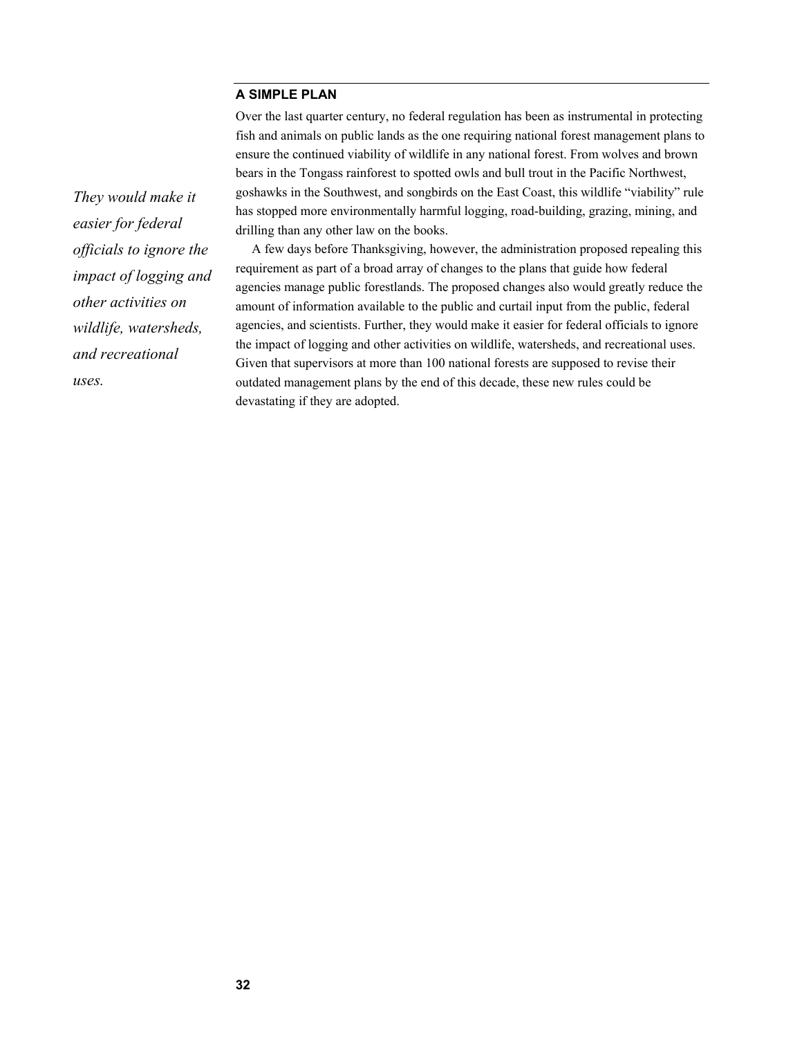## A SIMPLE PLAN

Over the last quarter century, no federal regulation has been as instrumental in protecting fish and animals on public lands as the one requiring national forest management plans to ensure the continued viability of wildlife in any national forest. From wolves and brown bears in the Tongass rainforest to spotted owls and bull trout in the Pacific Northwest, goshawks in the Southwest, and songbirds on the East Coast, this wildlife "viability" rule has stopped more environmentally harmful logging, road-building, grazing, mining, and drilling than any other law on the books.

*They would make it easier for federal officials to ignore the impact of logging and other activities on wildlife, watersheds, and recreational uses.*

A few days before Thanksgiving, however, the administration proposed repealing this requirement as part of a broad array of changes to the plans that guide how federal agencies manage public forestlands. The proposed changes also would greatly reduce the amount of information available to the public and curtail input from the public, federal agencies, and scientists. Further, they would make it easier for federal officials to ignore the impact of logging and other activities on wildlife, watersheds, and recreational uses. Given that supervisors at more than 100 national forests are supposed to revise their outdated management plans by the end of this decade, these new rules could be devastating if they are adopted.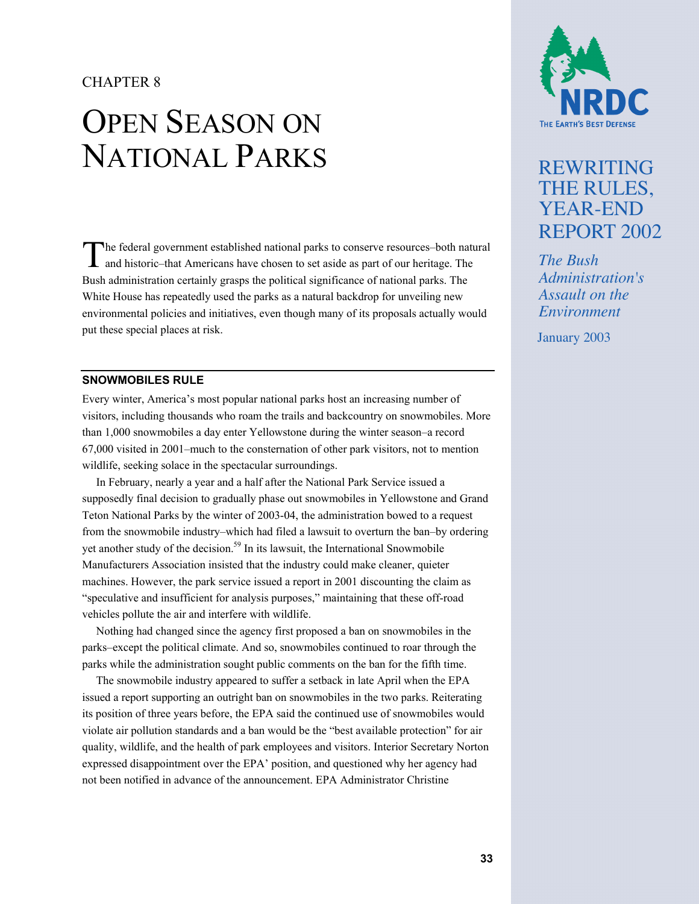CHAPTER 8

# Open Season on National Parks

The federal government established national parks to conserve resources–both natural and historic–that Americans have chosen to set aside as part of our heritage. The Bush administration certainly grasps the political significance of national parks. The White House has repeatedly used the parks as a natural backdrop for unveiling new environmental policies and initiatives, even though many of its proposals actually would put these special places at risk.

### SNOWMOBILES RULE

Every winter, America's most popular national parks host an increasing number of visitors, including thousands who roam the trails and backcountry on snowmobiles. More than 1,000 snowmobiles a day enter Yellowstone during the winter season–a record 67,000 visited in 2001–much to the consternation of other park visitors, not to mention wildlife, seeking solace in the spectacular surroundings.

In February, nearly a year and a half after the National Park Service issued a supposedly final decision to gradually phase out snowmobiles in Yellowstone and Grand Teton National Parks by the winter of 2003-04, the administration bowed to a request from the snowmobile industry–which had filed a lawsuit to overturn the ban–by ordering yet another study of the decision.[59] In its lawsuit, the International Snowmobile Manufacturers Association insisted that the industry could make cleaner, quieter machines. However, the park service issued a report in 2001 discounting the claim as "speculative and insufficient for analysis purposes," maintaining that these off-road vehicles pollute the air and interfere with wildlife.

Nothing had changed since the agency first proposed a ban on snowmobiles in the parks–except the political climate. And so, snowmobiles continued to roar through the parks while the administration sought public comments on the ban for the fifth time.

The snowmobile industry appeared to suffer a setback in late April when the EPA issued a report supporting an outright ban on snowmobiles in the two parks. Reiterating its position of three years before, the EPA said the continued use of snowmobiles would violate air pollution standards and a ban would be the "best available protection" for air quality, wildlife, and the health of park employees and visitors. Interior Secretary Norton expressed disappointment over the EPA' position, and questioned why her agency had not been notified in advance of the announcement. EPA Administrator Christine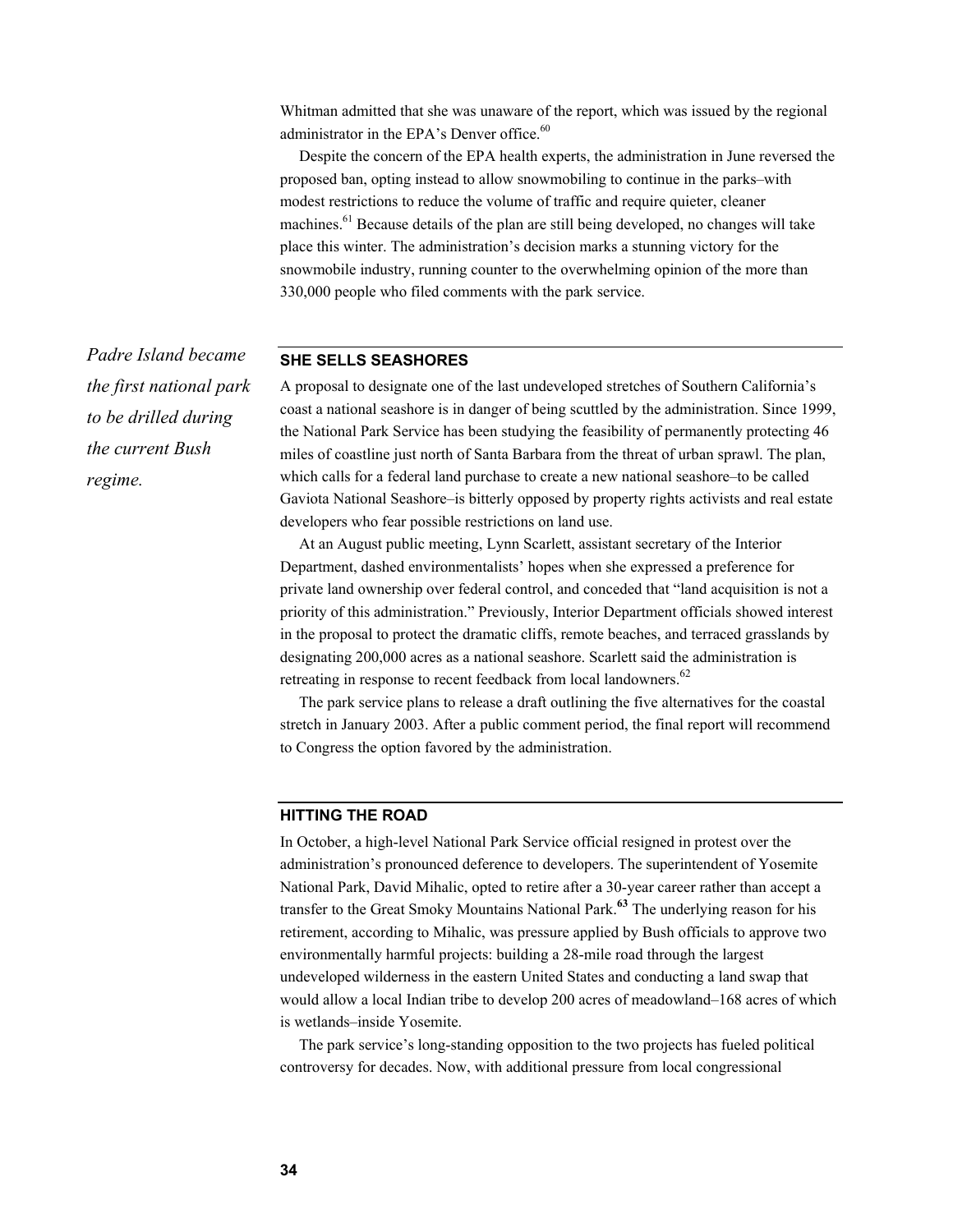Whitman admitted that she was unaware of the report, which was issued by the regional administrator in the EPA's Denver office.[60]

Despite the concern of the EPA health experts, the administration in June reversed the proposed ban, opting instead to allow snowmobiling to continue in the parks–with modest restrictions to reduce the volume of traffic and require quieter, cleaner machines.[61] Because details of the plan are still being developed, no changes will take place this winter. The administration's decision marks a stunning victory for the snowmobile industry, running counter to the overwhelming opinion of the more than 330,000 people who filed comments with the park service.

*Padre Island became the first national park to be drilled during the current Bush regime.*

## SHE SELLS SEASHORES

A proposal to designate one of the last undeveloped stretches of Southern California's coast a national seashore is in danger of being scuttled by the administration. Since 1999, the National Park Service has been studying the feasibility of permanently protecting 46 miles of coastline just north of Santa Barbara from the threat of urban sprawl. The plan, which calls for a federal land purchase to create a new national seashore–to be called Gaviota National Seashore–is bitterly opposed by property rights activists and real estate developers who fear possible restrictions on land use.

At an August public meeting, Lynn Scarlett, assistant secretary of the Interior Department, dashed environmentalists' hopes when she expressed a preference for private land ownership over federal control, and conceded that "land acquisition is not a priority of this administration." Previously, Interior Department officials showed interest in the proposal to protect the dramatic cliffs, remote beaches, and terraced grasslands by designating 200,000 acres as a national seashore. Scarlett said the administration is retreating in response to recent feedback from local landowners.[62]

The park service plans to release a draft outlining the five alternatives for the coastal stretch in January 2003. After a public comment period, the final report will recommend to Congress the option favored by the administration.

## HITTING THE ROAD

In October, a high-level National Park Service official resigned in protest over the administration's pronounced deference to developers. The superintendent of Yosemite National Park, David Mihalic, opted to retire after a 30-year career rather than accept a transfer to the Great Smoky Mountains National Park.[63] The underlying reason for his retirement, according to Mihalic, was pressure applied by Bush officials to approve two environmentally harmful projects: building a 28-mile road through the largest undeveloped wilderness in the eastern United States and conducting a land swap that would allow a local Indian tribe to develop 200 acres of meadowland–168 acres of which is wetlands–inside Yosemite.

The park service's long-standing opposition to the two projects has fueled political controversy for decades. Now, with additional pressure from local congressional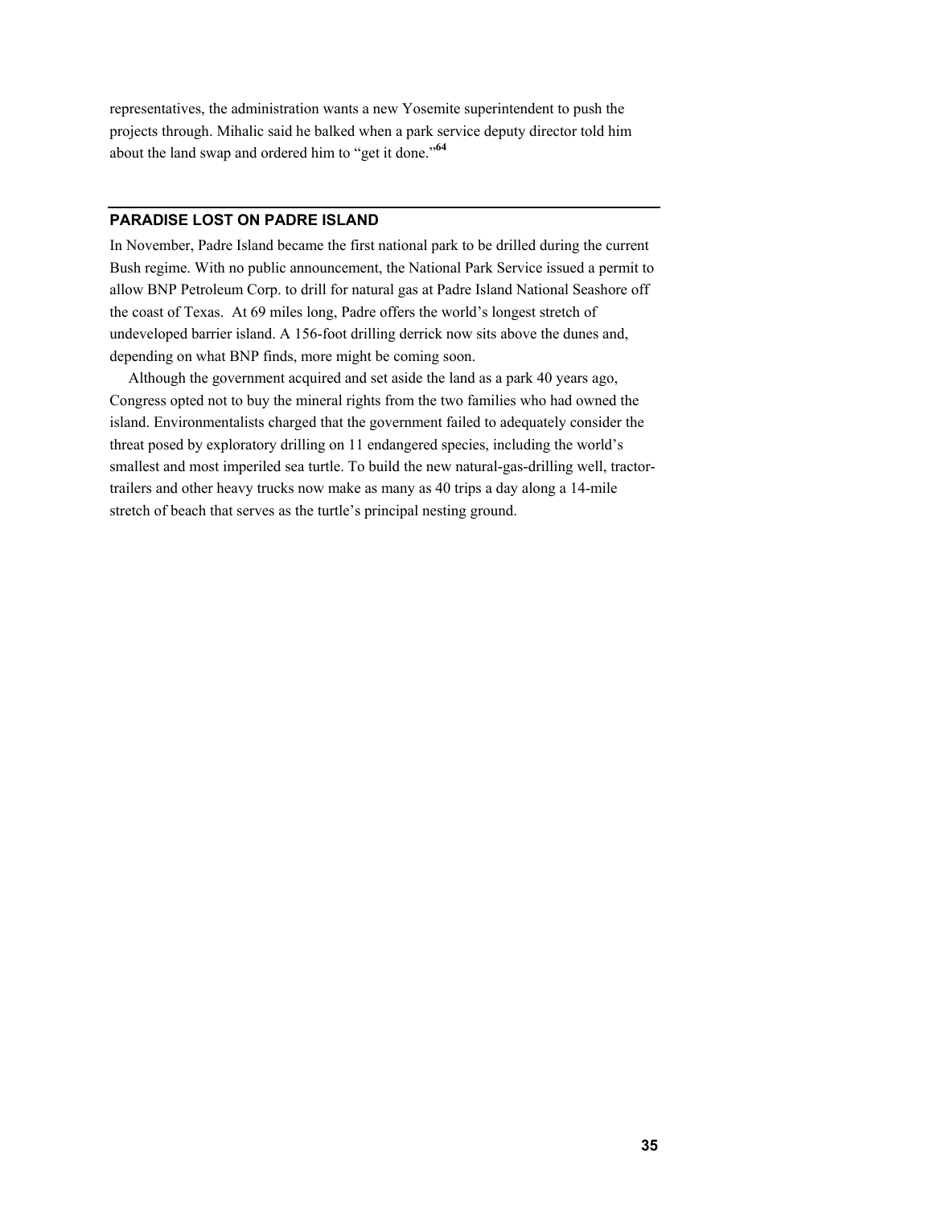representatives, the administration wants a new Yosemite superintendent to push the projects through. Mihalic said he balked when a park service deputy director told him about the land swap and ordered him to "get it done."[64]

## PARADISE LOST ON PADRE ISLAND

In November, Padre Island became the first national park to be drilled during the current Bush regime. With no public announcement, the National Park Service issued a permit to allow BNP Petroleum Corp. to drill for natural gas at Padre Island National Seashore off the coast of Texas. At 69 miles long, Padre offers the world's longest stretch of undeveloped barrier island. A 156-foot drilling derrick now sits above the dunes and, depending on what BNP finds, more might be coming soon.

Although the government acquired and set aside the land as a park 40 years ago, Congress opted not to buy the mineral rights from the two families who had owned the island. Environmentalists charged that the government failed to adequately consider the threat posed by exploratory drilling on 11 endangered species, including the world's smallest and most imperiled sea turtle. To build the new natural-gas-drilling well, tractor-trailers and other heavy trucks now make as many as 40 trips a day along a 14-mile stretch of beach that serves as the turtle's principal nesting ground.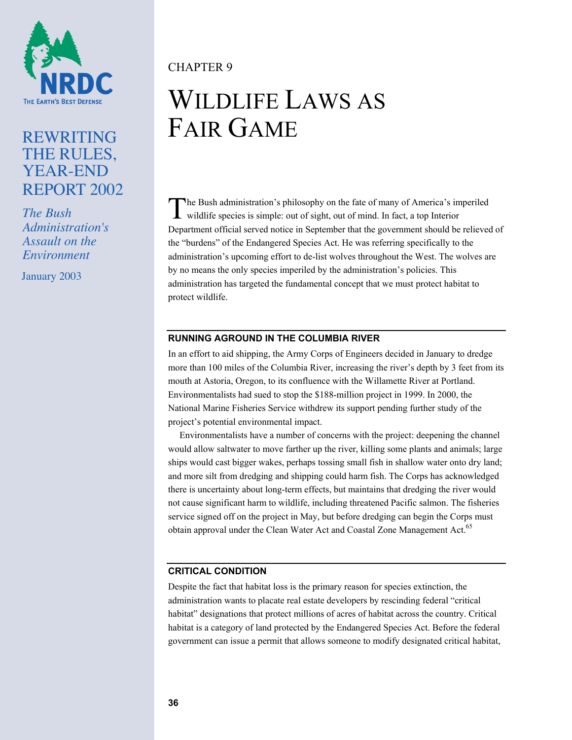CHAPTER 9

# WILDLIFE LAWS AS FAIR GAME

The Bush administration's philosophy on the fate of many of America's imperiled wildlife species is simple: out of sight, out of mind. In fact, a top Interior Department official served notice in September that the government should be relieved of the "burdens" of the Endangered Species Act. He was referring specifically to the administration's upcoming effort to de-list wolves throughout the West. The wolves are by no means the only species imperiled by the administration's policies. This administration has targeted the fundamental concept that we must protect habitat to protect wildlife.

### RUNNING AGROUND IN THE COLUMBIA RIVER

In an effort to aid shipping, the Army Corps of Engineers decided in January to dredge more than 100 miles of the Columbia River, increasing the river's depth by 3 feet from its mouth at Astoria, Oregon, to its confluence with the Willamette River at Portland. Environmentalists had sued to stop the $188-million project in 1999. In 2000, the National Marine Fisheries Service withdrew its support pending further study of the project's potential environmental impact.

Environmentalists have a number of concerns with the project: deepening the channel would allow saltwater to move farther up the river, killing some plants and animals; large ships would cast bigger wakes, perhaps tossing small fish in shallow water onto dry land; and more silt from dredging and shipping could harm fish. The Corps has acknowledged there is uncertainty about long-term effects, but maintains that dredging the river would not cause significant harm to wildlife, including threatened Pacific salmon. The fisheries service signed off on the project in May, but before dredging can begin the Corps must obtain approval under the Clean Water Act and Coastal Zone Management Act.[65]

### CRITICAL CONDITION

Despite the fact that habitat loss is the primary reason for species extinction, the administration wants to placate real estate developers by rescinding federal "critical habitat" designations that protect millions of acres of habitat across the country. Critical habitat is a category of land protected by the Endangered Species Act. Before the federal government can issue a permit that allows someone to modify designated critical habitat,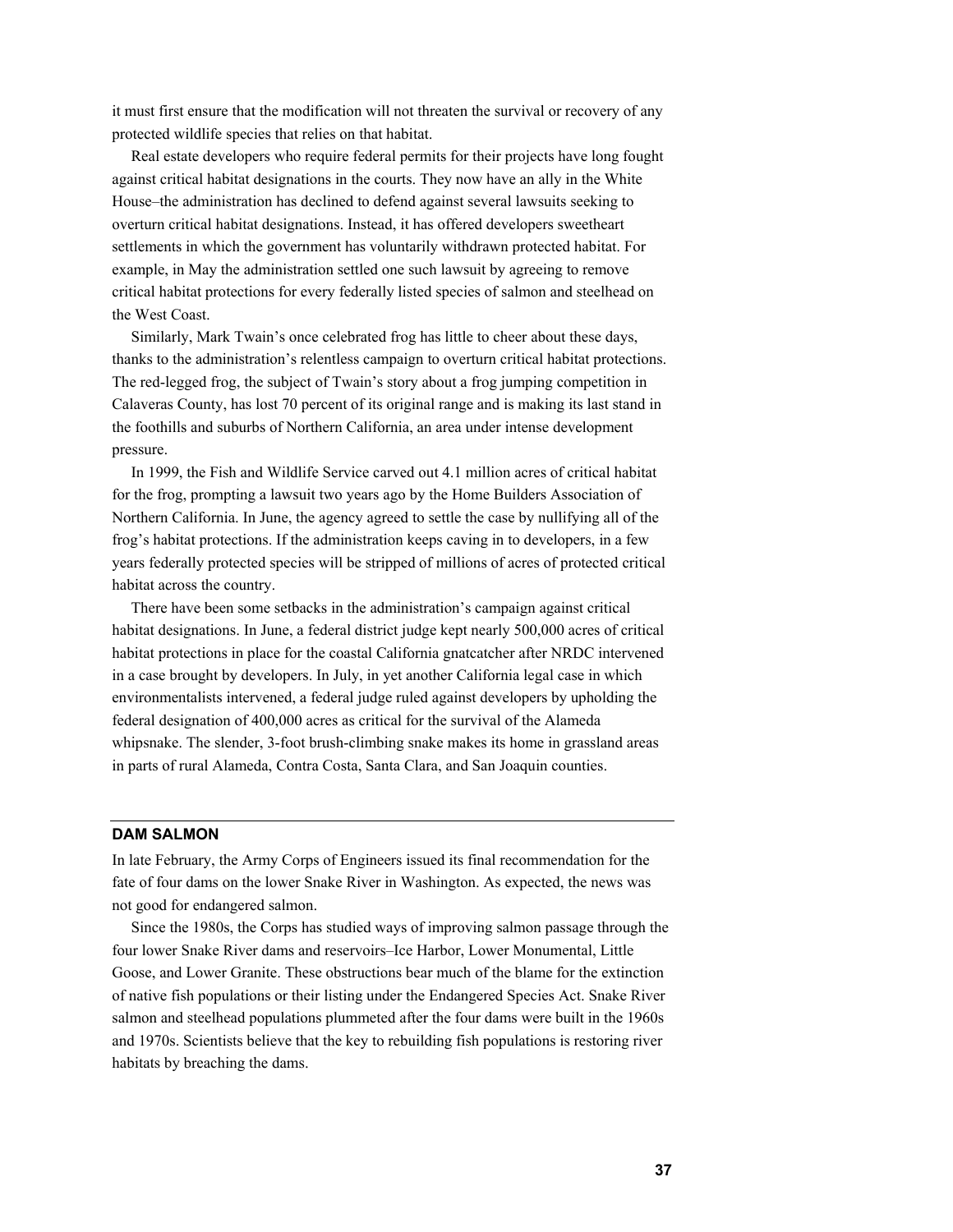it must first ensure that the modification will not threaten the survival or recovery of any protected wildlife species that relies on that habitat.

Real estate developers who require federal permits for their projects have long fought against critical habitat designations in the courts. They now have an ally in the White House–the administration has declined to defend against several lawsuits seeking to overturn critical habitat designations. Instead, it has offered developers sweetheart settlements in which the government has voluntarily withdrawn protected habitat. For example, in May the administration settled one such lawsuit by agreeing to remove critical habitat protections for every federally listed species of salmon and steelhead on the West Coast.

Similarly, Mark Twain's once celebrated frog has little to cheer about these days, thanks to the administration's relentless campaign to overturn critical habitat protections. The red-legged frog, the subject of Twain's story about a frog jumping competition in Calaveras County, has lost 70 percent of its original range and is making its last stand in the foothills and suburbs of Northern California, an area under intense development pressure.

In 1999, the Fish and Wildlife Service carved out 4.1 million acres of critical habitat for the frog, prompting a lawsuit two years ago by the Home Builders Association of Northern California. In June, the agency agreed to settle the case by nullifying all of the frog's habitat protections. If the administration keeps caving in to developers, in a few years federally protected species will be stripped of millions of acres of protected critical habitat across the country.

There have been some setbacks in the administration's campaign against critical habitat designations. In June, a federal district judge kept nearly 500,000 acres of critical habitat protections in place for the coastal California gnatcatcher after NRDC intervened in a case brought by developers. In July, in yet another California legal case in which environmentalists intervened, a federal judge ruled against developers by upholding the federal designation of 400,000 acres as critical for the survival of the Alameda whipsnake. The slender, 3-foot brush-climbing snake makes its home in grassland areas in parts of rural Alameda, Contra Costa, Santa Clara, and San Joaquin counties.

## DAM SALMON

In late February, the Army Corps of Engineers issued its final recommendation for the fate of four dams on the lower Snake River in Washington. As expected, the news was not good for endangered salmon.

Since the 1980s, the Corps has studied ways of improving salmon passage through the four lower Snake River dams and reservoirs–Ice Harbor, Lower Monumental, Little Goose, and Lower Granite. These obstructions bear much of the blame for the extinction of native fish populations or their listing under the Endangered Species Act. Snake River salmon and steelhead populations plummeted after the four dams were built in the 1960s and 1970s. Scientists believe that the key to rebuilding fish populations is restoring river habitats by breaching the dams.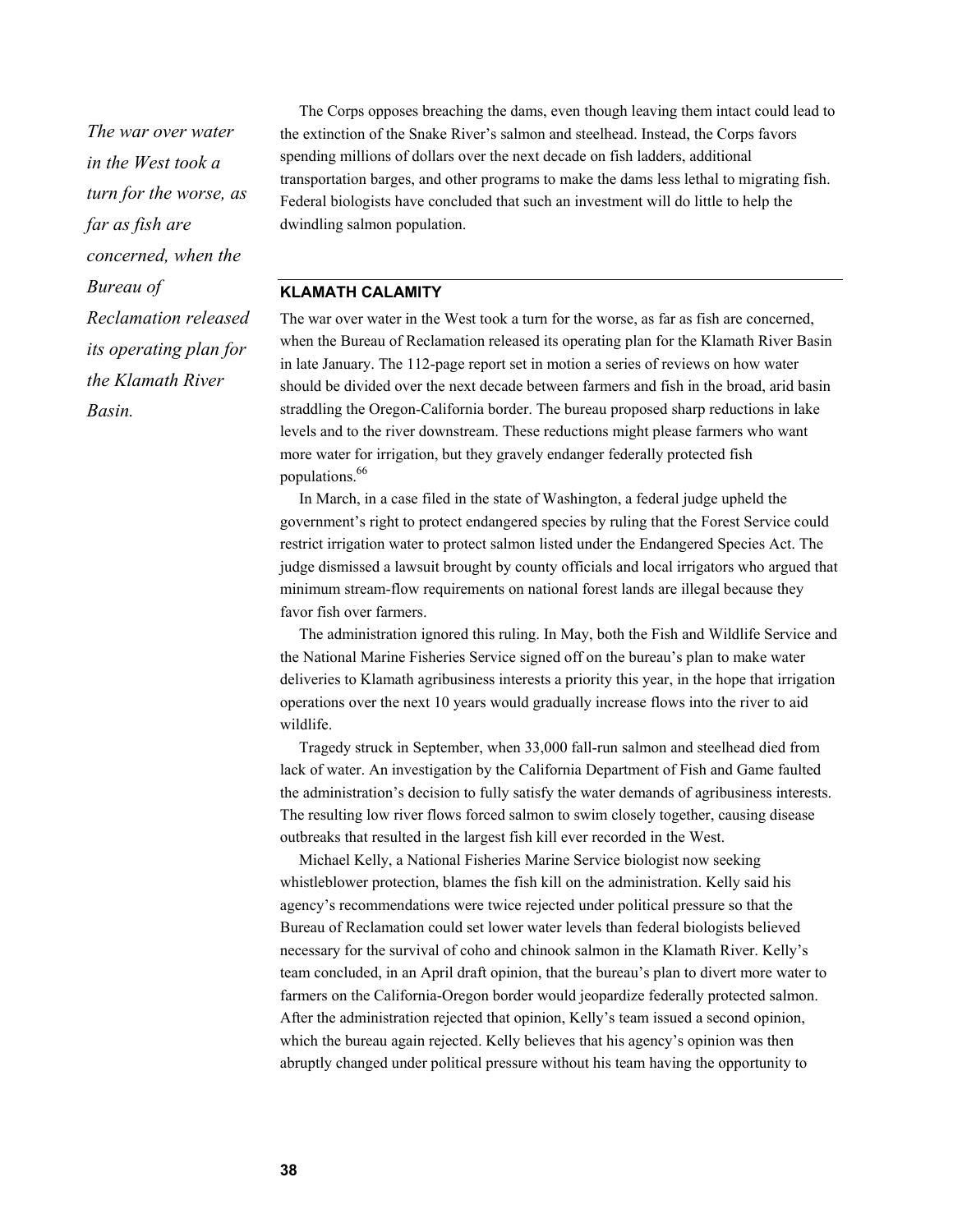*The war over water in the West took a turn for the worse, as far as fish are concerned, when the Bureau of Reclamation released its operating plan for the Klamath River Basin.*

The Corps opposes breaching the dams, even though leaving them intact could lead to the extinction of the Snake River's salmon and steelhead. Instead, the Corps favors spending millions of dollars over the next decade on fish ladders, additional transportation barges, and other programs to make the dams less lethal to migrating fish. Federal biologists have concluded that such an investment will do little to help the dwindling salmon population.

## KLAMATH CALAMITY

The war over water in the West took a turn for the worse, as far as fish are concerned, when the Bureau of Reclamation released its operating plan for the Klamath River Basin in late January. The 112-page report set in motion a series of reviews on how water should be divided over the next decade between farmers and fish in the broad, arid basin straddling the Oregon-California border. The bureau proposed sharp reductions in lake levels and to the river downstream. These reductions might please farmers who want more water for irrigation, but they gravely endanger federally protected fish populations.[66]

In March, in a case filed in the state of Washington, a federal judge upheld the government's right to protect endangered species by ruling that the Forest Service could restrict irrigation water to protect salmon listed under the Endangered Species Act. The judge dismissed a lawsuit brought by county officials and local irrigators who argued that minimum stream-flow requirements on national forest lands are illegal because they favor fish over farmers.

The administration ignored this ruling. In May, both the Fish and Wildlife Service and the National Marine Fisheries Service signed off on the bureau's plan to make water deliveries to Klamath agribusiness interests a priority this year, in the hope that irrigation operations over the next 10 years would gradually increase flows into the river to aid wildlife.

Tragedy struck in September, when 33,000 fall-run salmon and steelhead died from lack of water. An investigation by the California Department of Fish and Game faulted the administration's decision to fully satisfy the water demands of agribusiness interests. The resulting low river flows forced salmon to swim closely together, causing disease outbreaks that resulted in the largest fish kill ever recorded in the West.

Michael Kelly, a National Fisheries Marine Service biologist now seeking whistleblower protection, blames the fish kill on the administration. Kelly said his agency's recommendations were twice rejected under political pressure so that the Bureau of Reclamation could set lower water levels than federal biologists believed necessary for the survival of coho and chinook salmon in the Klamath River. Kelly's team concluded, in an April draft opinion, that the bureau's plan to divert more water to farmers on the California-Oregon border would jeopardize federally protected salmon. After the administration rejected that opinion, Kelly's team issued a second opinion, which the bureau again rejected. Kelly believes that his agency's opinion was then abruptly changed under political pressure without his team having the opportunity to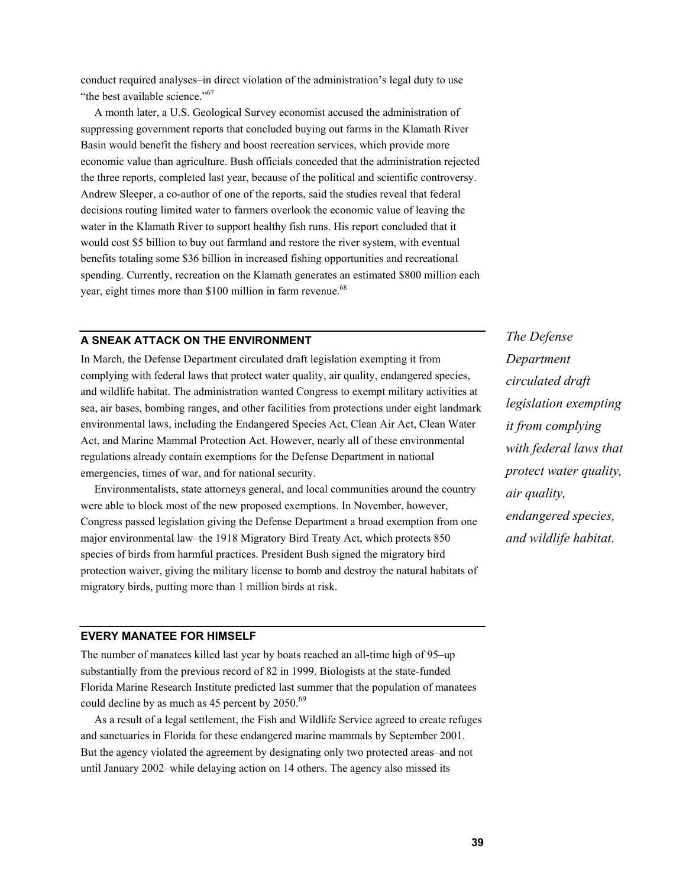conduct required analyses–in direct violation of the administration's legal duty to use "the best available science."[67]

A month later, a U.S. Geological Survey economist accused the administration of suppressing government reports that concluded buying out farms in the Klamath River Basin would benefit the fishery and boost recreation services, which provide more economic value than agriculture. Bush officials conceded that the administration rejected the three reports, completed last year, because of the political and scientific controversy. Andrew Sleeper, a co-author of one of the reports, said the studies reveal that federal decisions routing limited water to farmers overlook the economic value of leaving the water in the Klamath River to support healthy fish runs. His report concluded that it would cost $5 billion to buy out farmland and restore the river system, with eventual benefits totaling some $36 billion in increased fishing opportunities and recreational spending. Currently, recreation on the Klamath generates an estimated $800 million each year, eight times more than $100 million in farm revenue.[68]

## A SNEAK ATTACK ON THE ENVIRONMENT

In March, the Defense Department circulated draft legislation exempting it from complying with federal laws that protect water quality, air quality, endangered species, and wildlife habitat. The administration wanted Congress to exempt military activities at sea, air bases, bombing ranges, and other facilities from protections under eight landmark environmental laws, including the Endangered Species Act, Clean Air Act, Clean Water Act, and Marine Mammal Protection Act. However, nearly all of these environmental regulations already contain exemptions for the Defense Department in national emergencies, times of war, and for national security.

*The Defense Department circulated draft legislation exempting it from complying with federal laws that protect water quality, air quality, endangered species, and wildlife habitat.*

Environmentalists, state attorneys general, and local communities around the country were able to block most of the new proposed exemptions. In November, however, Congress passed legislation giving the Defense Department a broad exemption from one major environmental law–the 1918 Migratory Bird Treaty Act, which protects 850 species of birds from harmful practices. President Bush signed the migratory bird protection waiver, giving the military license to bomb and destroy the natural habitats of migratory birds, putting more than 1 million birds at risk.

## EVERY MANATEE FOR HIMSELF

The number of manatees killed last year by boats reached an all-time high of 95–up substantially from the previous record of 82 in 1999. Biologists at the state-funded Florida Marine Research Institute predicted last summer that the population of manatees could decline by as much as 45 percent by 2050.[69]

As a result of a legal settlement, the Fish and Wildlife Service agreed to create refuges and sanctuaries in Florida for these endangered marine mammals by September 2001. But the agency violated the agreement by designating only two protected areas–and not until January 2002–while delaying action on 14 others. The agency also missed its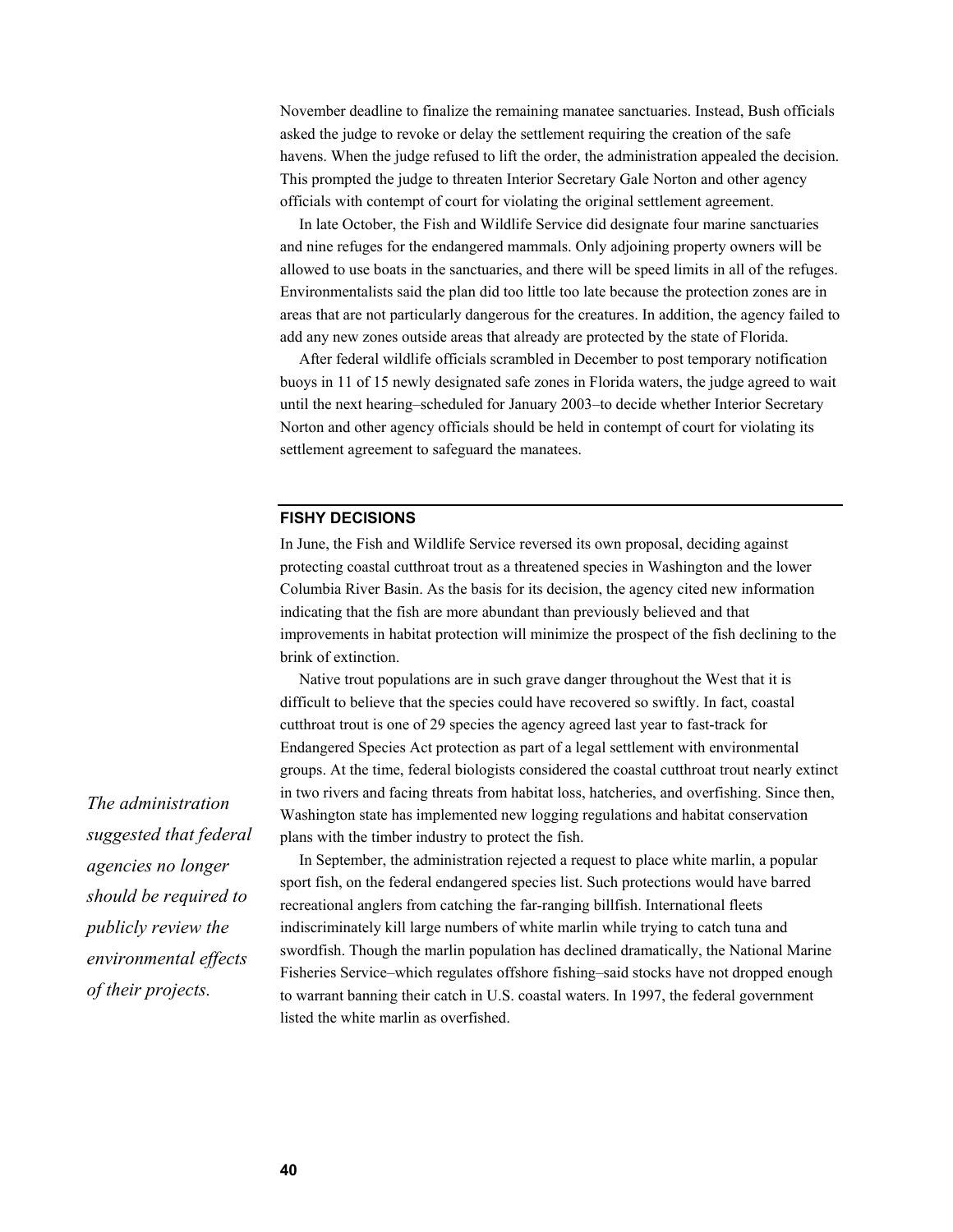November deadline to finalize the remaining manatee sanctuaries. Instead, Bush officials asked the judge to revoke or delay the settlement requiring the creation of the safe havens. When the judge refused to lift the order, the administration appealed the decision. This prompted the judge to threaten Interior Secretary Gale Norton and other agency officials with contempt of court for violating the original settlement agreement.

In late October, the Fish and Wildlife Service did designate four marine sanctuaries and nine refuges for the endangered mammals. Only adjoining property owners will be allowed to use boats in the sanctuaries, and there will be speed limits in all of the refuges. Environmentalists said the plan did too little too late because the protection zones are in areas that are not particularly dangerous for the creatures. In addition, the agency failed to add any new zones outside areas that already are protected by the state of Florida.

After federal wildlife officials scrambled in December to post temporary notification buoys in 11 of 15 newly designated safe zones in Florida waters, the judge agreed to wait until the next hearing–scheduled for January 2003–to decide whether Interior Secretary Norton and other agency officials should be held in contempt of court for violating its settlement agreement to safeguard the manatees.

## FISHY DECISIONS

In June, the Fish and Wildlife Service reversed its own proposal, deciding against protecting coastal cutthroat trout as a threatened species in Washington and the lower Columbia River Basin. As the basis for its decision, the agency cited new information indicating that the fish are more abundant than previously believed and that improvements in habitat protection will minimize the prospect of the fish declining to the brink of extinction.

Native trout populations are in such grave danger throughout the West that it is difficult to believe that the species could have recovered so swiftly. In fact, coastal cutthroat trout is one of 29 species the agency agreed last year to fast-track for Endangered Species Act protection as part of a legal settlement with environmental groups. At the time, federal biologists considered the coastal cutthroat trout nearly extinct in two rivers and facing threats from habitat loss, hatcheries, and overfishing. Since then, Washington state has implemented new logging regulations and habitat conservation plans with the timber industry to protect the fish.

*The administration suggested that federal agencies no longer should be required to publicly review the environmental effects of their projects.*

In September, the administration rejected a request to place white marlin, a popular sport fish, on the federal endangered species list. Such protections would have barred recreational anglers from catching the far-ranging billfish. International fleets indiscriminately kill large numbers of white marlin while trying to catch tuna and swordfish. Though the marlin population has declined dramatically, the National Marine Fisheries Service–which regulates offshore fishing–said stocks have not dropped enough to warrant banning their catch in U.S. coastal waters. In 1997, the federal government listed the white marlin as overfished.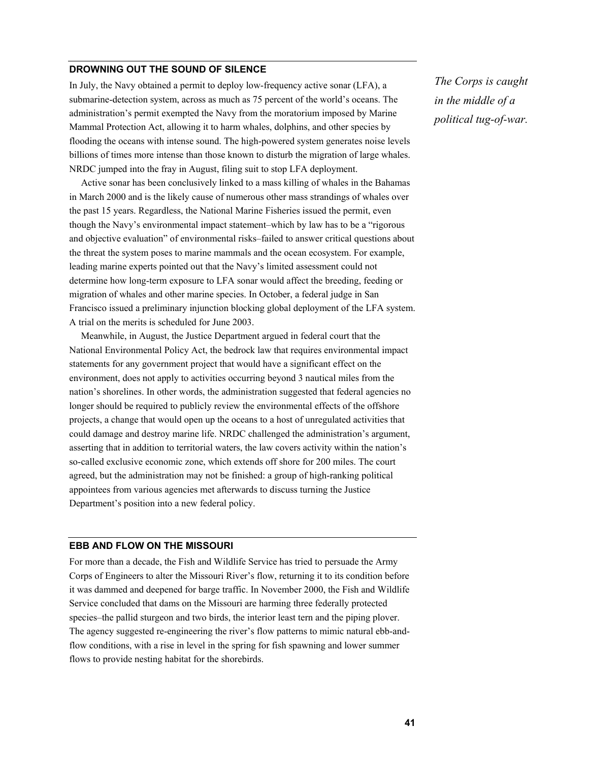## DROWNING OUT THE SOUND OF SILENCE

In July, the Navy obtained a permit to deploy low-frequency active sonar (LFA), a submarine-detection system, across as much as 75 percent of the world's oceans. The administration's permit exempted the Navy from the moratorium imposed by Marine Mammal Protection Act, allowing it to harm whales, dolphins, and other species by flooding the oceans with intense sound. The high-powered system generates noise levels billions of times more intense than those known to disturb the migration of large whales. NRDC jumped into the fray in August, filing suit to stop LFA deployment.

Active sonar has been conclusively linked to a mass killing of whales in the Bahamas in March 2000 and is the likely cause of numerous other mass strandings of whales over the past 15 years. Regardless, the National Marine Fisheries issued the permit, even though the Navy's environmental impact statement–which by law has to be a "rigorous and objective evaluation" of environmental risks–failed to answer critical questions about the threat the system poses to marine mammals and the ocean ecosystem. For example, leading marine experts pointed out that the Navy's limited assessment could not determine how long-term exposure to LFA sonar would affect the breeding, feeding or migration of whales and other marine species. In October, a federal judge in San Francisco issued a preliminary injunction blocking global deployment of the LFA system. A trial on the merits is scheduled for June 2003.

Meanwhile, in August, the Justice Department argued in federal court that the National Environmental Policy Act, the bedrock law that requires environmental impact statements for any government project that would have a significant effect on the environment, does not apply to activities occurring beyond 3 nautical miles from the nation's shorelines. In other words, the administration suggested that federal agencies no longer should be required to publicly review the environmental effects of the offshore projects, a change that would open up the oceans to a host of unregulated activities that could damage and destroy marine life. NRDC challenged the administration's argument, asserting that in addition to territorial waters, the law covers activity within the nation's so-called exclusive economic zone, which extends off shore for 200 miles. The court agreed, but the administration may not be finished: a group of high-ranking political appointees from various agencies met afterwards to discuss turning the Justice Department's position into a new federal policy.

## EBB AND FLOW ON THE MISSOURI

*The Corps is caught in the middle of a political tug-of-war.*

For more than a decade, the Fish and Wildlife Service has tried to persuade the Army Corps of Engineers to alter the Missouri River's flow, returning it to its condition before it was dammed and deepened for barge traffic. In November 2000, the Fish and Wildlife Service concluded that dams on the Missouri are harming three federally protected species–the pallid sturgeon and two birds, the interior least tern and the piping plover. The agency suggested re-engineering the river's flow patterns to mimic natural ebb-and-flow conditions, with a rise in level in the spring for fish spawning and lower summer flows to provide nesting habitat for the shorebirds.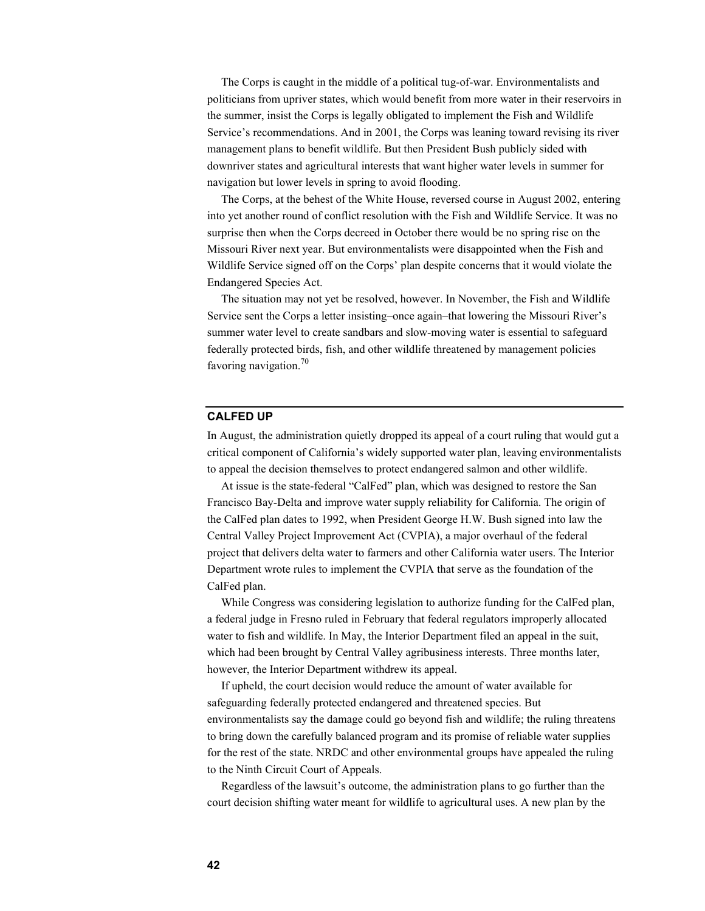The Corps is caught in the middle of a political tug-of-war. Environmentalists and politicians from upriver states, which would benefit from more water in their reservoirs in the summer, insist the Corps is legally obligated to implement the Fish and Wildlife Service's recommendations. And in 2001, the Corps was leaning toward revising its river management plans to benefit wildlife. But then President Bush publicly sided with downriver states and agricultural interests that want higher water levels in summer for navigation but lower levels in spring to avoid flooding.

The Corps, at the behest of the White House, reversed course in August 2002, entering into yet another round of conflict resolution with the Fish and Wildlife Service. It was no surprise then when the Corps decreed in October there would be no spring rise on the Missouri River next year. But environmentalists were disappointed when the Fish and Wildlife Service signed off on the Corps' plan despite concerns that it would violate the Endangered Species Act.

The situation may not yet be resolved, however. In November, the Fish and Wildlife Service sent the Corps a letter insisting–once again–that lowering the Missouri River's summer water level to create sandbars and slow-moving water is essential to safeguard federally protected birds, fish, and other wildlife threatened by management policies favoring navigation.[70]

## CALFED UP

In August, the administration quietly dropped its appeal of a court ruling that would gut a critical component of California's widely supported water plan, leaving environmentalists to appeal the decision themselves to protect endangered salmon and other wildlife.

At issue is the state-federal "CalFed" plan, which was designed to restore the San Francisco Bay-Delta and improve water supply reliability for California. The origin of the CalFed plan dates to 1992, when President George H.W. Bush signed into law the Central Valley Project Improvement Act (CVPIA), a major overhaul of the federal project that delivers delta water to farmers and other California water users. The Interior Department wrote rules to implement the CVPIA that serve as the foundation of the CalFed plan.

While Congress was considering legislation to authorize funding for the CalFed plan, a federal judge in Fresno ruled in February that federal regulators improperly allocated water to fish and wildlife. In May, the Interior Department filed an appeal in the suit, which had been brought by Central Valley agribusiness interests. Three months later, however, the Interior Department withdrew its appeal.

If upheld, the court decision would reduce the amount of water available for safeguarding federally protected endangered and threatened species. But environmentalists say the damage could go beyond fish and wildlife; the ruling threatens to bring down the carefully balanced program and its promise of reliable water supplies for the rest of the state. NRDC and other environmental groups have appealed the ruling to the Ninth Circuit Court of Appeals.

Regardless of the lawsuit's outcome, the administration plans to go further than the court decision shifting water meant for wildlife to agricultural uses. A new plan by the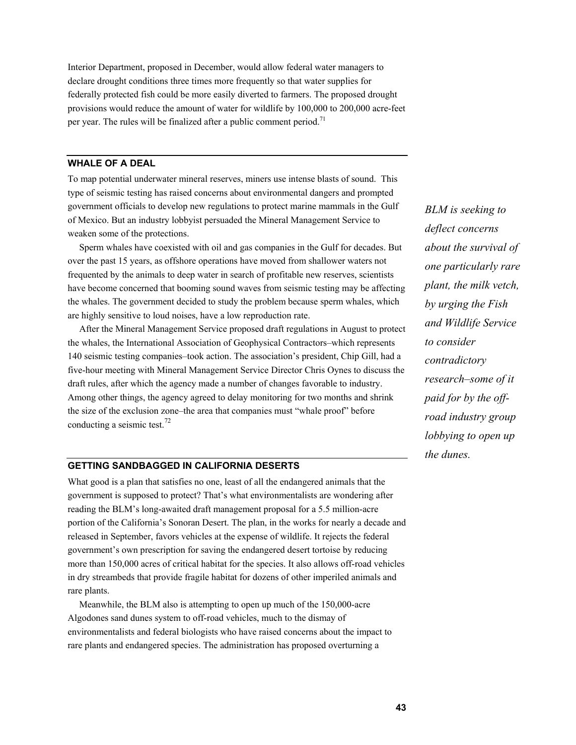Interior Department, proposed in December, would allow federal water managers to declare drought conditions three times more frequently so that water supplies for federally protected fish could be more easily diverted to farmers. The proposed drought provisions would reduce the amount of water for wildlife by 100,000 to 200,000 acre-feet per year. The rules will be finalized after a public comment period.[71]

### WHALE OF A DEAL

To map potential underwater mineral reserves, miners use intense blasts of sound. This type of seismic testing has raised concerns about environmental dangers and prompted government officials to develop new regulations to protect marine mammals in the Gulf of Mexico. But an industry lobbyist persuaded the Mineral Management Service to weaken some of the protections.

Sperm whales have coexisted with oil and gas companies in the Gulf for decades. But over the past 15 years, as offshore operations have moved from shallower waters not frequented by the animals to deep water in search of profitable new reserves, scientists have become concerned that booming sound waves from seismic testing may be affecting the whales. The government decided to study the problem because sperm whales, which are highly sensitive to loud noises, have a low reproduction rate.

After the Mineral Management Service proposed draft regulations in August to protect the whales, the International Association of Geophysical Contractors–which represents 140 seismic testing companies–took action. The association's president, Chip Gill, had a five-hour meeting with Mineral Management Service Director Chris Oynes to discuss the draft rules, after which the agency made a number of changes favorable to industry. Among other things, the agency agreed to delay monitoring for two months and shrink the size of the exclusion zone–the area that companies must "whale proof" before conducting a seismic test.[72]

### GETTING SANDBAGGED IN CALIFORNIA DESERTS

What good is a plan that satisfies no one, least of all the endangered animals that the government is supposed to protect? That's what environmentalists are wondering after reading the BLM's long-awaited draft management proposal for a 5.5 million-acre portion of the California's Sonoran Desert. The plan, in the works for nearly a decade and released in September, favors vehicles at the expense of wildlife. It rejects the federal government's own prescription for saving the endangered desert tortoise by reducing more than 150,000 acres of critical habitat for the species. It also allows off-road vehicles in dry streambeds that provide fragile habitat for dozens of other imperiled animals and rare plants.

Meanwhile, the BLM also is attempting to open up much of the 150,000-acre Algodones sand dunes system to off-road vehicles, much to the dismay of environmentalists and federal biologists who have raised concerns about the impact to rare plants and endangered species. The administration has proposed overturning a

*BLM is seeking to deflect concerns about the survival of one particularly rare plant, the milk vetch, by urging the Fish and Wildlife Service to consider contradictory research–some of it paid for by the off-road industry group lobbying to open up the dunes.*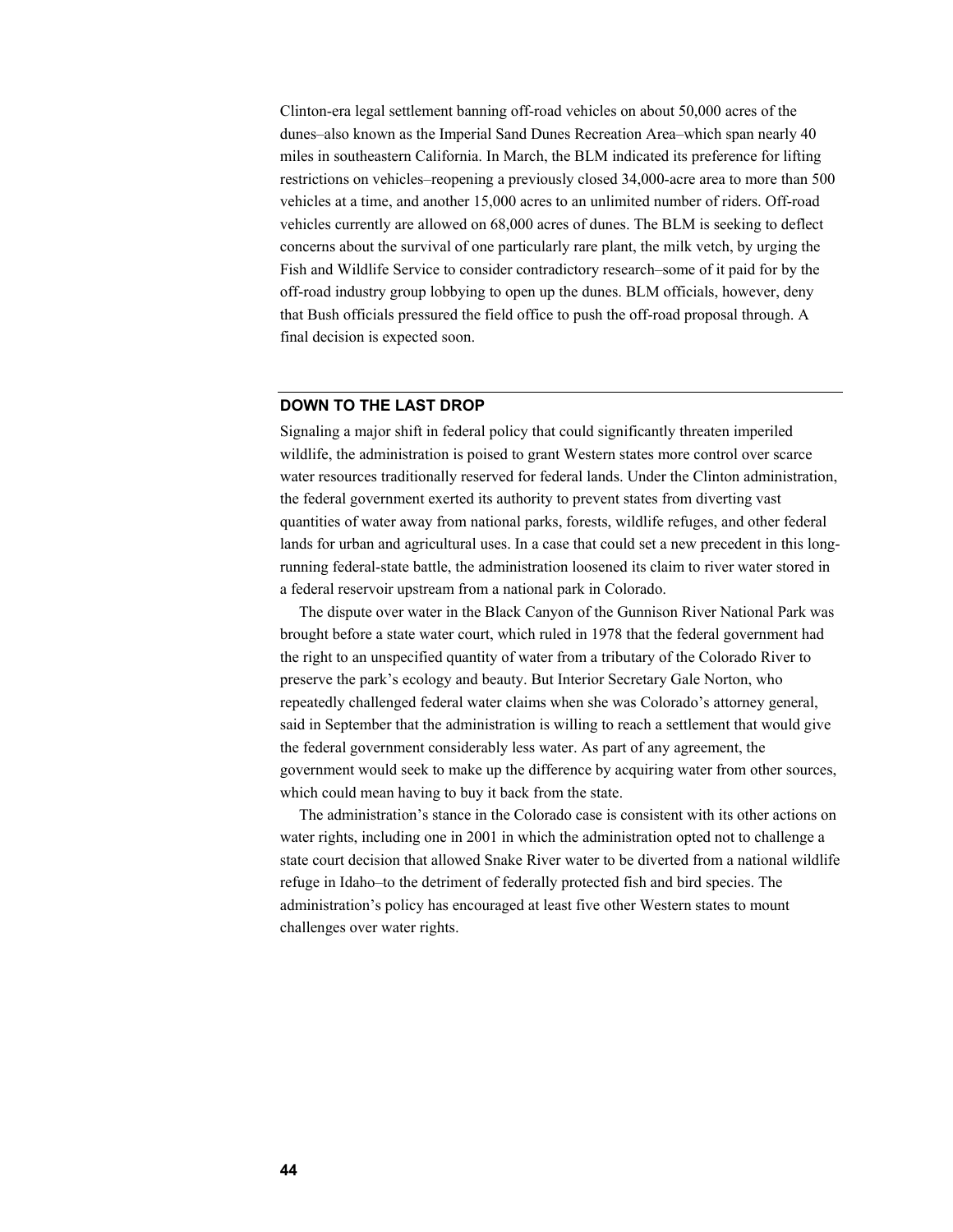Clinton-era legal settlement banning off-road vehicles on about 50,000 acres of the dunes–also known as the Imperial Sand Dunes Recreation Area–which span nearly 40 miles in southeastern California. In March, the BLM indicated its preference for lifting restrictions on vehicles–reopening a previously closed 34,000-acre area to more than 500 vehicles at a time, and another 15,000 acres to an unlimited number of riders. Off-road vehicles currently are allowed on 68,000 acres of dunes. The BLM is seeking to deflect concerns about the survival of one particularly rare plant, the milk vetch, by urging the Fish and Wildlife Service to consider contradictory research–some of it paid for by the off-road industry group lobbying to open up the dunes. BLM officials, however, deny that Bush officials pressured the field office to push the off-road proposal through. A final decision is expected soon.

## DOWN TO THE LAST DROP

Signaling a major shift in federal policy that could significantly threaten imperiled wildlife, the administration is poised to grant Western states more control over scarce water resources traditionally reserved for federal lands. Under the Clinton administration, the federal government exerted its authority to prevent states from diverting vast quantities of water away from national parks, forests, wildlife refuges, and other federal lands for urban and agricultural uses. In a case that could set a new precedent in this long-running federal-state battle, the administration loosened its claim to river water stored in a federal reservoir upstream from a national park in Colorado.

The dispute over water in the Black Canyon of the Gunnison River National Park was brought before a state water court, which ruled in 1978 that the federal government had the right to an unspecified quantity of water from a tributary of the Colorado River to preserve the park's ecology and beauty. But Interior Secretary Gale Norton, who repeatedly challenged federal water claims when she was Colorado's attorney general, said in September that the administration is willing to reach a settlement that would give the federal government considerably less water. As part of any agreement, the government would seek to make up the difference by acquiring water from other sources, which could mean having to buy it back from the state.

The administration's stance in the Colorado case is consistent with its other actions on water rights, including one in 2001 in which the administration opted not to challenge a state court decision that allowed Snake River water to be diverted from a national wildlife refuge in Idaho–to the detriment of federally protected fish and bird species. The administration's policy has encouraged at least five other Western states to mount challenges over water rights.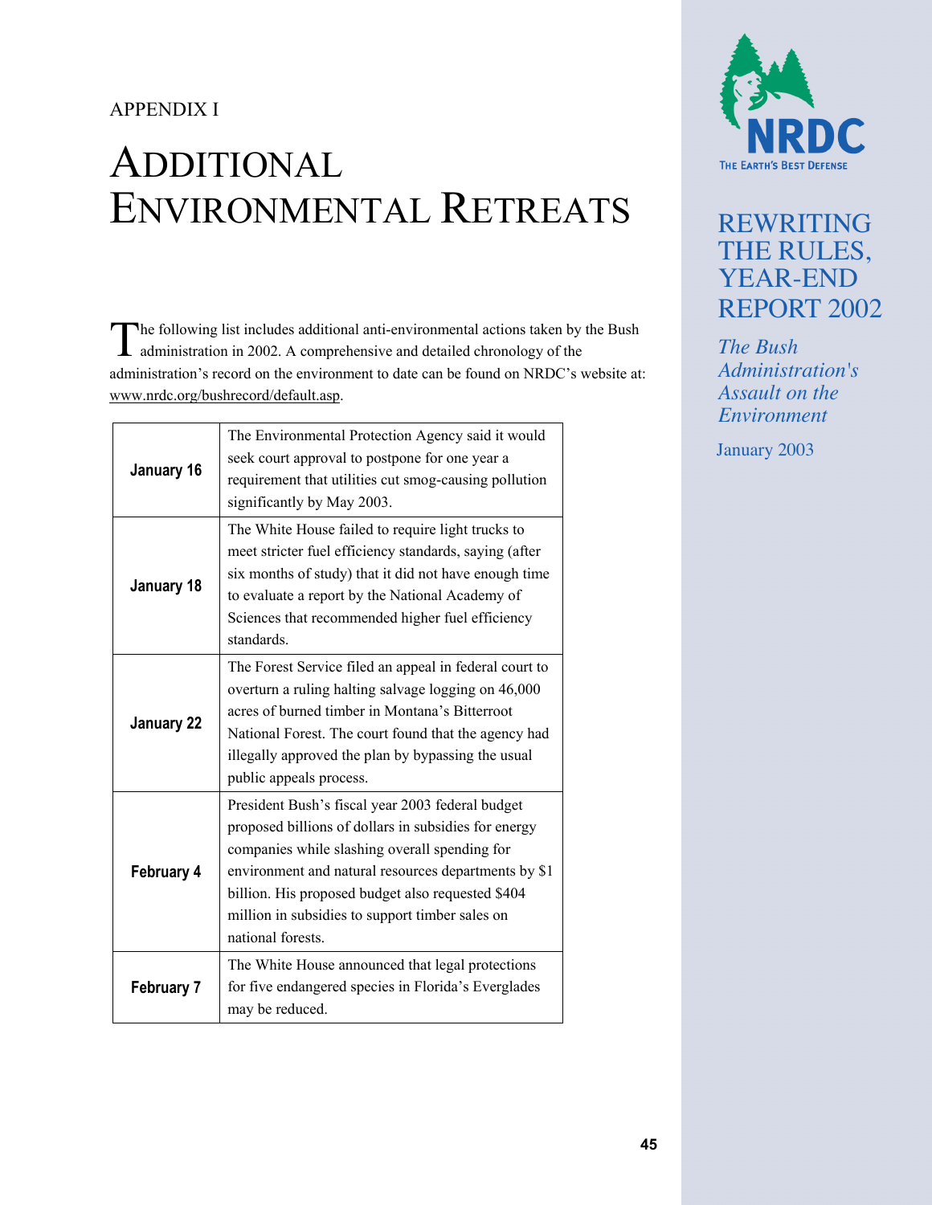APPENDIX I

# Additional Environmental Retreats

The following list includes additional anti-environmental actions taken by the Bush administration in 2002. A comprehensive and detailed chronology of the administration's record on the environment to date can be found on NRDC's website at: www.nrdc.org/bushrecord/default.asp.

| | |
|---|---|
| **January 16** | The Environmental Protection Agency said it would seek court approval to postpone for one year a requirement that utilities cut smog-causing pollution significantly by May 2003. |
| **January 18** | The White House failed to require light trucks to meet stricter fuel efficiency standards, saying (after six months of study) that it did not have enough time to evaluate a report by the National Academy of Sciences that recommended higher fuel efficiency standards. |
| **January 22** | The Forest Service filed an appeal in federal court to overturn a ruling halting salvage logging on 46,000 acres of burned timber in Montana's Bitterroot National Forest. The court found that the agency had illegally approved the plan by bypassing the usual public appeals process. |
| **February 4** | President Bush's fiscal year 2003 federal budget proposed billions of dollars in subsidies for energy companies while slashing overall spending for environment and natural resources departments by $1 billion. His proposed budget also requested $404 million in subsidies to support timber sales on national forests. |
| **February 7** | The White House announced that legal protections for five endangered species in Florida's Everglades may be reduced. |

NRDC
THE EARTH'S BEST DEFENSE

REWRITING THE RULES, YEAR-END REPORT 2002

*The Bush Administration's Assault on the Environment*

January 2003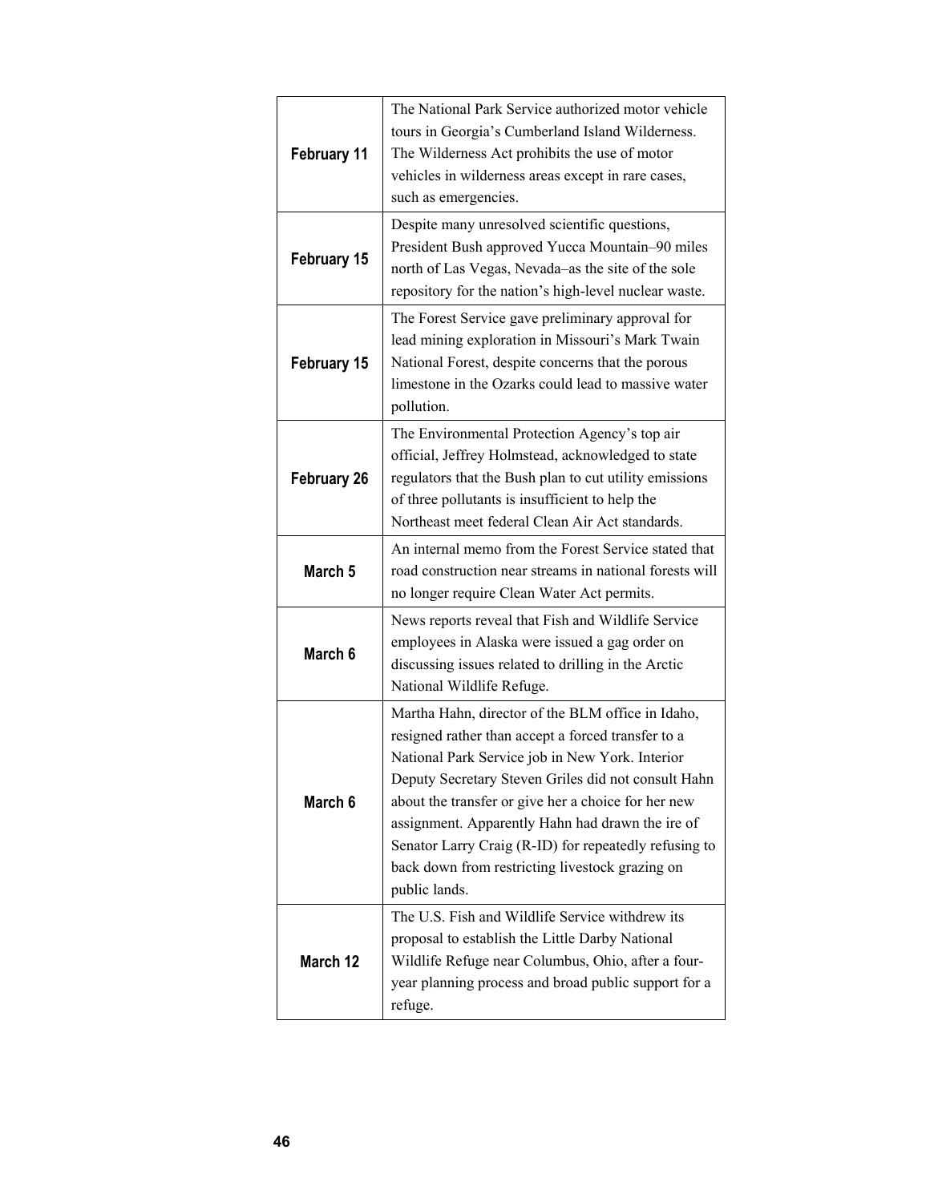| | |
|---|---|
| **February 11** | The National Park Service authorized motor vehicle tours in Georgia's Cumberland Island Wilderness. The Wilderness Act prohibits the use of motor vehicles in wilderness areas except in rare cases, such as emergencies. |
| **February 15** | Despite many unresolved scientific questions, President Bush approved Yucca Mountain–90 miles north of Las Vegas, Nevada–as the site of the sole repository for the nation's high-level nuclear waste. |
| **February 15** | The Forest Service gave preliminary approval for lead mining exploration in Missouri's Mark Twain National Forest, despite concerns that the porous limestone in the Ozarks could lead to massive water pollution. |
| **February 26** | The Environmental Protection Agency's top air official, Jeffrey Holmstead, acknowledged to state regulators that the Bush plan to cut utility emissions of three pollutants is insufficient to help the Northeast meet federal Clean Air Act standards. |
| **March 5** | An internal memo from the Forest Service stated that road construction near streams in national forests will no longer require Clean Water Act permits. |
| **March 6** | News reports reveal that Fish and Wildlife Service employees in Alaska were issued a gag order on discussing issues related to drilling in the Arctic National Wildlife Refuge. |
| **March 6** | Martha Hahn, director of the BLM office in Idaho, resigned rather than accept a forced transfer to a National Park Service job in New York. Interior Deputy Secretary Steven Griles did not consult Hahn about the transfer or give her a choice for her new assignment. Apparently Hahn had drawn the ire of Senator Larry Craig (R-ID) for repeatedly refusing to back down from restricting livestock grazing on public lands. |
| **March 12** | The U.S. Fish and Wildlife Service withdrew its proposal to establish the Little Darby National Wildlife Refuge near Columbus, Ohio, after a four-year planning process and broad public support for a refuge. |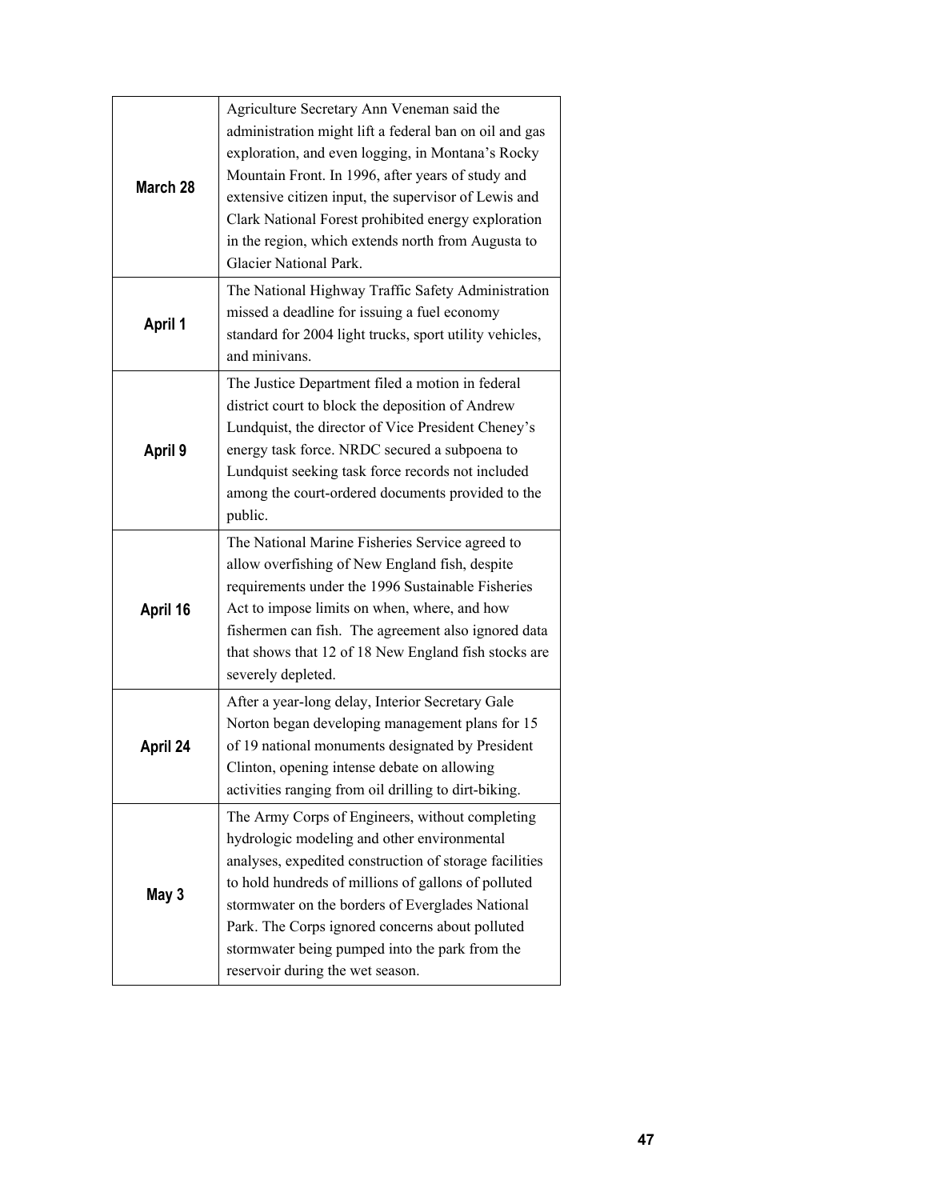| | |
|---|---|
| **March 28** | Agriculture Secretary Ann Veneman said the administration might lift a federal ban on oil and gas exploration, and even logging, in Montana's Rocky Mountain Front. In 1996, after years of study and extensive citizen input, the supervisor of Lewis and Clark National Forest prohibited energy exploration in the region, which extends north from Augusta to Glacier National Park. |
| **April 1** | The National Highway Traffic Safety Administration missed a deadline for issuing a fuel economy standard for 2004 light trucks, sport utility vehicles, and minivans. |
| **April 9** | The Justice Department filed a motion in federal district court to block the deposition of Andrew Lundquist, the director of Vice President Cheney's energy task force. NRDC secured a subpoena to Lundquist seeking task force records not included among the court-ordered documents provided to the public. |
| **April 16** | The National Marine Fisheries Service agreed to allow overfishing of New England fish, despite requirements under the 1996 Sustainable Fisheries Act to impose limits on when, where, and how fishermen can fish. The agreement also ignored data that shows that 12 of 18 New England fish stocks are severely depleted. |
| **April 24** | After a year-long delay, Interior Secretary Gale Norton began developing management plans for 15 of 19 national monuments designated by President Clinton, opening intense debate on allowing activities ranging from oil drilling to dirt-biking. |
| **May 3** | The Army Corps of Engineers, without completing hydrologic modeling and other environmental analyses, expedited construction of storage facilities to hold hundreds of millions of gallons of polluted stormwater on the borders of Everglades National Park. The Corps ignored concerns about polluted stormwater being pumped into the park from the reservoir during the wet season. |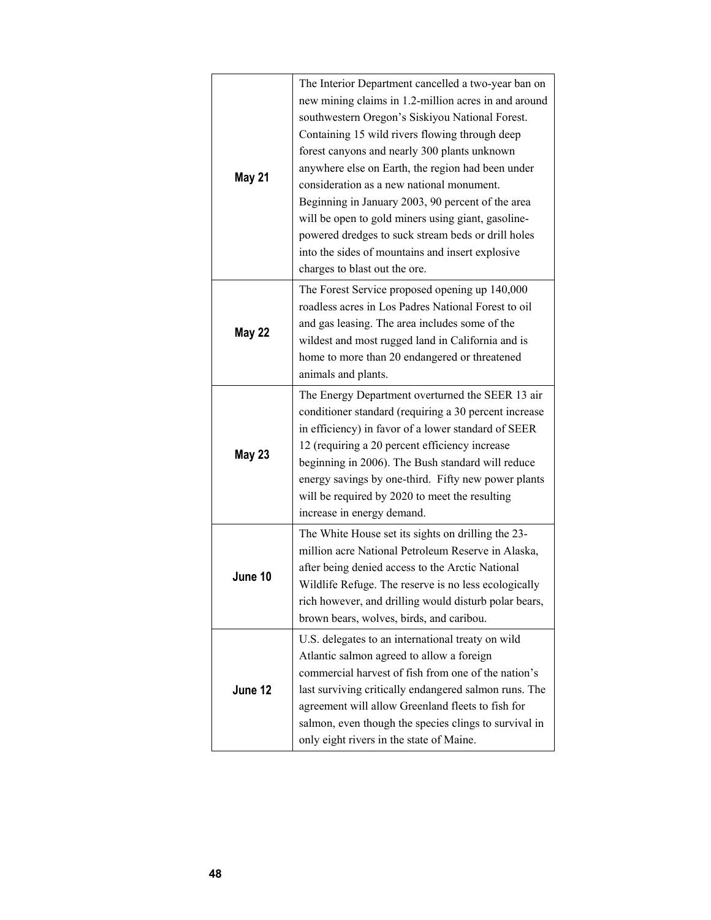| | |
|---|---|
| **May 21** | The Interior Department cancelled a two-year ban on new mining claims in 1.2-million acres in and around southwestern Oregon's Siskiyou National Forest. Containing 15 wild rivers flowing through deep forest canyons and nearly 300 plants unknown anywhere else on Earth, the region had been under consideration as a new national monument. Beginning in January 2003, 90 percent of the area will be open to gold miners using giant, gasoline-powered dredges to suck stream beds or drill holes into the sides of mountains and insert explosive charges to blast out the ore. |
| **May 22** | The Forest Service proposed opening up 140,000 roadless acres in Los Padres National Forest to oil and gas leasing. The area includes some of the wildest and most rugged land in California and is home to more than 20 endangered or threatened animals and plants. |
| **May 23** | The Energy Department overturned the SEER 13 air conditioner standard (requiring a 30 percent increase in efficiency) in favor of a lower standard of SEER 12 (requiring a 20 percent efficiency increase beginning in 2006). The Bush standard will reduce energy savings by one-third. Fifty new power plants will be required by 2020 to meet the resulting increase in energy demand. |
| **June 10** | The White House set its sights on drilling the 23-million acre National Petroleum Reserve in Alaska, after being denied access to the Arctic National Wildlife Refuge. The reserve is no less ecologically rich however, and drilling would disturb polar bears, brown bears, wolves, birds, and caribou. |
| **June 12** | U.S. delegates to an international treaty on wild Atlantic salmon agreed to allow a foreign commercial harvest of fish from one of the nation's last surviving critically endangered salmon runs. The agreement will allow Greenland fleets to fish for salmon, even though the species clings to survival in only eight rivers in the state of Maine. |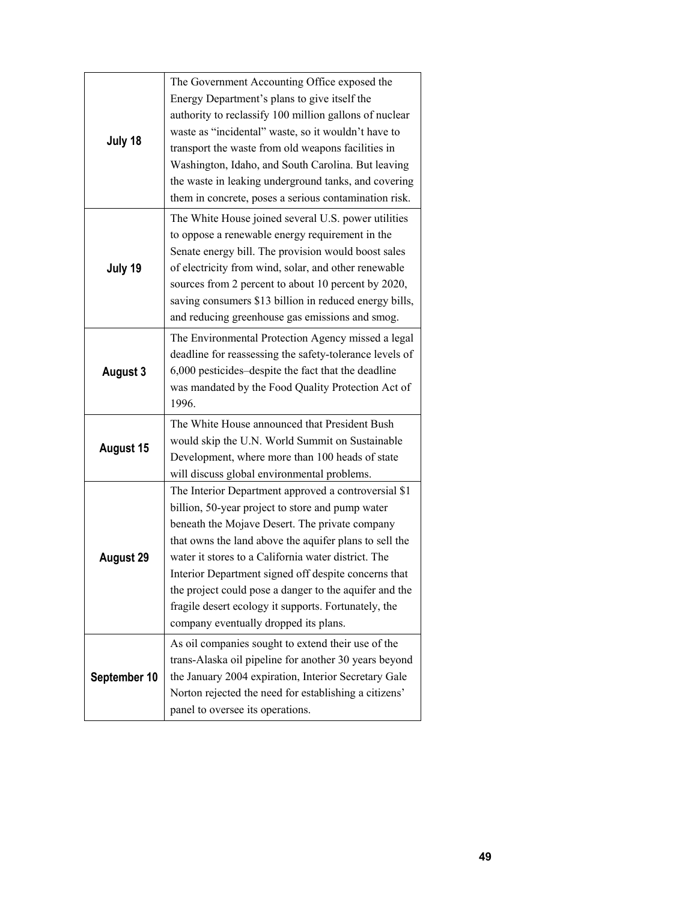| | |
|---|---|
| **July 18** | The Government Accounting Office exposed the Energy Department's plans to give itself the authority to reclassify 100 million gallons of nuclear waste as "incidental" waste, so it wouldn't have to transport the waste from old weapons facilities in Washington, Idaho, and South Carolina. But leaving the waste in leaking underground tanks, and covering them in concrete, poses a serious contamination risk. |
| **July 19** | The White House joined several U.S. power utilities to oppose a renewable energy requirement in the Senate energy bill. The provision would boost sales of electricity from wind, solar, and other renewable sources from 2 percent to about 10 percent by 2020, saving consumers $13 billion in reduced energy bills, and reducing greenhouse gas emissions and smog. |
| **August 3** | The Environmental Protection Agency missed a legal deadline for reassessing the safety-tolerance levels of 6,000 pesticides–despite the fact that the deadline was mandated by the Food Quality Protection Act of 1996. |
| **August 15** | The White House announced that President Bush would skip the U.N. World Summit on Sustainable Development, where more than 100 heads of state will discuss global environmental problems. |
| **August 29** | The Interior Department approved a controversial $1 billion, 50-year project to store and pump water beneath the Mojave Desert. The private company that owns the land above the aquifer plans to sell the water it stores to a California water district. The Interior Department signed off despite concerns that the project could pose a danger to the aquifer and the fragile desert ecology it supports. Fortunately, the company eventually dropped its plans. |
| **September 10** | As oil companies sought to extend their use of the trans-Alaska oil pipeline for another 30 years beyond the January 2004 expiration, Interior Secretary Gale Norton rejected the need for establishing a citizens' panel to oversee its operations. |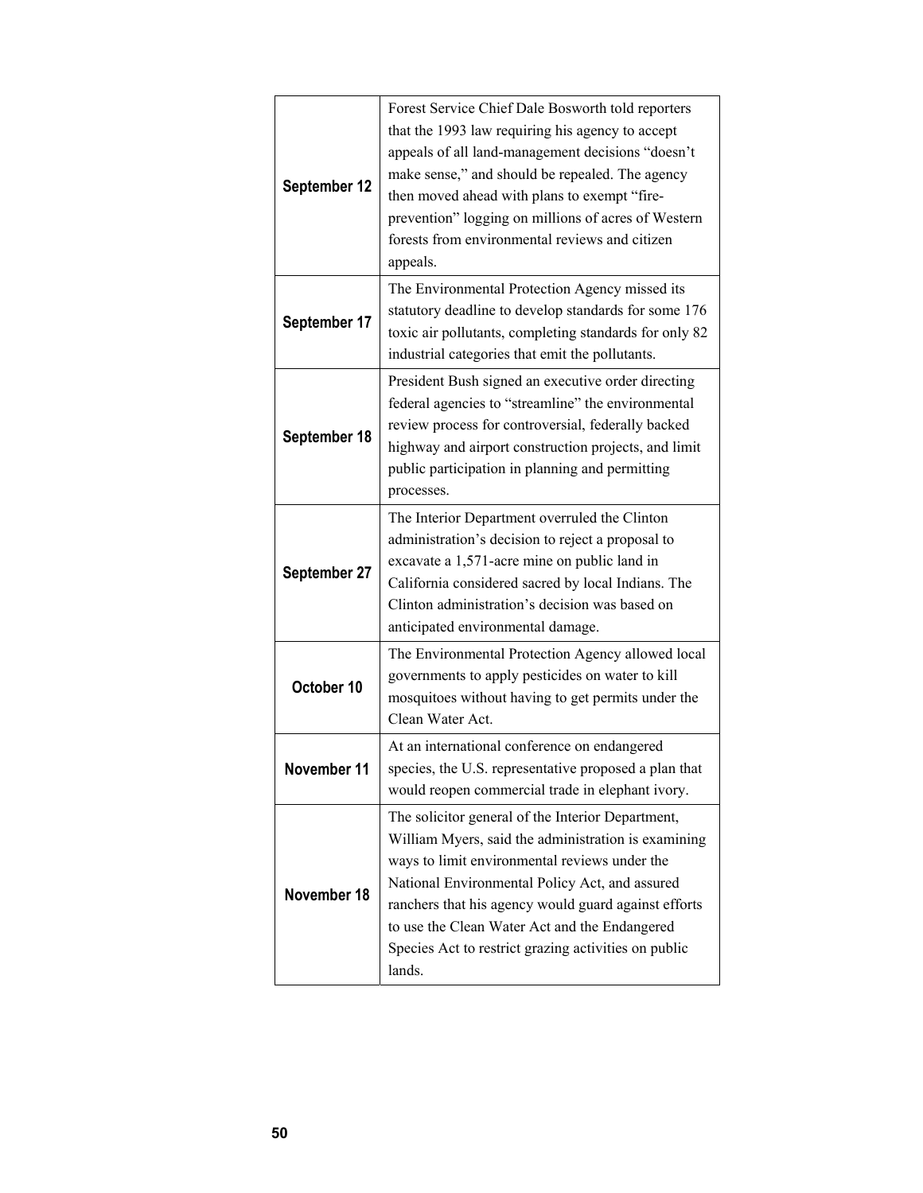| | |
|---|---|
| **September 12** | Forest Service Chief Dale Bosworth told reporters that the 1993 law requiring his agency to accept appeals of all land-management decisions "doesn't make sense," and should be repealed. The agency then moved ahead with plans to exempt "fire-prevention" logging on millions of acres of Western forests from environmental reviews and citizen appeals. |
| **September 17** | The Environmental Protection Agency missed its statutory deadline to develop standards for some 176 toxic air pollutants, completing standards for only 82 industrial categories that emit the pollutants. |
| **September 18** | President Bush signed an executive order directing federal agencies to "streamline" the environmental review process for controversial, federally backed highway and airport construction projects, and limit public participation in planning and permitting processes. |
| **September 27** | The Interior Department overruled the Clinton administration's decision to reject a proposal to excavate a 1,571-acre mine on public land in California considered sacred by local Indians. The Clinton administration's decision was based on anticipated environmental damage. |
| **October 10** | The Environmental Protection Agency allowed local governments to apply pesticides on water to kill mosquitoes without having to get permits under the Clean Water Act. |
| **November 11** | At an international conference on endangered species, the U.S. representative proposed a plan that would reopen commercial trade in elephant ivory. |
| **November 18** | The solicitor general of the Interior Department, William Myers, said the administration is examining ways to limit environmental reviews under the National Environmental Policy Act, and assured ranchers that his agency would guard against efforts to use the Clean Water Act and the Endangered Species Act to restrict grazing activities on public lands. |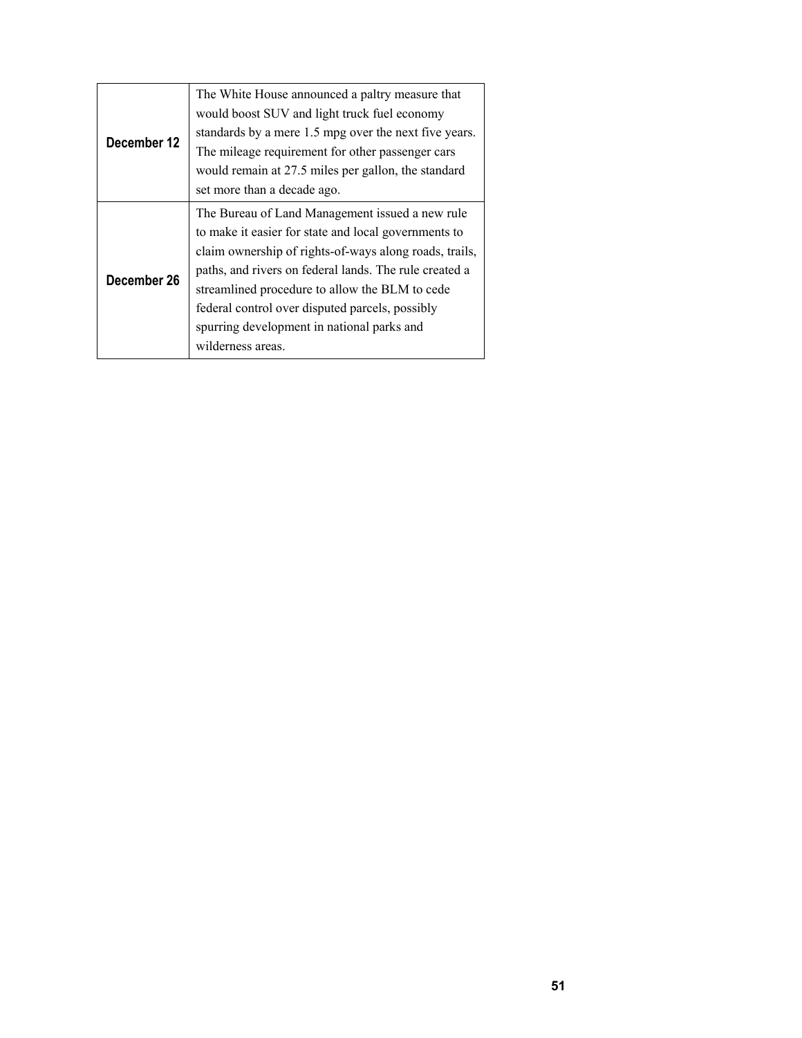| | |
|---|---|
| **December 12** | The White House announced a paltry measure that would boost SUV and light truck fuel economy standards by a mere 1.5 mpg over the next five years. The mileage requirement for other passenger cars would remain at 27.5 miles per gallon, the standard set more than a decade ago. |
| **December 26** | The Bureau of Land Management issued a new rule to make it easier for state and local governments to claim ownership of rights-of-ways along roads, trails, paths, and rivers on federal lands. The rule created a streamlined procedure to allow the BLM to cede federal control over disputed parcels, possibly spurring development in national parks and wilderness areas. |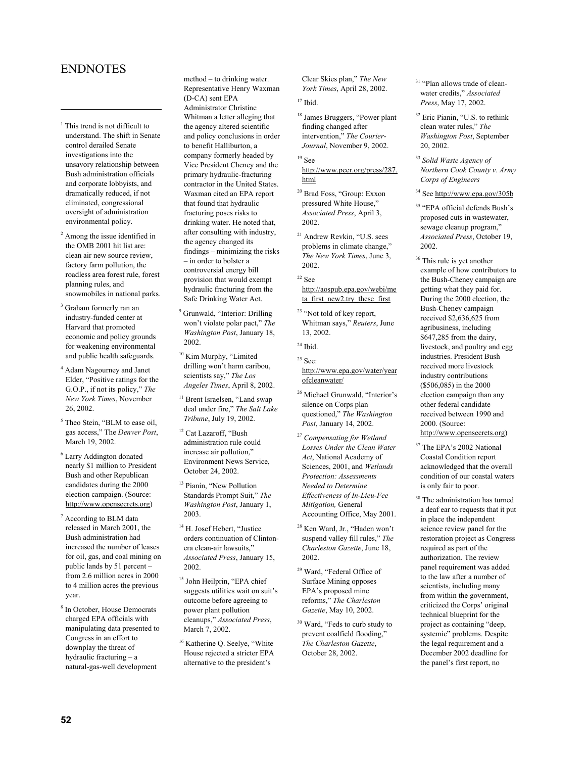# ENDNOTES

[1] This trend is not difficult to understand. The shift in Senate control derailed Senate investigations into the unsavory relationship between Bush administration officials and corporate lobbyists, and dramatically reduced, if not eliminated, congressional oversight of administration environmental policy.

[2] Among the issue identified in the OMB 2001 hit list are: clean air new source review, factory farm pollution, the roadless area forest rule, forest planning rules, and snowmobiles in national parks.

[3] Graham formerly ran an industry-funded center at Harvard that promoted economic and policy grounds for weakening environmental and public health safeguards.

[4] Adam Nagourney and Janet Elder, "Positive ratings for the G.O.P., if not its policy," *The New York Times*, November 26, 2002.

[5] Theo Stein, "BLM to ease oil, gas access," The *Denver Post*, March 19, 2002.

[6] Larry Addington donated nearly $1 million to President Bush and other Republican candidates during the 2000 election campaign. (Source: http://www.opensecrets.org)

[7] According to BLM data released in March 2001, the Bush administration had increased the number of leases for oil, gas, and coal mining on public lands by 51 percent – from 2.6 million acres in 2000 to 4 million acres the previous year.

[8] In October, House Democrats charged EPA officials with manipulating data presented to Congress in an effort to downplay the threat of hydraulic fracturing – a natural-gas-well development method – to drinking water. Representative Henry Waxman (D-CA) sent EPA Administrator Christine Whitman a letter alleging that the agency altered scientific and policy conclusions in order to benefit Halliburton, a company formerly headed by Vice President Cheney and the primary hydraulic-fracturing contractor in the United States. Waxman cited an EPA report that found that hydraulic fracturing poses risks to drinking water. He noted that, after consulting with industry, the agency changed its findings – minimizing the risks – in order to bolster a controversial energy bill provision that would exempt hydraulic fracturing from the Safe Drinking Water Act.

[9] Grunwald, "Interior: Drilling won't violate polar pact," *The Washington Post*, January 18, 2002.

[10] Kim Murphy, "Limited drilling won't harm caribou, scientists say," *The Los Angeles Times*, April 8, 2002.

[11] Brent Israelsen, "Land swap deal under fire," *The Salt Lake Tribune*, July 19, 2002.

[12] Cat Lazaroff, "Bush administration rule could increase air pollution," Environment News Service, October 24, 2002.

[13] Pianin, "New Pollution Standards Prompt Suit," *The Washington Post*, January 1, 2003.

[14] H. Josef Hebert, "Justice orders continuation of Clinton-era clean-air lawsuits," *Associated Press*, January 15, 2002.

[15] John Heilprin, "EPA chief suggests utilities wait on suit's outcome before agreeing to power plant pollution cleanups," *Associated Press*, March 7, 2002.

[16] Katherine Q. Seelye, "White House rejected a stricter EPA alternative to the president's Clear Skies plan," *The New York Times*, April 28, 2002.

[17] Ibid.

[18] James Bruggers, "Power plant finding changed after intervention," *The Courier-Journal*, November 9, 2002.

[19] See http://www.peer.org/press/287.html

[20] Brad Foss, "Group: Exxon pressured White House," *Associated Press*, April 3, 2002.

[21] Andrew Revkin, "U.S. sees problems in climate change," *The New York Times*, June 3, 2002.

[22] See http://aospub.epa.gov/webi/meta_first_new2.try_these_first

[23] "Not told of key report, Whitman says," *Reuters*, June 13, 2002.

[24] Ibid.

[25] See: http://www.epa.gov/water/yearofcleanwater/

[26] Michael Grunwald, "Interior's silence on Corps plan questioned," *The Washington Post*, January 14, 2002.

[27] *Compensating for Wetland Losses Under the Clean Water Act*, National Academy of Sciences, 2001, and *Wetlands Protection: Assessments Needed to Determine Effectiveness of In-Lieu-Fee Mitigation,* General Accounting Office, May 2001.

[28] Ken Ward, Jr., "Haden won't suspend valley fill rules," *The Charleston Gazette*, June 18, 2002.

[29] Ward, "Federal Office of Surface Mining opposes EPA's proposed mine reforms," *The Charleston Gazette*, May 10, 2002.

[30] Ward, "Feds to curb study to prevent coalfield flooding," *The Charleston Gazette*, October 28, 2002.

[31] "Plan allows trade of clean-water credits," *Associated Press*, May 17, 2002.

[32] Eric Pianin, "U.S. to rethink clean water rules," *The Washington Post*, September 20, 2002.

[33] *Solid Waste Agency of Northern Cook County v. Army Corps of Engineers*

[34] See http://www.epa.gov/305b

[35] "EPA official defends Bush's proposed cuts in wastewater, sewage cleanup program," *Associated Press*, October 19, 2002.

[36] This rule is yet another example of how contributors to the Bush-Cheney campaign are getting what they paid for. During the 2000 election, the Bush-Cheney campaign received $2,636,625 from agribusiness, including $647,285 from the dairy, livestock, and poultry and egg industries. President Bush received more livestock industry contributions ($506,085) in the 2000 election campaign than any other federal candidate received between 1990 and 2000. (Source: http://www.opensecrets.org)

[37] The EPA's 2002 National Coastal Condition report acknowledged that the overall condition of our coastal waters is only fair to poor.

[38] The administration has turned a deaf ear to requests that it put in place the independent science review panel for the restoration project as Congress required as part of the authorization. The review panel requirement was added to the law after a number of scientists, including many from within the government, criticized the Corps' original technical blueprint for the project as containing "deep, systemic" problems. Despite the legal requirement and a December 2002 deadline for the panel's first report, no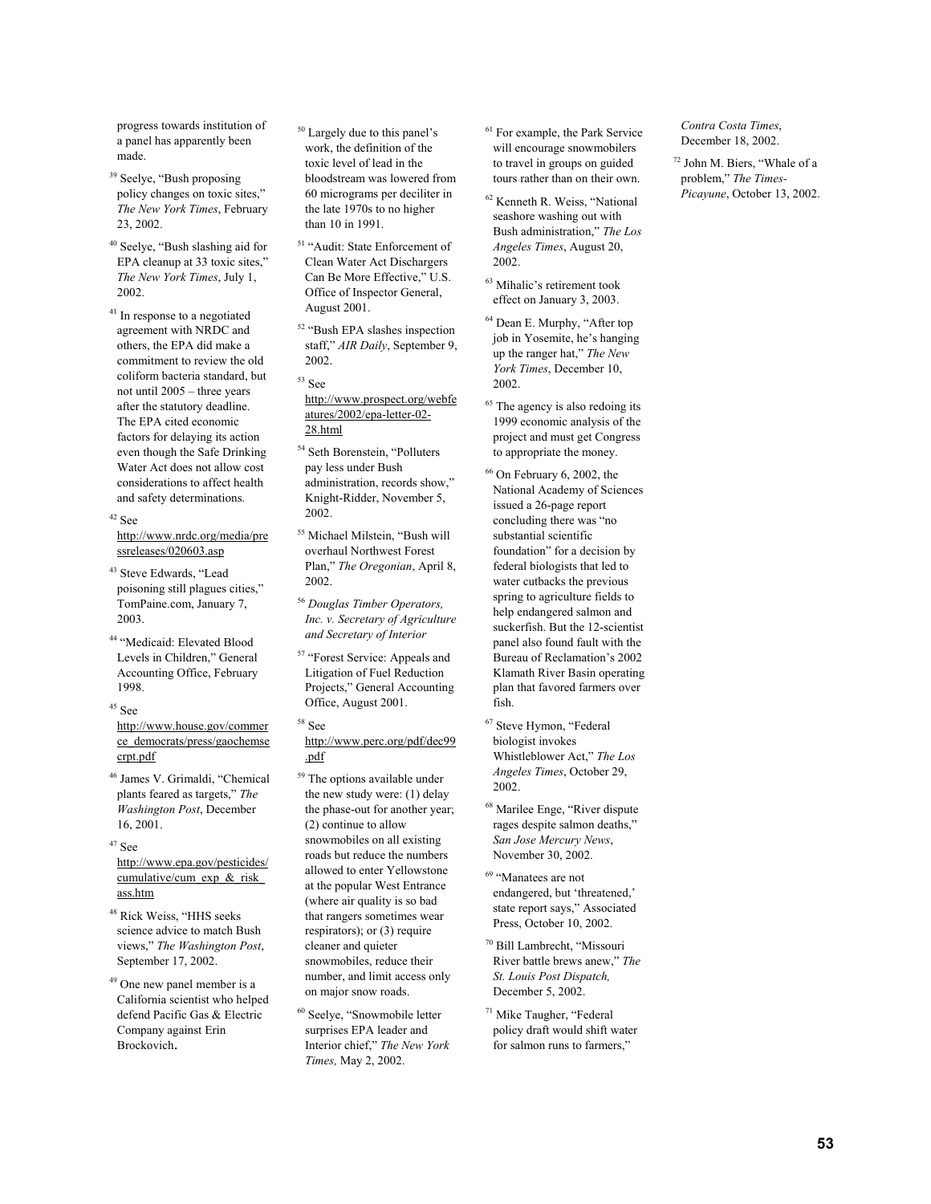progress towards institution of a panel has apparently been made.

[39] Seelye, "Bush proposing policy changes on toxic sites," *The New York Times*, February 23, 2002.

[40] Seelye, "Bush slashing aid for EPA cleanup at 33 toxic sites," *The New York Times*, July 1, 2002.

[41] In response to a negotiated agreement with NRDC and others, the EPA did make a commitment to review the old coliform bacteria standard, but not until 2005 – three years after the statutory deadline. The EPA cited economic factors for delaying its action even though the Safe Drinking Water Act does not allow cost considerations to affect health and safety determinations.

[42] See http://www.nrdc.org/media/pressreleases/020603.asp

[43] Steve Edwards, "Lead poisoning still plagues cities," TomPaine.com, January 7, 2003.

[44] "Medicaid: Elevated Blood Levels in Children," General Accounting Office, February 1998.

[45] See http://www.house.gov/commerce_democrats/press/gaochemsecrpt.pdf

[46] James V. Grimaldi, "Chemical plants feared as targets," *The Washington Post*, December 16, 2001.

[47] See http://www.epa.gov/pesticides/cumulative/cum_exp_&_risk_ass.htm

[48] Rick Weiss, "HHS seeks science advice to match Bush views," *The Washington Post*, September 17, 2002.

[49] One new panel member is a California scientist who helped defend Pacific Gas & Electric Company against Erin Brockovich.

[50] Largely due to this panel's work, the definition of the toxic level of lead in the bloodstream was lowered from 60 micrograms per deciliter in the late 1970s to no higher than 10 in 1991.

[51] "Audit: State Enforcement of Clean Water Act Dischargers Can Be More Effective," U.S. Office of Inspector General, August 2001.

[52] "Bush EPA slashes inspection staff," *AIR Daily*, September 9, 2002.

[53] See http://www.prospect.org/webfeatures/2002/epa-letter-02-28.html

[54] Seth Borenstein, "Polluters pay less under Bush administration, records show," Knight-Ridder, November 5, 2002.

[55] Michael Milstein, "Bush will overhaul Northwest Forest Plan," *The Oregonian*, April 8, 2002.

[56] *Douglas Timber Operators, Inc. v. Secretary of Agriculture and Secretary of Interior*

[57] "Forest Service: Appeals and Litigation of Fuel Reduction Projects," General Accounting Office, August 2001.

[58] See http://www.perc.org/pdf/dec99.pdf

[59] The options available under the new study were: (1) delay the phase-out for another year; (2) continue to allow snowmobiles on all existing roads but reduce the numbers allowed to enter Yellowstone at the popular West Entrance (where air quality is so bad that rangers sometimes wear respirators); or (3) require cleaner and quieter snowmobiles, reduce their number, and limit access only on major snow roads.

[60] Seelye, "Snowmobile letter surprises EPA leader and Interior chief," *The New York Times,* May 2, 2002.

[61] For example, the Park Service will encourage snowmobilers to travel in groups on guided tours rather than on their own.

[62] Kenneth R. Weiss, "National seashore washing out with Bush administration," *The Los Angeles Times*, August 20, 2002.

[63] Mihalic's retirement took effect on January 3, 2003.

[64] Dean E. Murphy, "After top job in Yosemite, he's hanging up the ranger hat," *The New York Times*, December 10, 2002.

[65] The agency is also redoing its 1999 economic analysis of the project and must get Congress to appropriate the money.

[66] On February 6, 2002, the National Academy of Sciences issued a 26-page report concluding there was "no substantial scientific foundation" for a decision by federal biologists that led to water cutbacks the previous spring to agriculture fields to help endangered salmon and suckerfish. But the 12-scientist panel also found fault with the Bureau of Reclamation's 2002 Klamath River Basin operating plan that favored farmers over fish.

[67] Steve Hymon, "Federal biologist invokes Whistleblower Act," *The Los Angeles Times*, October 29, 2002.

[68] Marilee Enge, "River dispute rages despite salmon deaths," *San Jose Mercury News*, November 30, 2002.

[69] "Manatees are not endangered, but 'threatened,' state report says," Associated Press, October 10, 2002.

[70] Bill Lambrecht, "Missouri River battle brews anew," *The St. Louis Post Dispatch,* December 5, 2002.

[71] Mike Taugher, "Federal policy draft would shift water for salmon runs to farmers," *Contra Costa Times*, December 18, 2002.

[72] John M. Biers, "Whale of a problem," *The Times-Picayune*, October 13, 2002.